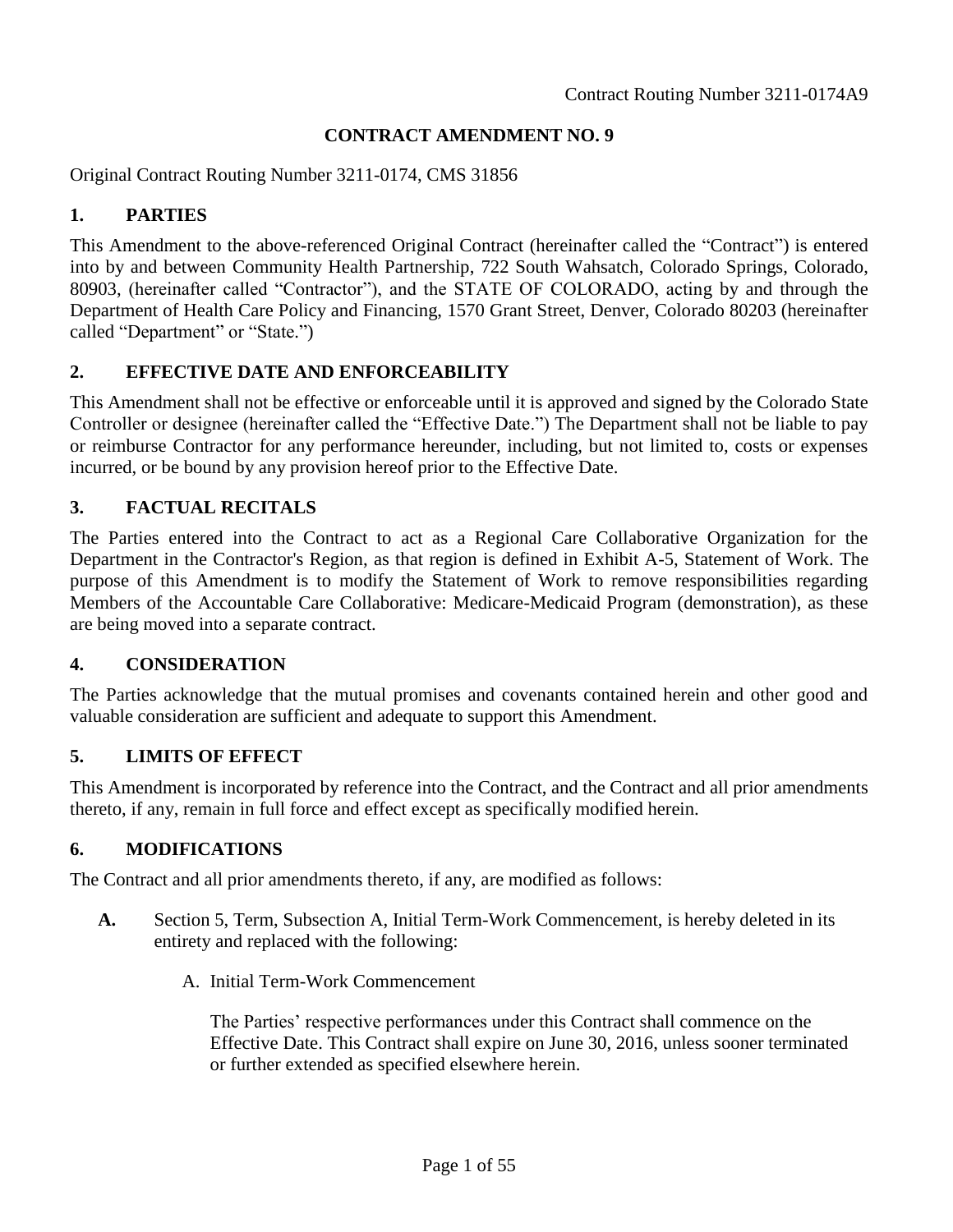Contract Routing Number 3211-0174A9

# CONTRACT AMENDMENT NO. 9

Original Contract Routing Number 3211-0174, CMS 31856

## 1. PARTIES

This Amendment to the above-referenced Original Contract (hereinafter called the "Contract") is entered into by and between Community Health Partnership, 722 South Wahsatch, Colorado Springs, Colorado, 80903, (hereinafter called "Contractor"), and the STATE OF COLORADO, acting by and through the Department of Health Care Policy and Financing, 1570 Grant Street, Denver, Colorado 80203 (hereinafter called "Department" or "State.")

## 2. EFFECTIVE DATE AND ENFORCEABILITY

This Amendment shall not be effective or enforceable until it is approved and signed by the Colorado State Controller or designee (hereinafter called the "Effective Date.") The Department shall not be liable to pay or reimburse Contractor for any performance hereunder, including, but not limited to, costs or expenses incurred, or be bound by any provision hereof prior to the Effective Date.

## 3. FACTUAL RECITALS

The Parties entered into the Contract to act as a Regional Care Collaborative Organization for the Department in the Contractor's Region, as that region is defined in Exhibit A-5, Statement of Work. The purpose of this Amendment is to modify the Statement of Work to remove responsibilities regarding Members of the Accountable Care Collaborative: Medicare-Medicaid Program (demonstration), as these are being moved into a separate contract.

## 4. CONSIDERATION

The Parties acknowledge that the mutual promises and covenants contained herein and other good and valuable consideration are sufficient and adequate to support this Amendment.

## 5. LIMITS OF EFFECT

This Amendment is incorporated by reference into the Contract, and the Contract and all prior amendments thereto, if any, remain in full force and effect except as specifically modified herein.

## 6. MODIFICATIONS

The Contract and all prior amendments thereto, if any, are modified as follows:

**A.** Section 5, Term, Subsection A, Initial Term-Work Commencement, is hereby deleted in its entirety and replaced with the following:

A. Initial Term-Work Commencement

The Parties' respective performances under this Contract shall commence on the Effective Date. This Contract shall expire on June 30, 2016, unless sooner terminated or further extended as specified elsewhere herein.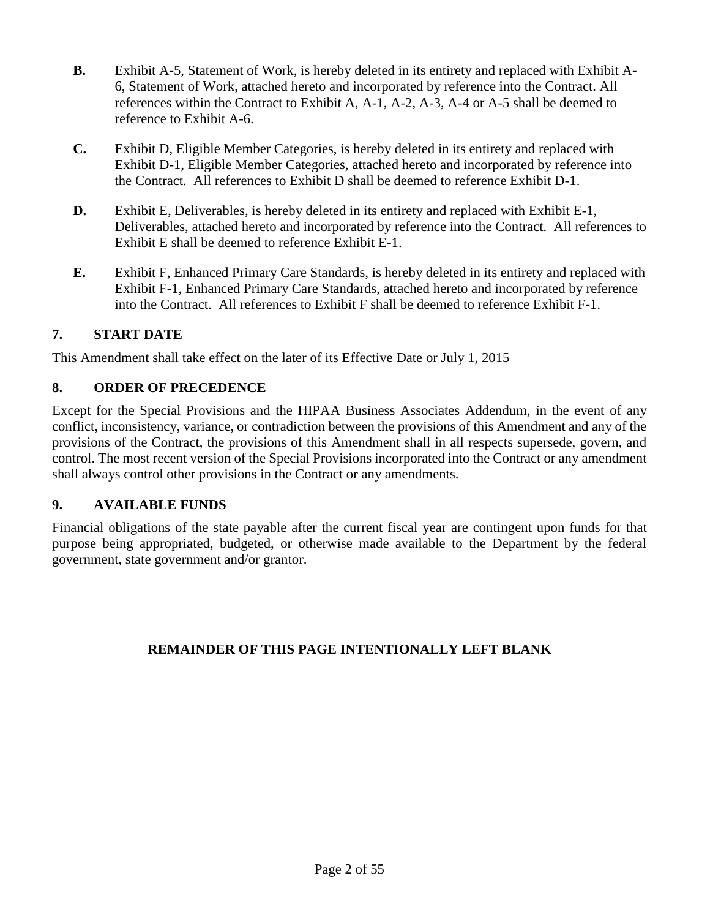**B.** Exhibit A-5, Statement of Work, is hereby deleted in its entirety and replaced with Exhibit A-6, Statement of Work, attached hereto and incorporated by reference into the Contract. All references within the Contract to Exhibit A, A-1, A-2, A-3, A-4 or A-5 shall be deemed to reference to Exhibit A-6.

**C.** Exhibit D, Eligible Member Categories, is hereby deleted in its entirety and replaced with Exhibit D-1, Eligible Member Categories, attached hereto and incorporated by reference into the Contract. All references to Exhibit D shall be deemed to reference Exhibit D-1.

**D.** Exhibit E, Deliverables, is hereby deleted in its entirety and replaced with Exhibit E-1, Deliverables, attached hereto and incorporated by reference into the Contract. All references to Exhibit E shall be deemed to reference Exhibit E-1.

**E.** Exhibit F, Enhanced Primary Care Standards, is hereby deleted in its entirety and replaced with Exhibit F-1, Enhanced Primary Care Standards, attached hereto and incorporated by reference into the Contract. All references to Exhibit F shall be deemed to reference Exhibit F-1.

## 7. START DATE

This Amendment shall take effect on the later of its Effective Date or July 1, 2015

## 8. ORDER OF PRECEDENCE

Except for the Special Provisions and the HIPAA Business Associates Addendum, in the event of any conflict, inconsistency, variance, or contradiction between the provisions of this Amendment and any of the provisions of the Contract, the provisions of this Amendment shall in all respects supersede, govern, and control. The most recent version of the Special Provisions incorporated into the Contract or any amendment shall always control other provisions in the Contract or any amendments.

## 9. AVAILABLE FUNDS

Financial obligations of the state payable after the current fiscal year are contingent upon funds for that purpose being appropriated, budgeted, or otherwise made available to the Department by the federal government, state government and/or grantor.

**REMAINDER OF THIS PAGE INTENTIONALLY LEFT BLANK**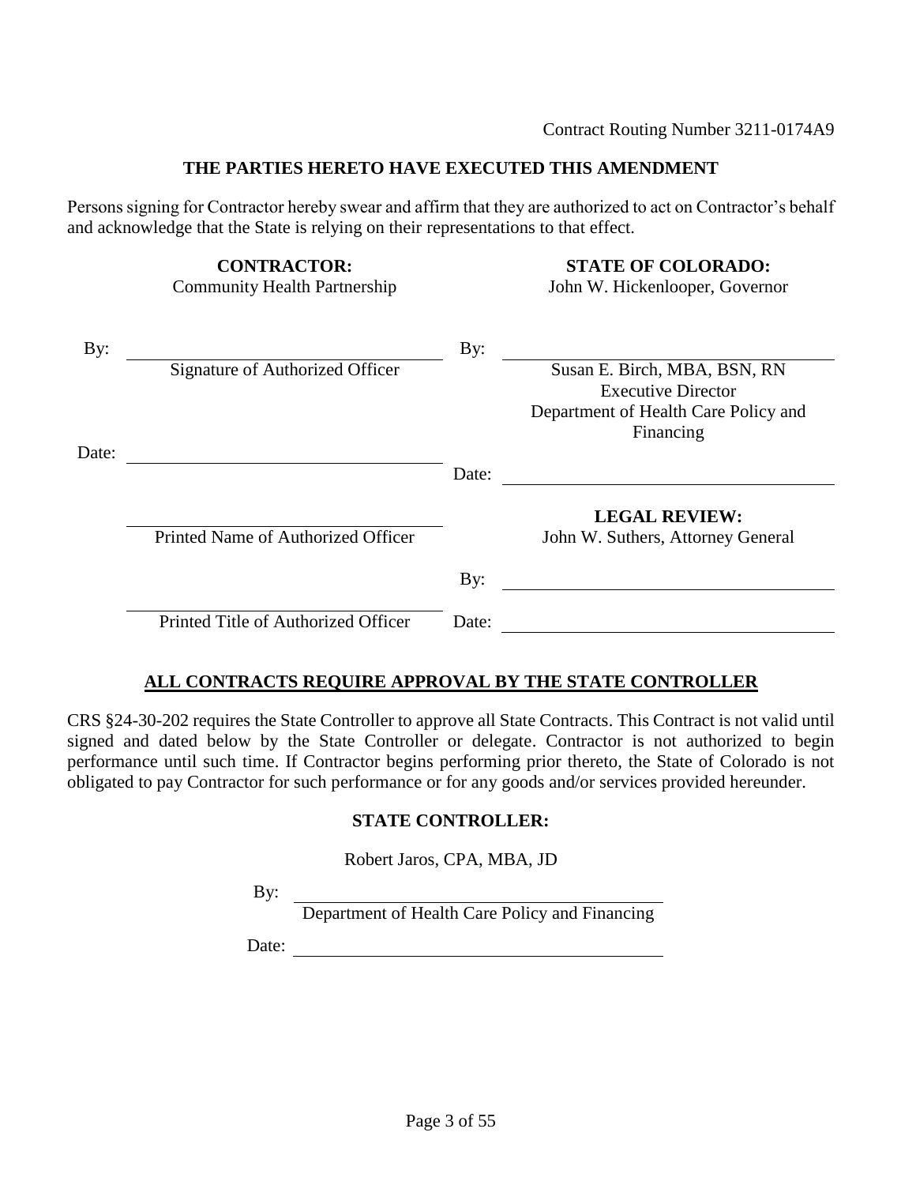Contract Routing Number 3211-0174A9

**THE PARTIES HERETO HAVE EXECUTED THIS AMENDMENT**

Persons signing for Contractor hereby swear and affirm that they are authorized to act on Contractor's behalf and acknowledge that the State is relying on their representations to that effect.

| **CONTRACTOR:**<br>Community Health Partnership | **STATE OF COLORADO:**<br>John W. Hickenlooper, Governor |
|---|---|
| By: ______________________________<br>Signature of Authorized Officer | By: ______________________________<br>Susan E. Birch, MBA, BSN, RN<br>Executive Director<br>Department of Health Care Policy and Financing |
| Date: ______________________________ | Date: ______________________________ |
| ______________________________<br>Printed Name of Authorized Officer | **LEGAL REVIEW:**<br>John W. Suthers, Attorney General |
| | By: ______________________________ |
| ______________________________<br>Printed Title of Authorized Officer | Date: ______________________________ |

**ALL CONTRACTS REQUIRE APPROVAL BY THE STATE CONTROLLER**

CRS §24-30-202 requires the State Controller to approve all State Contracts. This Contract is not valid until signed and dated below by the State Controller or delegate. Contractor is not authorized to begin performance until such time. If Contractor begins performing prior thereto, the State of Colorado is not obligated to pay Contractor for such performance or for any goods and/or services provided hereunder.

**STATE CONTROLLER:**

Robert Jaros, CPA, MBA, JD

By: ______________________________
Department of Health Care Policy and Financing

Date: ______________________________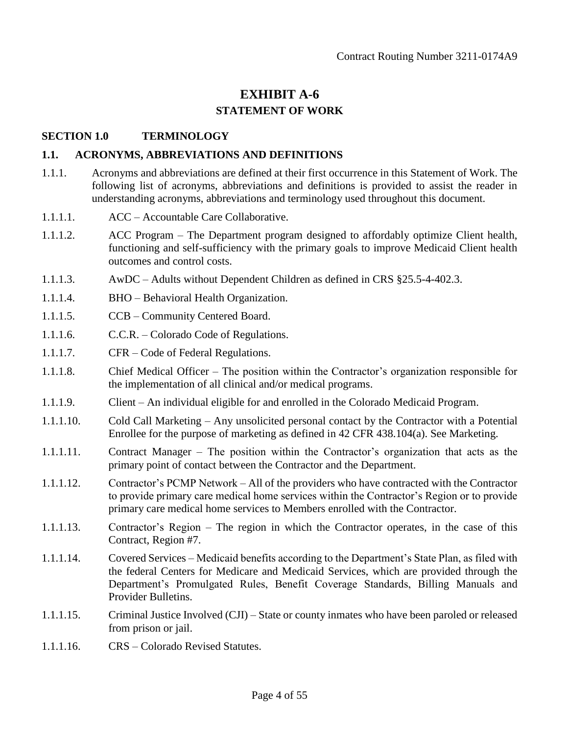Contract Routing Number 3211-0174A9

# EXHIBIT A-6

## STATEMENT OF WORK

### SECTION 1.0 TERMINOLOGY

### 1.1. ACRONYMS, ABBREVIATIONS AND DEFINITIONS

1.1.1. Acronyms and abbreviations are defined at their first occurrence in this Statement of Work. The following list of acronyms, abbreviations and definitions is provided to assist the reader in understanding acronyms, abbreviations and terminology used throughout this document.

1.1.1.1. ACC – Accountable Care Collaborative.

1.1.1.2. ACC Program – The Department program designed to affordably optimize Client health, functioning and self-sufficiency with the primary goals to improve Medicaid Client health outcomes and control costs.

1.1.1.3. AwDC – Adults without Dependent Children as defined in CRS §25.5-4-402.3.

1.1.1.4. BHO – Behavioral Health Organization.

1.1.1.5. CCB – Community Centered Board.

1.1.1.6. C.C.R. – Colorado Code of Regulations.

1.1.1.7. CFR – Code of Federal Regulations.

1.1.1.8. Chief Medical Officer – The position within the Contractor's organization responsible for the implementation of all clinical and/or medical programs.

1.1.1.9. Client – An individual eligible for and enrolled in the Colorado Medicaid Program.

1.1.1.10. Cold Call Marketing – Any unsolicited personal contact by the Contractor with a Potential Enrollee for the purpose of marketing as defined in 42 CFR 438.104(a). See Marketing.

1.1.1.11. Contract Manager – The position within the Contractor's organization that acts as the primary point of contact between the Contractor and the Department.

1.1.1.12. Contractor's PCMP Network – All of the providers who have contracted with the Contractor to provide primary care medical home services within the Contractor's Region or to provide primary care medical home services to Members enrolled with the Contractor.

1.1.1.13. Contractor's Region – The region in which the Contractor operates, in the case of this Contract, Region #7.

1.1.1.14. Covered Services – Medicaid benefits according to the Department's State Plan, as filed with the federal Centers for Medicare and Medicaid Services, which are provided through the Department's Promulgated Rules, Benefit Coverage Standards, Billing Manuals and Provider Bulletins.

1.1.1.15. Criminal Justice Involved (CJI) – State or county inmates who have been paroled or released from prison or jail.

1.1.1.16. CRS – Colorado Revised Statutes.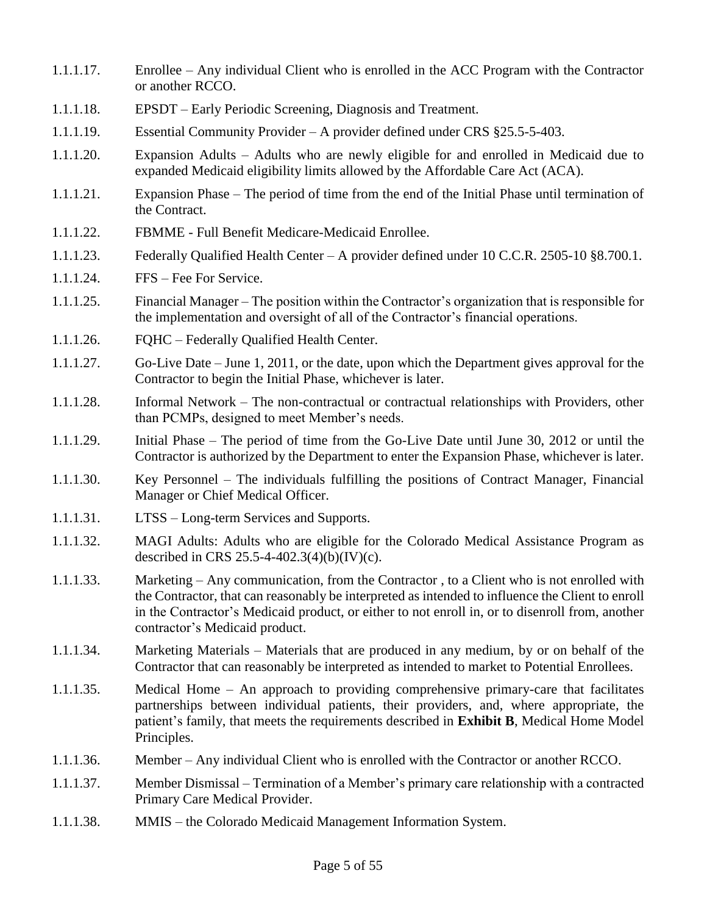1.1.1.17. Enrollee – Any individual Client who is enrolled in the ACC Program with the Contractor or another RCCO.

1.1.1.18. EPSDT – Early Periodic Screening, Diagnosis and Treatment.

1.1.1.19. Essential Community Provider – A provider defined under CRS §25.5-5-403.

1.1.1.20. Expansion Adults – Adults who are newly eligible for and enrolled in Medicaid due to expanded Medicaid eligibility limits allowed by the Affordable Care Act (ACA).

1.1.1.21. Expansion Phase – The period of time from the end of the Initial Phase until termination of the Contract.

1.1.1.22. FBMME - Full Benefit Medicare-Medicaid Enrollee.

1.1.1.23. Federally Qualified Health Center – A provider defined under 10 C.C.R. 2505-10 §8.700.1.

1.1.1.24. FFS – Fee For Service.

1.1.1.25. Financial Manager – The position within the Contractor's organization that is responsible for the implementation and oversight of all of the Contractor's financial operations.

1.1.1.26. FQHC – Federally Qualified Health Center.

1.1.1.27. Go-Live Date – June 1, 2011, or the date, upon which the Department gives approval for the Contractor to begin the Initial Phase, whichever is later.

1.1.1.28. Informal Network – The non-contractual or contractual relationships with Providers, other than PCMPs, designed to meet Member's needs.

1.1.1.29. Initial Phase – The period of time from the Go-Live Date until June 30, 2012 or until the Contractor is authorized by the Department to enter the Expansion Phase, whichever is later.

1.1.1.30. Key Personnel – The individuals fulfilling the positions of Contract Manager, Financial Manager or Chief Medical Officer.

1.1.1.31. LTSS – Long-term Services and Supports.

1.1.1.32. MAGI Adults: Adults who are eligible for the Colorado Medical Assistance Program as described in CRS 25.5-4-402.3(4)(b)(IV)(c).

1.1.1.33. Marketing – Any communication, from the Contractor , to a Client who is not enrolled with the Contractor, that can reasonably be interpreted as intended to influence the Client to enroll in the Contractor's Medicaid product, or either to not enroll in, or to disenroll from, another contractor's Medicaid product.

1.1.1.34. Marketing Materials – Materials that are produced in any medium, by or on behalf of the Contractor that can reasonably be interpreted as intended to market to Potential Enrollees.

1.1.1.35. Medical Home – An approach to providing comprehensive primary-care that facilitates partnerships between individual patients, their providers, and, where appropriate, the patient's family, that meets the requirements described in **Exhibit B**, Medical Home Model Principles.

1.1.1.36. Member – Any individual Client who is enrolled with the Contractor or another RCCO.

1.1.1.37. Member Dismissal – Termination of a Member's primary care relationship with a contracted Primary Care Medical Provider.

1.1.1.38. MMIS – the Colorado Medicaid Management Information System.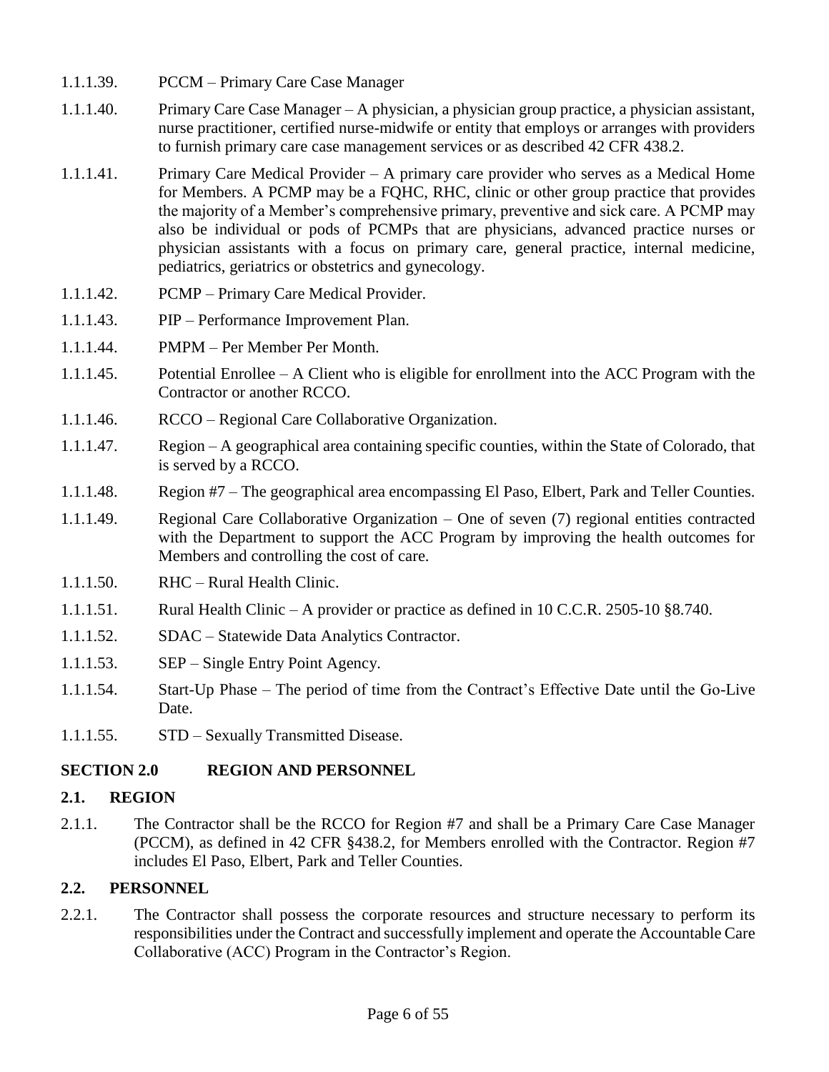1.1.1.39. PCCM – Primary Care Case Manager

1.1.1.40. Primary Care Case Manager – A physician, a physician group practice, a physician assistant, nurse practitioner, certified nurse-midwife or entity that employs or arranges with providers to furnish primary care case management services or as described 42 CFR 438.2.

1.1.1.41. Primary Care Medical Provider – A primary care provider who serves as a Medical Home for Members. A PCMP may be a FQHC, RHC, clinic or other group practice that provides the majority of a Member's comprehensive primary, preventive and sick care. A PCMP may also be individual or pods of PCMPs that are physicians, advanced practice nurses or physician assistants with a focus on primary care, general practice, internal medicine, pediatrics, geriatrics or obstetrics and gynecology.

1.1.1.42. PCMP – Primary Care Medical Provider.

1.1.1.43. PIP – Performance Improvement Plan.

1.1.1.44. PMPM – Per Member Per Month.

1.1.1.45. Potential Enrollee – A Client who is eligible for enrollment into the ACC Program with the Contractor or another RCCO.

1.1.1.46. RCCO – Regional Care Collaborative Organization.

1.1.1.47. Region – A geographical area containing specific counties, within the State of Colorado, that is served by a RCCO.

1.1.1.48. Region #7 – The geographical area encompassing El Paso, Elbert, Park and Teller Counties.

1.1.1.49. Regional Care Collaborative Organization – One of seven (7) regional entities contracted with the Department to support the ACC Program by improving the health outcomes for Members and controlling the cost of care.

1.1.1.50. RHC – Rural Health Clinic.

1.1.1.51. Rural Health Clinic – A provider or practice as defined in 10 C.C.R. 2505-10 §8.740.

1.1.1.52. SDAC – Statewide Data Analytics Contractor.

1.1.1.53. SEP – Single Entry Point Agency.

1.1.1.54. Start-Up Phase – The period of time from the Contract's Effective Date until the Go-Live Date.

1.1.1.55. STD – Sexually Transmitted Disease.

## SECTION 2.0 REGION AND PERSONNEL

### 2.1. REGION

2.1.1. The Contractor shall be the RCCO for Region #7 and shall be a Primary Care Case Manager (PCCM), as defined in 42 CFR §438.2, for Members enrolled with the Contractor. Region #7 includes El Paso, Elbert, Park and Teller Counties.

### 2.2. PERSONNEL

2.2.1. The Contractor shall possess the corporate resources and structure necessary to perform its responsibilities under the Contract and successfully implement and operate the Accountable Care Collaborative (ACC) Program in the Contractor's Region.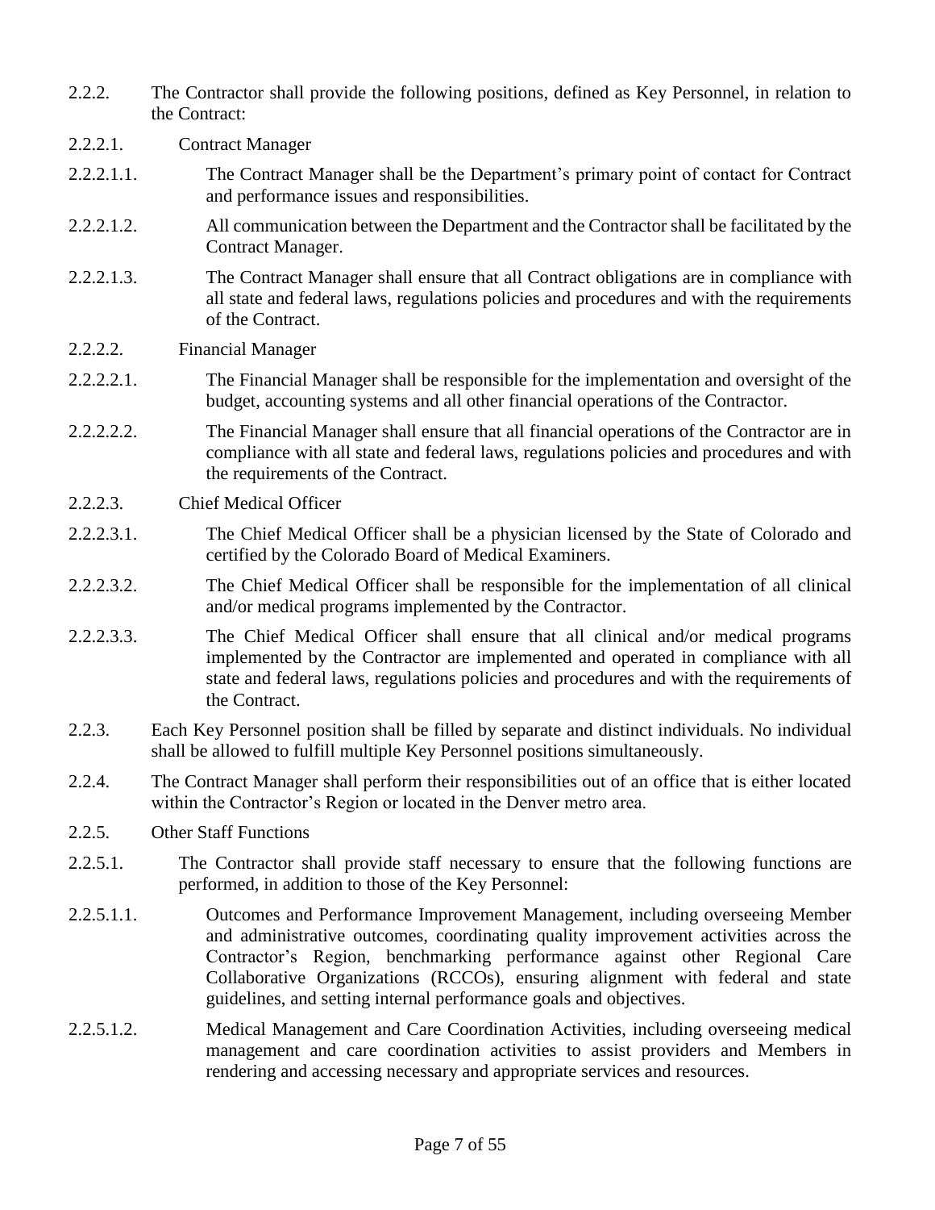2.2.2. The Contractor shall provide the following positions, defined as Key Personnel, in relation to the Contract:

2.2.2.1. Contract Manager

2.2.2.1.1. The Contract Manager shall be the Department's primary point of contact for Contract and performance issues and responsibilities.

2.2.2.1.2. All communication between the Department and the Contractor shall be facilitated by the Contract Manager.

2.2.2.1.3. The Contract Manager shall ensure that all Contract obligations are in compliance with all state and federal laws, regulations policies and procedures and with the requirements of the Contract.

2.2.2.2. Financial Manager

2.2.2.2.1. The Financial Manager shall be responsible for the implementation and oversight of the budget, accounting systems and all other financial operations of the Contractor.

2.2.2.2.2. The Financial Manager shall ensure that all financial operations of the Contractor are in compliance with all state and federal laws, regulations policies and procedures and with the requirements of the Contract.

2.2.2.3. Chief Medical Officer

2.2.2.3.1. The Chief Medical Officer shall be a physician licensed by the State of Colorado and certified by the Colorado Board of Medical Examiners.

2.2.2.3.2. The Chief Medical Officer shall be responsible for the implementation of all clinical and/or medical programs implemented by the Contractor.

2.2.2.3.3. The Chief Medical Officer shall ensure that all clinical and/or medical programs implemented by the Contractor are implemented and operated in compliance with all state and federal laws, regulations policies and procedures and with the requirements of the Contract.

2.2.3. Each Key Personnel position shall be filled by separate and distinct individuals. No individual shall be allowed to fulfill multiple Key Personnel positions simultaneously.

2.2.4. The Contract Manager shall perform their responsibilities out of an office that is either located within the Contractor's Region or located in the Denver metro area.

2.2.5. Other Staff Functions

2.2.5.1. The Contractor shall provide staff necessary to ensure that the following functions are performed, in addition to those of the Key Personnel:

2.2.5.1.1. Outcomes and Performance Improvement Management, including overseeing Member and administrative outcomes, coordinating quality improvement activities across the Contractor's Region, benchmarking performance against other Regional Care Collaborative Organizations (RCCOs), ensuring alignment with federal and state guidelines, and setting internal performance goals and objectives.

2.2.5.1.2. Medical Management and Care Coordination Activities, including overseeing medical management and care coordination activities to assist providers and Members in rendering and accessing necessary and appropriate services and resources.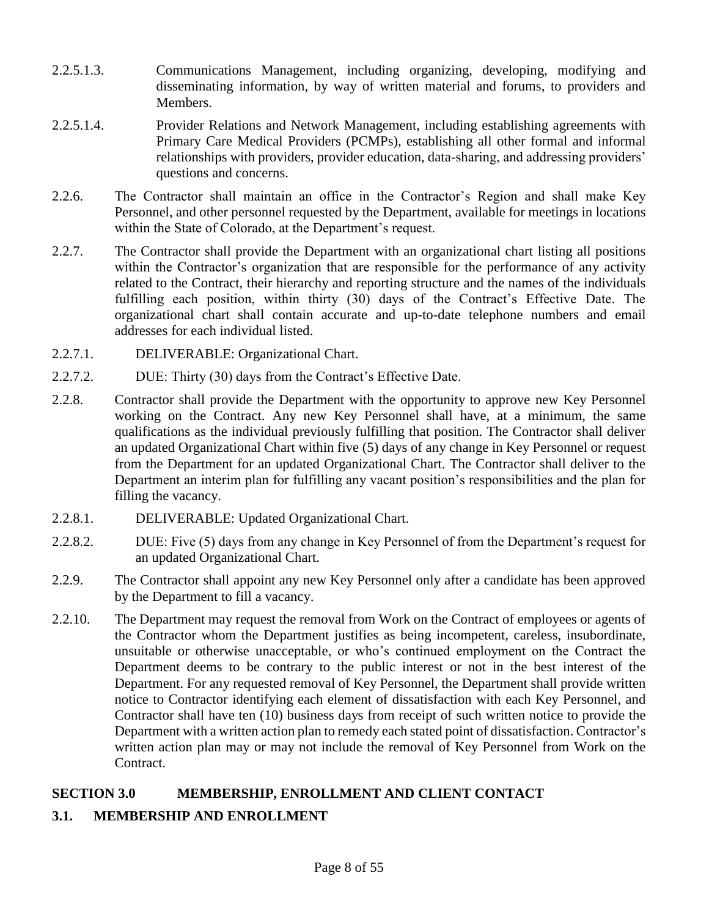2.2.5.1.3. Communications Management, including organizing, developing, modifying and disseminating information, by way of written material and forums, to providers and Members.

2.2.5.1.4. Provider Relations and Network Management, including establishing agreements with Primary Care Medical Providers (PCMPs), establishing all other formal and informal relationships with providers, provider education, data-sharing, and addressing providers' questions and concerns.

2.2.6. The Contractor shall maintain an office in the Contractor's Region and shall make Key Personnel, and other personnel requested by the Department, available for meetings in locations within the State of Colorado, at the Department's request.

2.2.7. The Contractor shall provide the Department with an organizational chart listing all positions within the Contractor's organization that are responsible for the performance of any activity related to the Contract, their hierarchy and reporting structure and the names of the individuals fulfilling each position, within thirty (30) days of the Contract's Effective Date. The organizational chart shall contain accurate and up-to-date telephone numbers and email addresses for each individual listed.

2.2.7.1. DELIVERABLE: Organizational Chart.

2.2.7.2. DUE: Thirty (30) days from the Contract's Effective Date.

2.2.8. Contractor shall provide the Department with the opportunity to approve new Key Personnel working on the Contract. Any new Key Personnel shall have, at a minimum, the same qualifications as the individual previously fulfilling that position. The Contractor shall deliver an updated Organizational Chart within five (5) days of any change in Key Personnel or request from the Department for an updated Organizational Chart. The Contractor shall deliver to the Department an interim plan for fulfilling any vacant position's responsibilities and the plan for filling the vacancy.

2.2.8.1. DELIVERABLE: Updated Organizational Chart.

2.2.8.2. DUE: Five (5) days from any change in Key Personnel of from the Department's request for an updated Organizational Chart.

2.2.9. The Contractor shall appoint any new Key Personnel only after a candidate has been approved by the Department to fill a vacancy.

2.2.10. The Department may request the removal from Work on the Contract of employees or agents of the Contractor whom the Department justifies as being incompetent, careless, insubordinate, unsuitable or otherwise unacceptable, or who's continued employment on the Contract the Department deems to be contrary to the public interest or not in the best interest of the Department. For any requested removal of Key Personnel, the Department shall provide written notice to Contractor identifying each element of dissatisfaction with each Key Personnel, and Contractor shall have ten (10) business days from receipt of such written notice to provide the Department with a written action plan to remedy each stated point of dissatisfaction. Contractor's written action plan may or may not include the removal of Key Personnel from Work on the Contract.

## SECTION 3.0 MEMBERSHIP, ENROLLMENT AND CLIENT CONTACT

### 3.1. MEMBERSHIP AND ENROLLMENT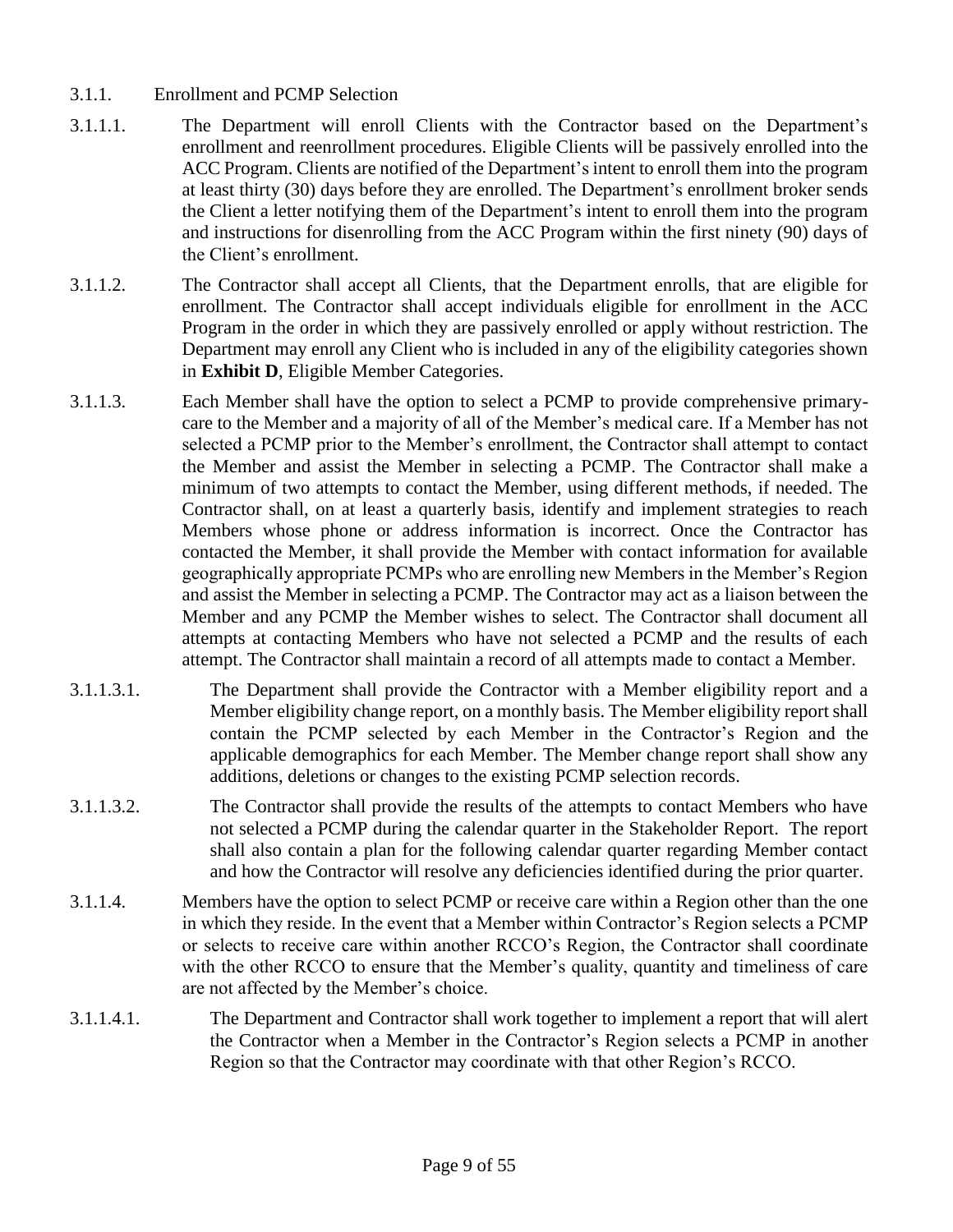3.1.1. Enrollment and PCMP Selection

3.1.1.1. The Department will enroll Clients with the Contractor based on the Department's enrollment and reenrollment procedures. Eligible Clients will be passively enrolled into the ACC Program. Clients are notified of the Department's intent to enroll them into the program at least thirty (30) days before they are enrolled. The Department's enrollment broker sends the Client a letter notifying them of the Department's intent to enroll them into the program and instructions for disenrolling from the ACC Program within the first ninety (90) days of the Client's enrollment.

3.1.1.2. The Contractor shall accept all Clients, that the Department enrolls, that are eligible for enrollment. The Contractor shall accept individuals eligible for enrollment in the ACC Program in the order in which they are passively enrolled or apply without restriction. The Department may enroll any Client who is included in any of the eligibility categories shown in **Exhibit D**, Eligible Member Categories.

3.1.1.3. Each Member shall have the option to select a PCMP to provide comprehensive primary-care to the Member and a majority of all of the Member's medical care. If a Member has not selected a PCMP prior to the Member's enrollment, the Contractor shall attempt to contact the Member and assist the Member in selecting a PCMP. The Contractor shall make a minimum of two attempts to contact the Member, using different methods, if needed. The Contractor shall, on at least a quarterly basis, identify and implement strategies to reach Members whose phone or address information is incorrect. Once the Contractor has contacted the Member, it shall provide the Member with contact information for available geographically appropriate PCMPs who are enrolling new Members in the Member's Region and assist the Member in selecting a PCMP. The Contractor may act as a liaison between the Member and any PCMP the Member wishes to select. The Contractor shall document all attempts at contacting Members who have not selected a PCMP and the results of each attempt. The Contractor shall maintain a record of all attempts made to contact a Member.

3.1.1.3.1. The Department shall provide the Contractor with a Member eligibility report and a Member eligibility change report, on a monthly basis. The Member eligibility report shall contain the PCMP selected by each Member in the Contractor's Region and the applicable demographics for each Member. The Member change report shall show any additions, deletions or changes to the existing PCMP selection records.

3.1.1.3.2. The Contractor shall provide the results of the attempts to contact Members who have not selected a PCMP during the calendar quarter in the Stakeholder Report. The report shall also contain a plan for the following calendar quarter regarding Member contact and how the Contractor will resolve any deficiencies identified during the prior quarter.

3.1.1.4. Members have the option to select PCMP or receive care within a Region other than the one in which they reside. In the event that a Member within Contractor's Region selects a PCMP or selects to receive care within another RCCO's Region, the Contractor shall coordinate with the other RCCO to ensure that the Member's quality, quantity and timeliness of care are not affected by the Member's choice.

3.1.1.4.1. The Department and Contractor shall work together to implement a report that will alert the Contractor when a Member in the Contractor's Region selects a PCMP in another Region so that the Contractor may coordinate with that other Region's RCCO.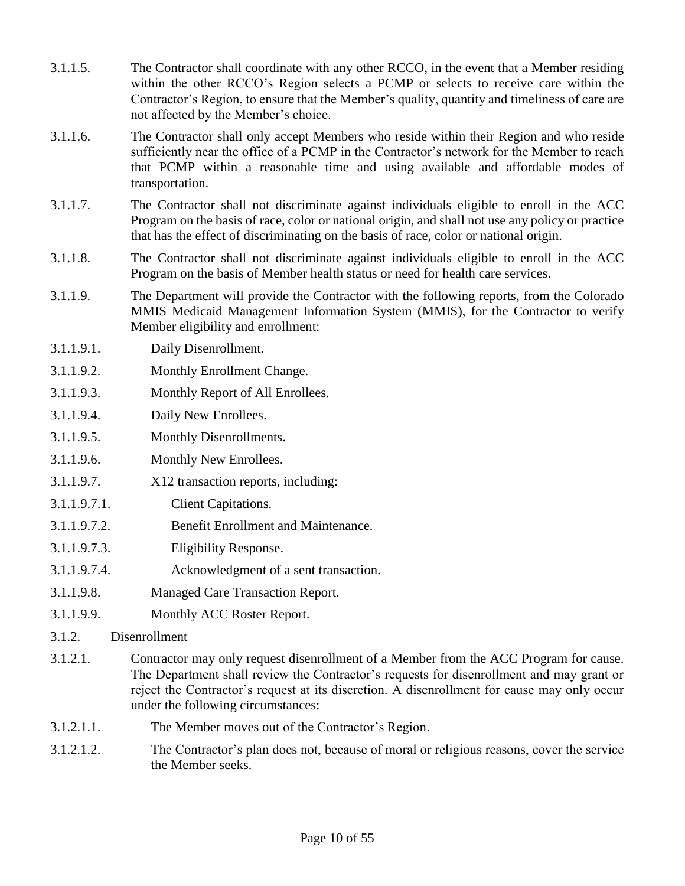3.1.1.5. The Contractor shall coordinate with any other RCCO, in the event that a Member residing within the other RCCO's Region selects a PCMP or selects to receive care within the Contractor's Region, to ensure that the Member's quality, quantity and timeliness of care are not affected by the Member's choice.

3.1.1.6. The Contractor shall only accept Members who reside within their Region and who reside sufficiently near the office of a PCMP in the Contractor's network for the Member to reach that PCMP within a reasonable time and using available and affordable modes of transportation.

3.1.1.7. The Contractor shall not discriminate against individuals eligible to enroll in the ACC Program on the basis of race, color or national origin, and shall not use any policy or practice that has the effect of discriminating on the basis of race, color or national origin.

3.1.1.8. The Contractor shall not discriminate against individuals eligible to enroll in the ACC Program on the basis of Member health status or need for health care services.

3.1.1.9. The Department will provide the Contractor with the following reports, from the Colorado MMIS Medicaid Management Information System (MMIS), for the Contractor to verify Member eligibility and enrollment:

3.1.1.9.1. Daily Disenrollment.

3.1.1.9.2. Monthly Enrollment Change.

3.1.1.9.3. Monthly Report of All Enrollees.

3.1.1.9.4. Daily New Enrollees.

3.1.1.9.5. Monthly Disenrollments.

3.1.1.9.6. Monthly New Enrollees.

3.1.1.9.7. X12 transaction reports, including:

3.1.1.9.7.1. Client Capitations.

3.1.1.9.7.2. Benefit Enrollment and Maintenance.

3.1.1.9.7.3. Eligibility Response.

3.1.1.9.7.4. Acknowledgment of a sent transaction.

3.1.1.9.8. Managed Care Transaction Report.

3.1.1.9.9. Monthly ACC Roster Report.

3.1.2. Disenrollment

3.1.2.1. Contractor may only request disenrollment of a Member from the ACC Program for cause. The Department shall review the Contractor's requests for disenrollment and may grant or reject the Contractor's request at its discretion. A disenrollment for cause may only occur under the following circumstances:

3.1.2.1.1. The Member moves out of the Contractor's Region.

3.1.2.1.2. The Contractor's plan does not, because of moral or religious reasons, cover the service the Member seeks.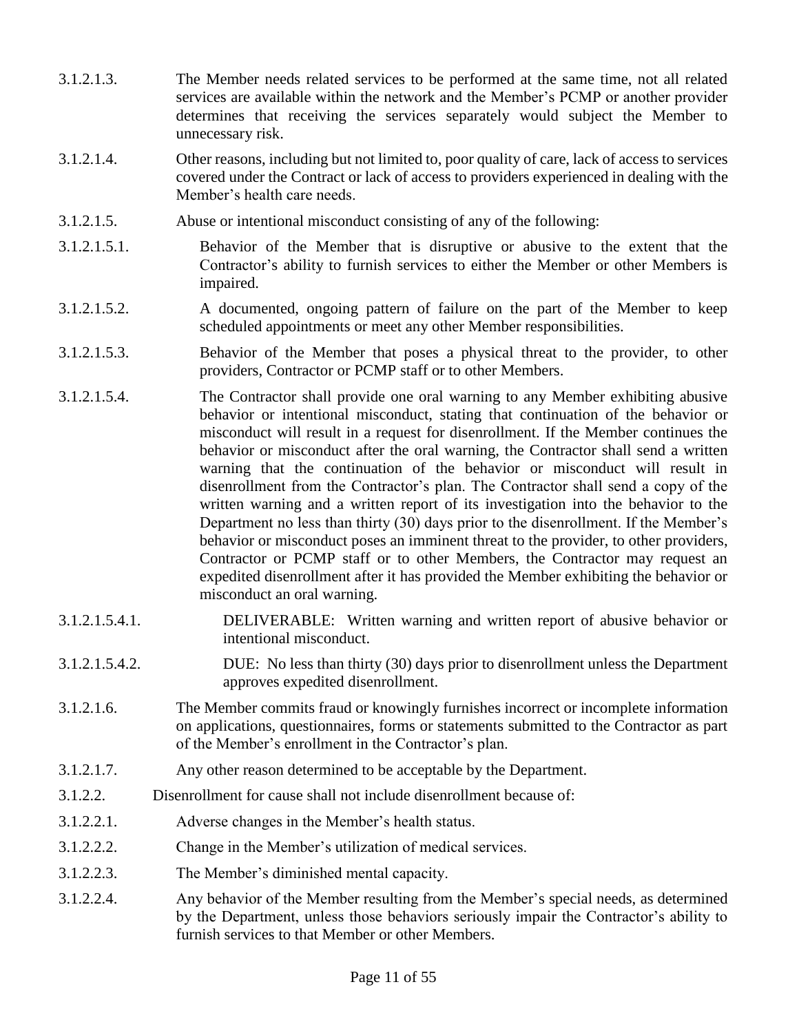3.1.2.1.3. The Member needs related services to be performed at the same time, not all related services are available within the network and the Member's PCMP or another provider determines that receiving the services separately would subject the Member to unnecessary risk.

3.1.2.1.4. Other reasons, including but not limited to, poor quality of care, lack of access to services covered under the Contract or lack of access to providers experienced in dealing with the Member's health care needs.

3.1.2.1.5. Abuse or intentional misconduct consisting of any of the following:

3.1.2.1.5.1. Behavior of the Member that is disruptive or abusive to the extent that the Contractor's ability to furnish services to either the Member or other Members is impaired.

3.1.2.1.5.2. A documented, ongoing pattern of failure on the part of the Member to keep scheduled appointments or meet any other Member responsibilities.

3.1.2.1.5.3. Behavior of the Member that poses a physical threat to the provider, to other providers, Contractor or PCMP staff or to other Members.

3.1.2.1.5.4. The Contractor shall provide one oral warning to any Member exhibiting abusive behavior or intentional misconduct, stating that continuation of the behavior or misconduct will result in a request for disenrollment. If the Member continues the behavior or misconduct after the oral warning, the Contractor shall send a written warning that the continuation of the behavior or misconduct will result in disenrollment from the Contractor's plan. The Contractor shall send a copy of the written warning and a written report of its investigation into the behavior to the Department no less than thirty (30) days prior to the disenrollment. If the Member's behavior or misconduct poses an imminent threat to the provider, to other providers, Contractor or PCMP staff or to other Members, the Contractor may request an expedited disenrollment after it has provided the Member exhibiting the behavior or misconduct an oral warning.

3.1.2.1.5.4.1. DELIVERABLE: Written warning and written report of abusive behavior or intentional misconduct.

3.1.2.1.5.4.2. DUE: No less than thirty (30) days prior to disenrollment unless the Department approves expedited disenrollment.

3.1.2.1.6. The Member commits fraud or knowingly furnishes incorrect or incomplete information on applications, questionnaires, forms or statements submitted to the Contractor as part of the Member's enrollment in the Contractor's plan.

3.1.2.1.7. Any other reason determined to be acceptable by the Department.

3.1.2.2. Disenrollment for cause shall not include disenrollment because of:

3.1.2.2.1. Adverse changes in the Member's health status.

3.1.2.2.2. Change in the Member's utilization of medical services.

3.1.2.2.3. The Member's diminished mental capacity.

3.1.2.2.4. Any behavior of the Member resulting from the Member's special needs, as determined by the Department, unless those behaviors seriously impair the Contractor's ability to furnish services to that Member or other Members.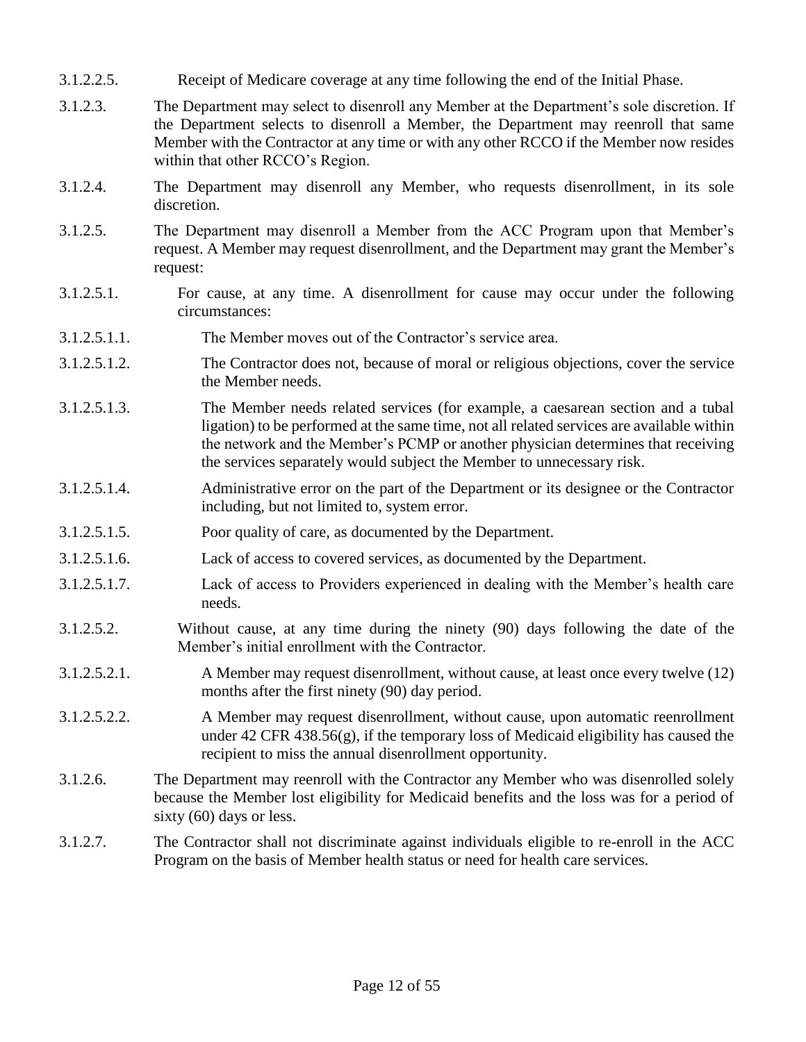3.1.2.2.5. Receipt of Medicare coverage at any time following the end of the Initial Phase.

3.1.2.3. The Department may select to disenroll any Member at the Department's sole discretion. If the Department selects to disenroll a Member, the Department may reenroll that same Member with the Contractor at any time or with any other RCCO if the Member now resides within that other RCCO's Region.

3.1.2.4. The Department may disenroll any Member, who requests disenrollment, in its sole discretion.

3.1.2.5. The Department may disenroll a Member from the ACC Program upon that Member's request. A Member may request disenrollment, and the Department may grant the Member's request:

3.1.2.5.1. For cause, at any time. A disenrollment for cause may occur under the following circumstances:

3.1.2.5.1.1. The Member moves out of the Contractor's service area.

3.1.2.5.1.2. The Contractor does not, because of moral or religious objections, cover the service the Member needs.

3.1.2.5.1.3. The Member needs related services (for example, a caesarean section and a tubal ligation) to be performed at the same time, not all related services are available within the network and the Member's PCMP or another physician determines that receiving the services separately would subject the Member to unnecessary risk.

3.1.2.5.1.4. Administrative error on the part of the Department or its designee or the Contractor including, but not limited to, system error.

3.1.2.5.1.5. Poor quality of care, as documented by the Department.

3.1.2.5.1.6. Lack of access to covered services, as documented by the Department.

3.1.2.5.1.7. Lack of access to Providers experienced in dealing with the Member's health care needs.

3.1.2.5.2. Without cause, at any time during the ninety (90) days following the date of the Member's initial enrollment with the Contractor.

3.1.2.5.2.1. A Member may request disenrollment, without cause, at least once every twelve (12) months after the first ninety (90) day period.

3.1.2.5.2.2. A Member may request disenrollment, without cause, upon automatic reenrollment under 42 CFR 438.56(g), if the temporary loss of Medicaid eligibility has caused the recipient to miss the annual disenrollment opportunity.

3.1.2.6. The Department may reenroll with the Contractor any Member who was disenrolled solely because the Member lost eligibility for Medicaid benefits and the loss was for a period of sixty (60) days or less.

3.1.2.7. The Contractor shall not discriminate against individuals eligible to re-enroll in the ACC Program on the basis of Member health status or need for health care services.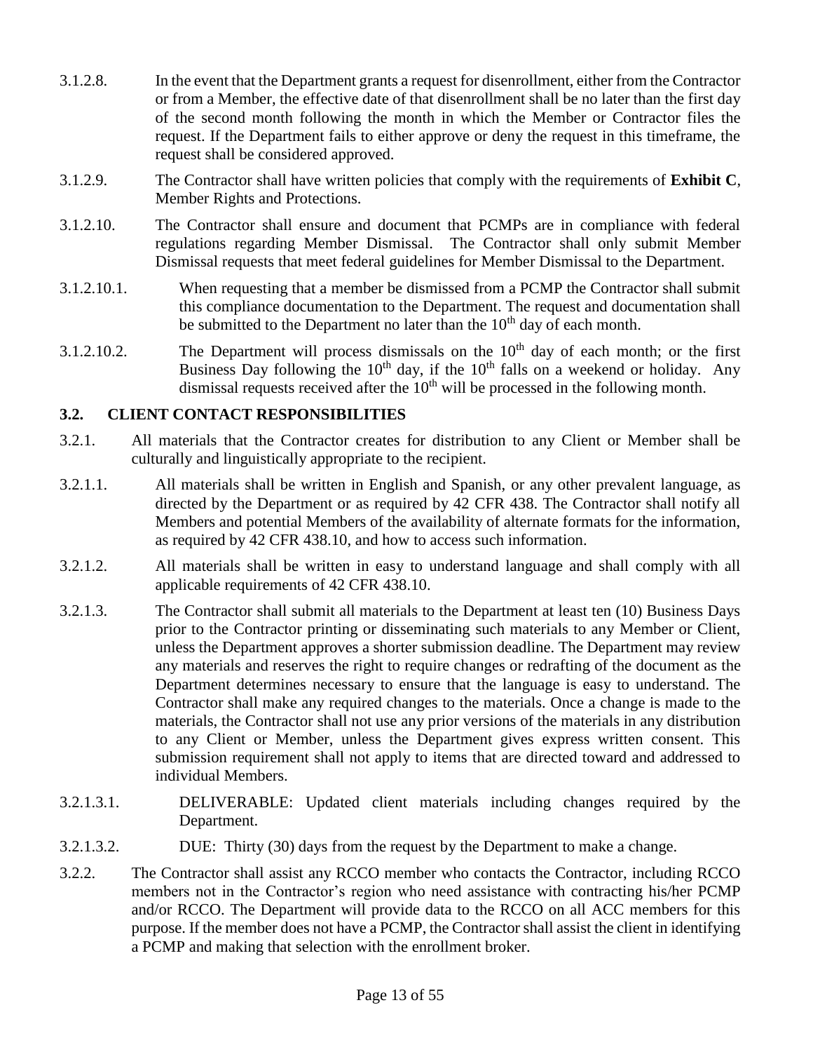3.1.2.8. In the event that the Department grants a request for disenrollment, either from the Contractor or from a Member, the effective date of that disenrollment shall be no later than the first day of the second month following the month in which the Member or Contractor files the request. If the Department fails to either approve or deny the request in this timeframe, the request shall be considered approved.

3.1.2.9. The Contractor shall have written policies that comply with the requirements of **Exhibit C**, Member Rights and Protections.

3.1.2.10. The Contractor shall ensure and document that PCMPs are in compliance with federal regulations regarding Member Dismissal. The Contractor shall only submit Member Dismissal requests that meet federal guidelines for Member Dismissal to the Department.

3.1.2.10.1. When requesting that a member be dismissed from a PCMP the Contractor shall submit this compliance documentation to the Department. The request and documentation shall be submitted to the Department no later than the 10th day of each month.

3.1.2.10.2. The Department will process dismissals on the 10th day of each month; or the first Business Day following the 10th day, if the 10th falls on a weekend or holiday. Any dismissal requests received after the 10th will be processed in the following month.

### 3.2. CLIENT CONTACT RESPONSIBILITIES

3.2.1. All materials that the Contractor creates for distribution to any Client or Member shall be culturally and linguistically appropriate to the recipient.

3.2.1.1. All materials shall be written in English and Spanish, or any other prevalent language, as directed by the Department or as required by 42 CFR 438. The Contractor shall notify all Members and potential Members of the availability of alternate formats for the information, as required by 42 CFR 438.10, and how to access such information.

3.2.1.2. All materials shall be written in easy to understand language and shall comply with all applicable requirements of 42 CFR 438.10.

3.2.1.3. The Contractor shall submit all materials to the Department at least ten (10) Business Days prior to the Contractor printing or disseminating such materials to any Member or Client, unless the Department approves a shorter submission deadline. The Department may review any materials and reserves the right to require changes or redrafting of the document as the Department determines necessary to ensure that the language is easy to understand. The Contractor shall make any required changes to the materials. Once a change is made to the materials, the Contractor shall not use any prior versions of the materials in any distribution to any Client or Member, unless the Department gives express written consent. This submission requirement shall not apply to items that are directed toward and addressed to individual Members.

3.2.1.3.1. DELIVERABLE: Updated client materials including changes required by the Department.

3.2.1.3.2. DUE: Thirty (30) days from the request by the Department to make a change.

3.2.2. The Contractor shall assist any RCCO member who contacts the Contractor, including RCCO members not in the Contractor's region who need assistance with contracting his/her PCMP and/or RCCO. The Department will provide data to the RCCO on all ACC members for this purpose. If the member does not have a PCMP, the Contractor shall assist the client in identifying a PCMP and making that selection with the enrollment broker.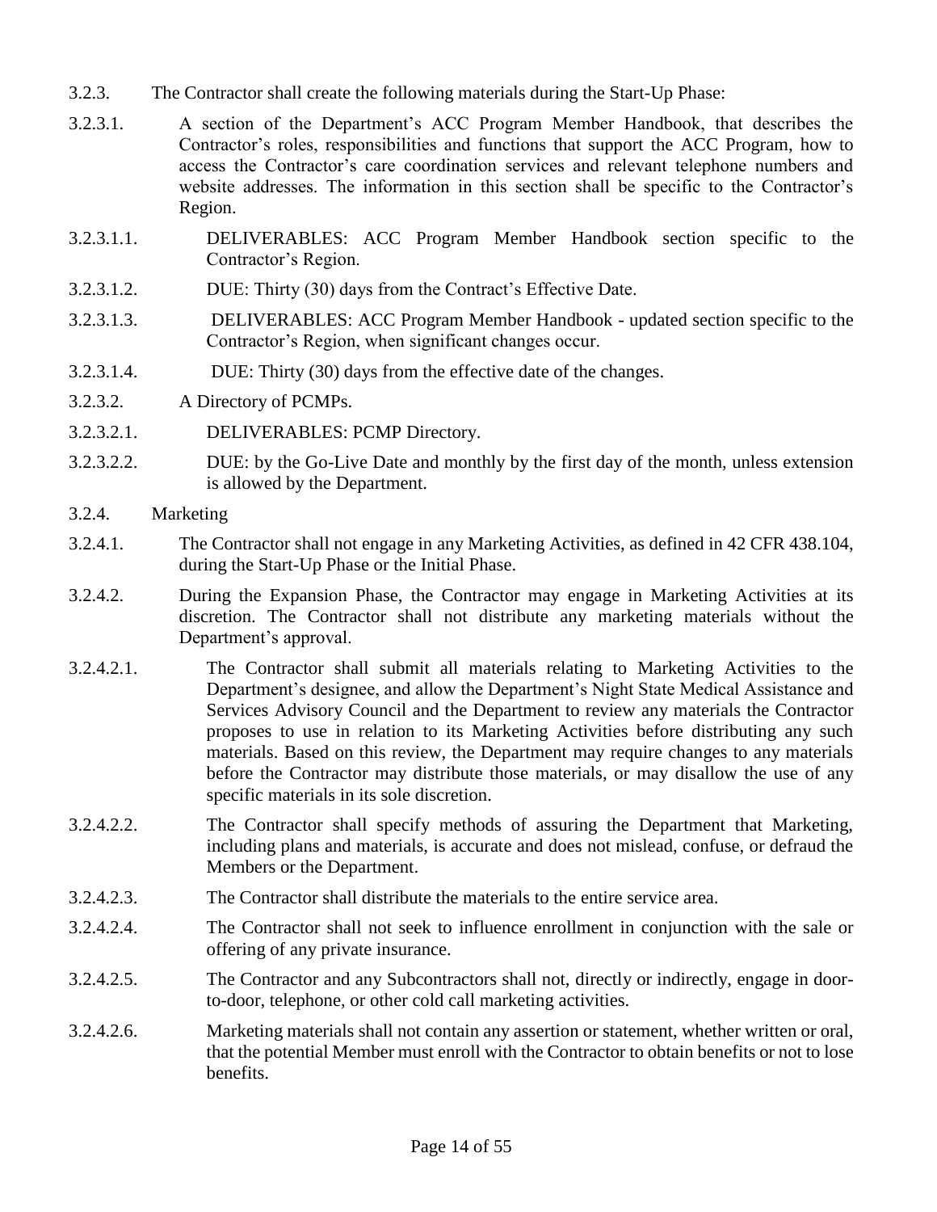3.2.3. The Contractor shall create the following materials during the Start-Up Phase:

3.2.3.1. A section of the Department's ACC Program Member Handbook, that describes the Contractor's roles, responsibilities and functions that support the ACC Program, how to access the Contractor's care coordination services and relevant telephone numbers and website addresses. The information in this section shall be specific to the Contractor's Region.

3.2.3.1.1. DELIVERABLES: ACC Program Member Handbook section specific to the Contractor's Region.

3.2.3.1.2. DUE: Thirty (30) days from the Contract's Effective Date.

3.2.3.1.3. DELIVERABLES: ACC Program Member Handbook - updated section specific to the Contractor's Region, when significant changes occur.

3.2.3.1.4. DUE: Thirty (30) days from the effective date of the changes.

3.2.3.2. A Directory of PCMPs.

3.2.3.2.1. DELIVERABLES: PCMP Directory.

3.2.3.2.2. DUE: by the Go-Live Date and monthly by the first day of the month, unless extension is allowed by the Department.

3.2.4. Marketing

3.2.4.1. The Contractor shall not engage in any Marketing Activities, as defined in 42 CFR 438.104, during the Start-Up Phase or the Initial Phase.

3.2.4.2. During the Expansion Phase, the Contractor may engage in Marketing Activities at its discretion. The Contractor shall not distribute any marketing materials without the Department's approval.

3.2.4.2.1. The Contractor shall submit all materials relating to Marketing Activities to the Department's designee, and allow the Department's Night State Medical Assistance and Services Advisory Council and the Department to review any materials the Contractor proposes to use in relation to its Marketing Activities before distributing any such materials. Based on this review, the Department may require changes to any materials before the Contractor may distribute those materials, or may disallow the use of any specific materials in its sole discretion.

3.2.4.2.2. The Contractor shall specify methods of assuring the Department that Marketing, including plans and materials, is accurate and does not mislead, confuse, or defraud the Members or the Department.

3.2.4.2.3. The Contractor shall distribute the materials to the entire service area.

3.2.4.2.4. The Contractor shall not seek to influence enrollment in conjunction with the sale or offering of any private insurance.

3.2.4.2.5. The Contractor and any Subcontractors shall not, directly or indirectly, engage in door-to-door, telephone, or other cold call marketing activities.

3.2.4.2.6. Marketing materials shall not contain any assertion or statement, whether written or oral, that the potential Member must enroll with the Contractor to obtain benefits or not to lose benefits.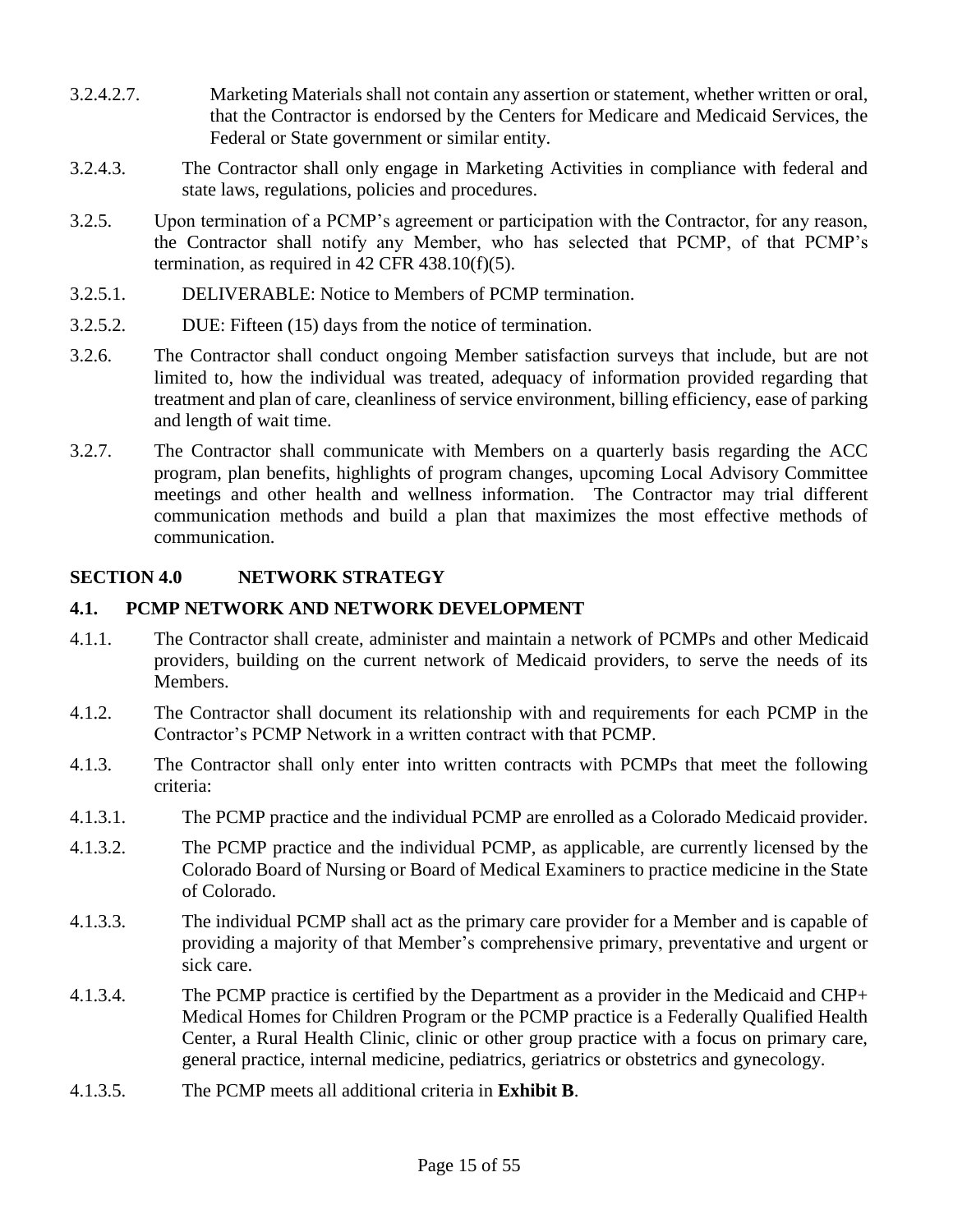3.2.4.2.7. Marketing Materials shall not contain any assertion or statement, whether written or oral, that the Contractor is endorsed by the Centers for Medicare and Medicaid Services, the Federal or State government or similar entity.

3.2.4.3. The Contractor shall only engage in Marketing Activities in compliance with federal and state laws, regulations, policies and procedures.

3.2.5. Upon termination of a PCMP's agreement or participation with the Contractor, for any reason, the Contractor shall notify any Member, who has selected that PCMP, of that PCMP's termination, as required in 42 CFR 438.10(f)(5).

3.2.5.1. DELIVERABLE: Notice to Members of PCMP termination.

3.2.5.2. DUE: Fifteen (15) days from the notice of termination.

3.2.6. The Contractor shall conduct ongoing Member satisfaction surveys that include, but are not limited to, how the individual was treated, adequacy of information provided regarding that treatment and plan of care, cleanliness of service environment, billing efficiency, ease of parking and length of wait time.

3.2.7. The Contractor shall communicate with Members on a quarterly basis regarding the ACC program, plan benefits, highlights of program changes, upcoming Local Advisory Committee meetings and other health and wellness information. The Contractor may trial different communication methods and build a plan that maximizes the most effective methods of communication.

## SECTION 4.0 NETWORK STRATEGY

### 4.1. PCMP NETWORK AND NETWORK DEVELOPMENT

4.1.1. The Contractor shall create, administer and maintain a network of PCMPs and other Medicaid providers, building on the current network of Medicaid providers, to serve the needs of its Members.

4.1.2. The Contractor shall document its relationship with and requirements for each PCMP in the Contractor's PCMP Network in a written contract with that PCMP.

4.1.3. The Contractor shall only enter into written contracts with PCMPs that meet the following criteria:

4.1.3.1. The PCMP practice and the individual PCMP are enrolled as a Colorado Medicaid provider.

4.1.3.2. The PCMP practice and the individual PCMP, as applicable, are currently licensed by the Colorado Board of Nursing or Board of Medical Examiners to practice medicine in the State of Colorado.

4.1.3.3. The individual PCMP shall act as the primary care provider for a Member and is capable of providing a majority of that Member's comprehensive primary, preventative and urgent or sick care.

4.1.3.4. The PCMP practice is certified by the Department as a provider in the Medicaid and CHP+ Medical Homes for Children Program or the PCMP practice is a Federally Qualified Health Center, a Rural Health Clinic, clinic or other group practice with a focus on primary care, general practice, internal medicine, pediatrics, geriatrics or obstetrics and gynecology.

4.1.3.5. The PCMP meets all additional criteria in **Exhibit B**.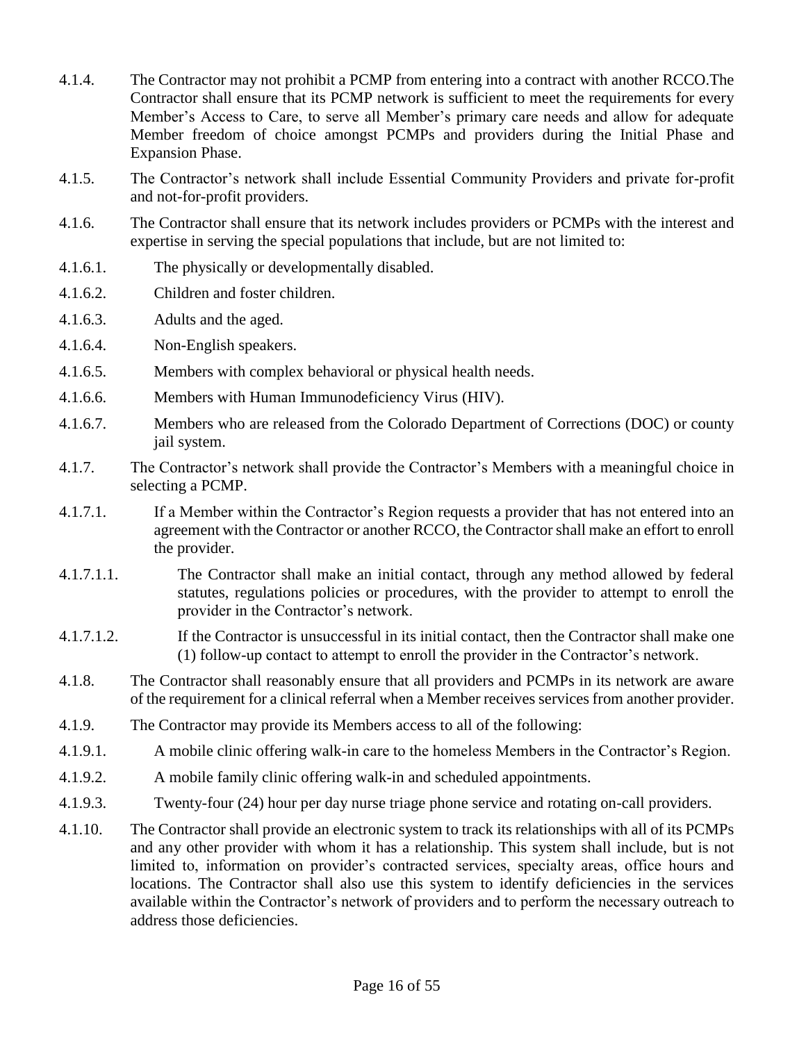4.1.4. The Contractor may not prohibit a PCMP from entering into a contract with another RCCO.The Contractor shall ensure that its PCMP network is sufficient to meet the requirements for every Member's Access to Care, to serve all Member's primary care needs and allow for adequate Member freedom of choice amongst PCMPs and providers during the Initial Phase and Expansion Phase.

4.1.5. The Contractor's network shall include Essential Community Providers and private for-profit and not-for-profit providers.

4.1.6. The Contractor shall ensure that its network includes providers or PCMPs with the interest and expertise in serving the special populations that include, but are not limited to:

4.1.6.1. The physically or developmentally disabled.

4.1.6.2. Children and foster children.

4.1.6.3. Adults and the aged.

4.1.6.4. Non-English speakers.

4.1.6.5. Members with complex behavioral or physical health needs.

4.1.6.6. Members with Human Immunodeficiency Virus (HIV).

4.1.6.7. Members who are released from the Colorado Department of Corrections (DOC) or county jail system.

4.1.7. The Contractor's network shall provide the Contractor's Members with a meaningful choice in selecting a PCMP.

4.1.7.1. If a Member within the Contractor's Region requests a provider that has not entered into an agreement with the Contractor or another RCCO, the Contractor shall make an effort to enroll the provider.

4.1.7.1.1. The Contractor shall make an initial contact, through any method allowed by federal statutes, regulations policies or procedures, with the provider to attempt to enroll the provider in the Contractor's network.

4.1.7.1.2. If the Contractor is unsuccessful in its initial contact, then the Contractor shall make one (1) follow-up contact to attempt to enroll the provider in the Contractor's network.

4.1.8. The Contractor shall reasonably ensure that all providers and PCMPs in its network are aware of the requirement for a clinical referral when a Member receives services from another provider.

4.1.9. The Contractor may provide its Members access to all of the following:

4.1.9.1. A mobile clinic offering walk-in care to the homeless Members in the Contractor's Region.

4.1.9.2. A mobile family clinic offering walk-in and scheduled appointments.

4.1.9.3. Twenty-four (24) hour per day nurse triage phone service and rotating on-call providers.

4.1.10. The Contractor shall provide an electronic system to track its relationships with all of its PCMPs and any other provider with whom it has a relationship. This system shall include, but is not limited to, information on provider's contracted services, specialty areas, office hours and locations. The Contractor shall also use this system to identify deficiencies in the services available within the Contractor's network of providers and to perform the necessary outreach to address those deficiencies.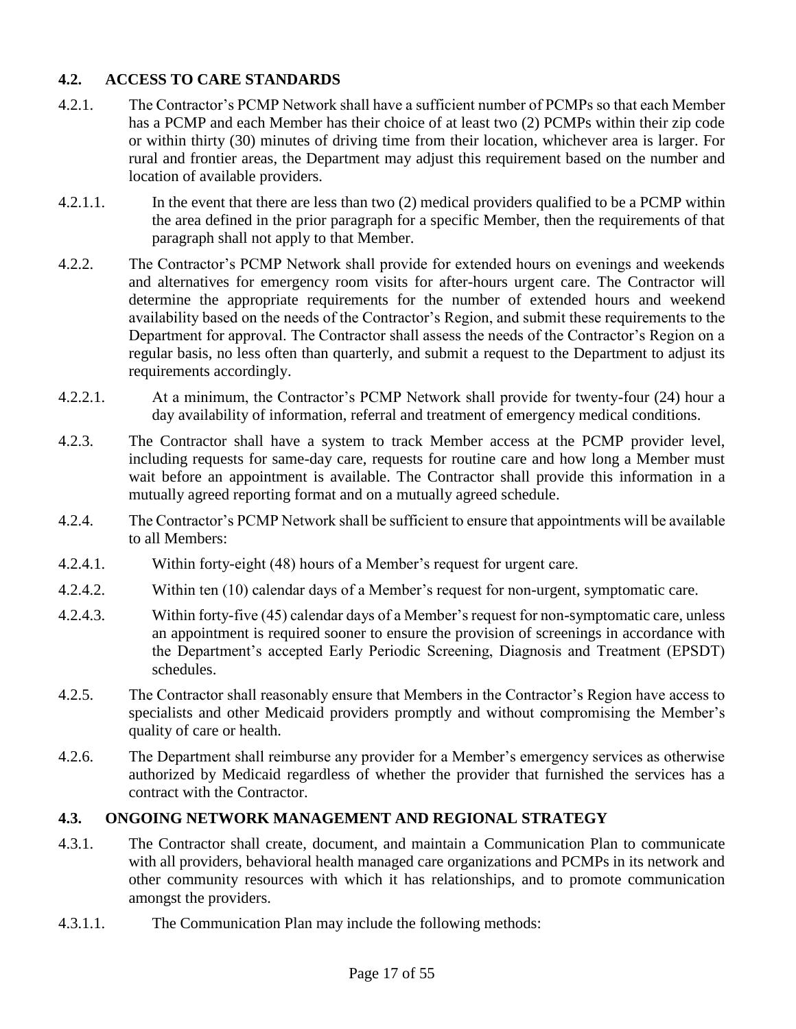## 4.2. ACCESS TO CARE STANDARDS

4.2.1. The Contractor's PCMP Network shall have a sufficient number of PCMPs so that each Member has a PCMP and each Member has their choice of at least two (2) PCMPs within their zip code or within thirty (30) minutes of driving time from their location, whichever area is larger. For rural and frontier areas, the Department may adjust this requirement based on the number and location of available providers.

4.2.1.1. In the event that there are less than two (2) medical providers qualified to be a PCMP within the area defined in the prior paragraph for a specific Member, then the requirements of that paragraph shall not apply to that Member.

4.2.2. The Contractor's PCMP Network shall provide for extended hours on evenings and weekends and alternatives for emergency room visits for after-hours urgent care. The Contractor will determine the appropriate requirements for the number of extended hours and weekend availability based on the needs of the Contractor's Region, and submit these requirements to the Department for approval. The Contractor shall assess the needs of the Contractor's Region on a regular basis, no less often than quarterly, and submit a request to the Department to adjust its requirements accordingly.

4.2.2.1. At a minimum, the Contractor's PCMP Network shall provide for twenty-four (24) hour a day availability of information, referral and treatment of emergency medical conditions.

4.2.3. The Contractor shall have a system to track Member access at the PCMP provider level, including requests for same-day care, requests for routine care and how long a Member must wait before an appointment is available. The Contractor shall provide this information in a mutually agreed reporting format and on a mutually agreed schedule.

4.2.4. The Contractor's PCMP Network shall be sufficient to ensure that appointments will be available to all Members:

4.2.4.1. Within forty-eight (48) hours of a Member's request for urgent care.

4.2.4.2. Within ten (10) calendar days of a Member's request for non-urgent, symptomatic care.

4.2.4.3. Within forty-five (45) calendar days of a Member's request for non-symptomatic care, unless an appointment is required sooner to ensure the provision of screenings in accordance with the Department's accepted Early Periodic Screening, Diagnosis and Treatment (EPSDT) schedules.

4.2.5. The Contractor shall reasonably ensure that Members in the Contractor's Region have access to specialists and other Medicaid providers promptly and without compromising the Member's quality of care or health.

4.2.6. The Department shall reimburse any provider for a Member's emergency services as otherwise authorized by Medicaid regardless of whether the provider that furnished the services has a contract with the Contractor.

## 4.3. ONGOING NETWORK MANAGEMENT AND REGIONAL STRATEGY

4.3.1. The Contractor shall create, document, and maintain a Communication Plan to communicate with all providers, behavioral health managed care organizations and PCMPs in its network and other community resources with which it has relationships, and to promote communication amongst the providers.

4.3.1.1. The Communication Plan may include the following methods: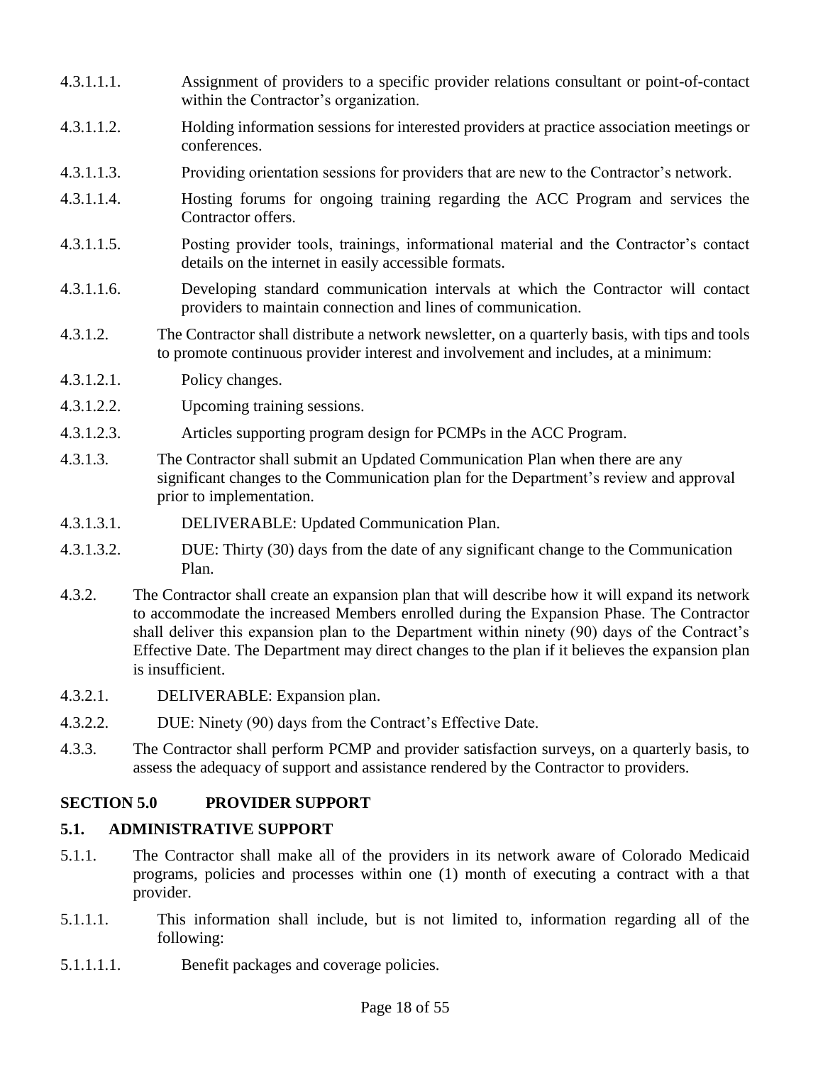4.3.1.1.1. Assignment of providers to a specific provider relations consultant or point-of-contact within the Contractor's organization.

4.3.1.1.2. Holding information sessions for interested providers at practice association meetings or conferences.

4.3.1.1.3. Providing orientation sessions for providers that are new to the Contractor's network.

4.3.1.1.4. Hosting forums for ongoing training regarding the ACC Program and services the Contractor offers.

4.3.1.1.5. Posting provider tools, trainings, informational material and the Contractor's contact details on the internet in easily accessible formats.

4.3.1.1.6. Developing standard communication intervals at which the Contractor will contact providers to maintain connection and lines of communication.

4.3.1.2. The Contractor shall distribute a network newsletter, on a quarterly basis, with tips and tools to promote continuous provider interest and involvement and includes, at a minimum:

4.3.1.2.1. Policy changes.

4.3.1.2.2. Upcoming training sessions.

4.3.1.2.3. Articles supporting program design for PCMPs in the ACC Program.

4.3.1.3. The Contractor shall submit an Updated Communication Plan when there are any significant changes to the Communication plan for the Department's review and approval prior to implementation.

4.3.1.3.1. DELIVERABLE: Updated Communication Plan.

4.3.1.3.2. DUE: Thirty (30) days from the date of any significant change to the Communication Plan.

4.3.2. The Contractor shall create an expansion plan that will describe how it will expand its network to accommodate the increased Members enrolled during the Expansion Phase. The Contractor shall deliver this expansion plan to the Department within ninety (90) days of the Contract's Effective Date. The Department may direct changes to the plan if it believes the expansion plan is insufficient.

4.3.2.1. DELIVERABLE: Expansion plan.

4.3.2.2. DUE: Ninety (90) days from the Contract's Effective Date.

4.3.3. The Contractor shall perform PCMP and provider satisfaction surveys, on a quarterly basis, to assess the adequacy of support and assistance rendered by the Contractor to providers.

## SECTION 5.0 PROVIDER SUPPORT

### 5.1. ADMINISTRATIVE SUPPORT

5.1.1. The Contractor shall make all of the providers in its network aware of Colorado Medicaid programs, policies and processes within one (1) month of executing a contract with a that provider.

5.1.1.1. This information shall include, but is not limited to, information regarding all of the following:

5.1.1.1.1. Benefit packages and coverage policies.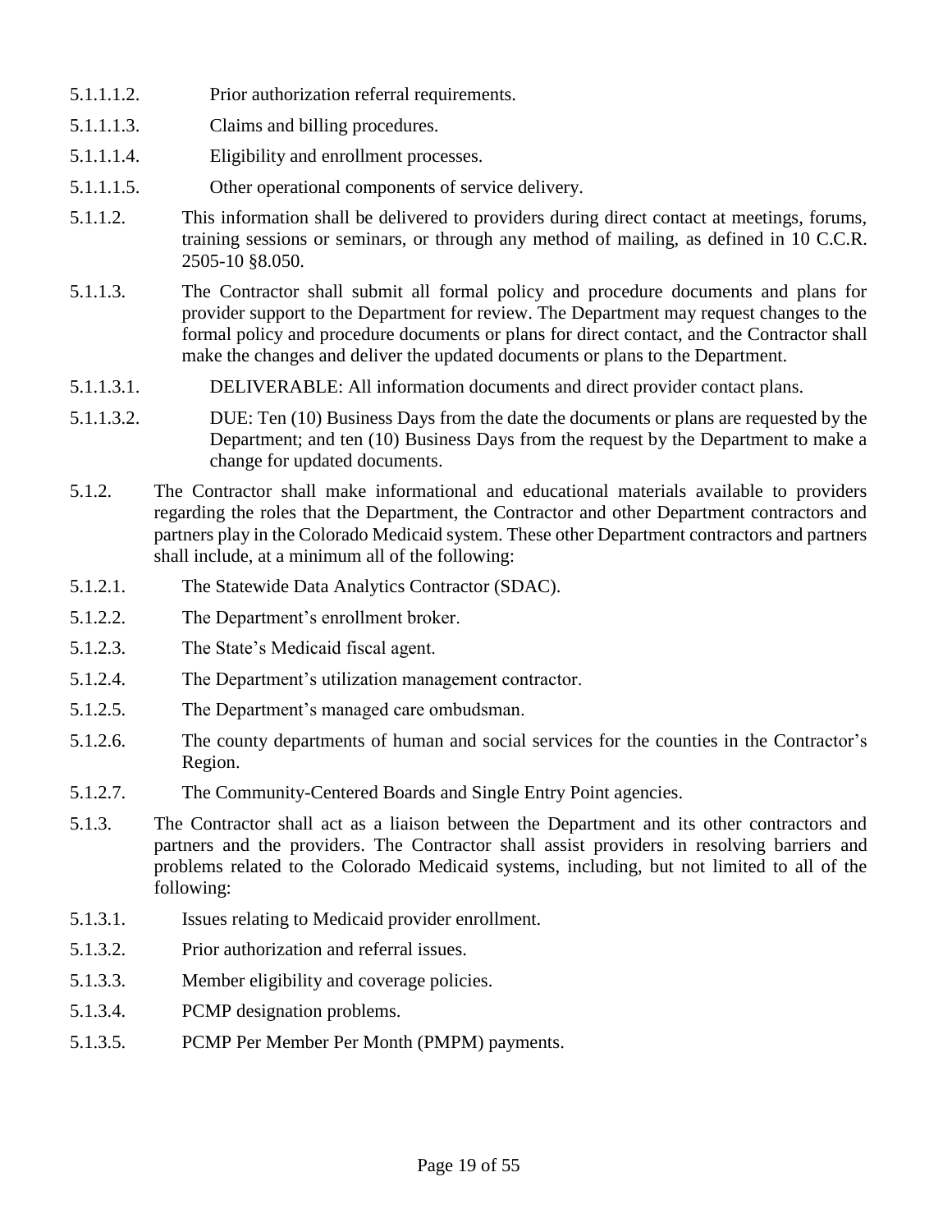5.1.1.1.2. Prior authorization referral requirements.

5.1.1.1.3. Claims and billing procedures.

5.1.1.1.4. Eligibility and enrollment processes.

5.1.1.1.5. Other operational components of service delivery.

5.1.1.2. This information shall be delivered to providers during direct contact at meetings, forums, training sessions or seminars, or through any method of mailing, as defined in 10 C.C.R. 2505-10 §8.050.

5.1.1.3. The Contractor shall submit all formal policy and procedure documents and plans for provider support to the Department for review. The Department may request changes to the formal policy and procedure documents or plans for direct contact, and the Contractor shall make the changes and deliver the updated documents or plans to the Department.

5.1.1.3.1. DELIVERABLE: All information documents and direct provider contact plans.

5.1.1.3.2. DUE: Ten (10) Business Days from the date the documents or plans are requested by the Department; and ten (10) Business Days from the request by the Department to make a change for updated documents.

5.1.2. The Contractor shall make informational and educational materials available to providers regarding the roles that the Department, the Contractor and other Department contractors and partners play in the Colorado Medicaid system. These other Department contractors and partners shall include, at a minimum all of the following:

5.1.2.1. The Statewide Data Analytics Contractor (SDAC).

5.1.2.2. The Department's enrollment broker.

5.1.2.3. The State's Medicaid fiscal agent.

5.1.2.4. The Department's utilization management contractor.

5.1.2.5. The Department's managed care ombudsman.

5.1.2.6. The county departments of human and social services for the counties in the Contractor's Region.

5.1.2.7. The Community-Centered Boards and Single Entry Point agencies.

5.1.3. The Contractor shall act as a liaison between the Department and its other contractors and partners and the providers. The Contractor shall assist providers in resolving barriers and problems related to the Colorado Medicaid systems, including, but not limited to all of the following:

5.1.3.1. Issues relating to Medicaid provider enrollment.

5.1.3.2. Prior authorization and referral issues.

5.1.3.3. Member eligibility and coverage policies.

5.1.3.4. PCMP designation problems.

5.1.3.5. PCMP Per Member Per Month (PMPM) payments.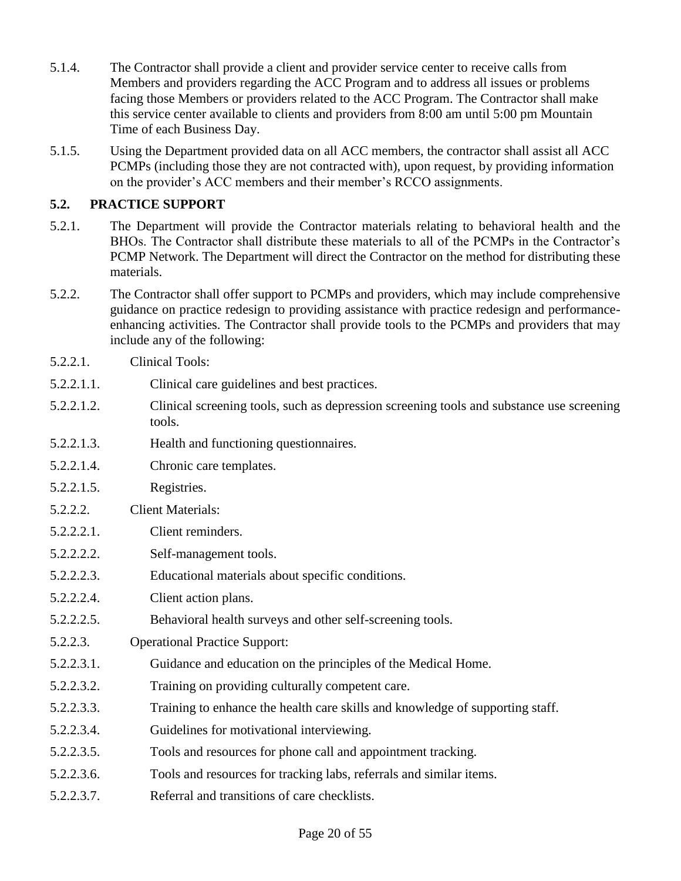5.1.4. The Contractor shall provide a client and provider service center to receive calls from Members and providers regarding the ACC Program and to address all issues or problems facing those Members or providers related to the ACC Program. The Contractor shall make this service center available to clients and providers from 8:00 am until 5:00 pm Mountain Time of each Business Day.

5.1.5. Using the Department provided data on all ACC members, the contractor shall assist all ACC PCMPs (including those they are not contracted with), upon request, by providing information on the provider's ACC members and their member's RCCO assignments.

### 5.2. PRACTICE SUPPORT

5.2.1. The Department will provide the Contractor materials relating to behavioral health and the BHOs. The Contractor shall distribute these materials to all of the PCMPs in the Contractor's PCMP Network. The Department will direct the Contractor on the method for distributing these materials.

5.2.2. The Contractor shall offer support to PCMPs and providers, which may include comprehensive guidance on practice redesign to providing assistance with practice redesign and performance-enhancing activities. The Contractor shall provide tools to the PCMPs and providers that may include any of the following:

5.2.2.1. Clinical Tools:

5.2.2.1.1. Clinical care guidelines and best practices.

5.2.2.1.2. Clinical screening tools, such as depression screening tools and substance use screening tools.

5.2.2.1.3. Health and functioning questionnaires.

5.2.2.1.4. Chronic care templates.

5.2.2.1.5. Registries.

5.2.2.2. Client Materials:

5.2.2.2.1. Client reminders.

5.2.2.2.2. Self-management tools.

5.2.2.2.3. Educational materials about specific conditions.

5.2.2.2.4. Client action plans.

5.2.2.2.5. Behavioral health surveys and other self-screening tools.

5.2.2.3. Operational Practice Support:

5.2.2.3.1. Guidance and education on the principles of the Medical Home.

5.2.2.3.2. Training on providing culturally competent care.

5.2.2.3.3. Training to enhance the health care skills and knowledge of supporting staff.

5.2.2.3.4. Guidelines for motivational interviewing.

5.2.2.3.5. Tools and resources for phone call and appointment tracking.

5.2.2.3.6. Tools and resources for tracking labs, referrals and similar items.

5.2.2.3.7. Referral and transitions of care checklists.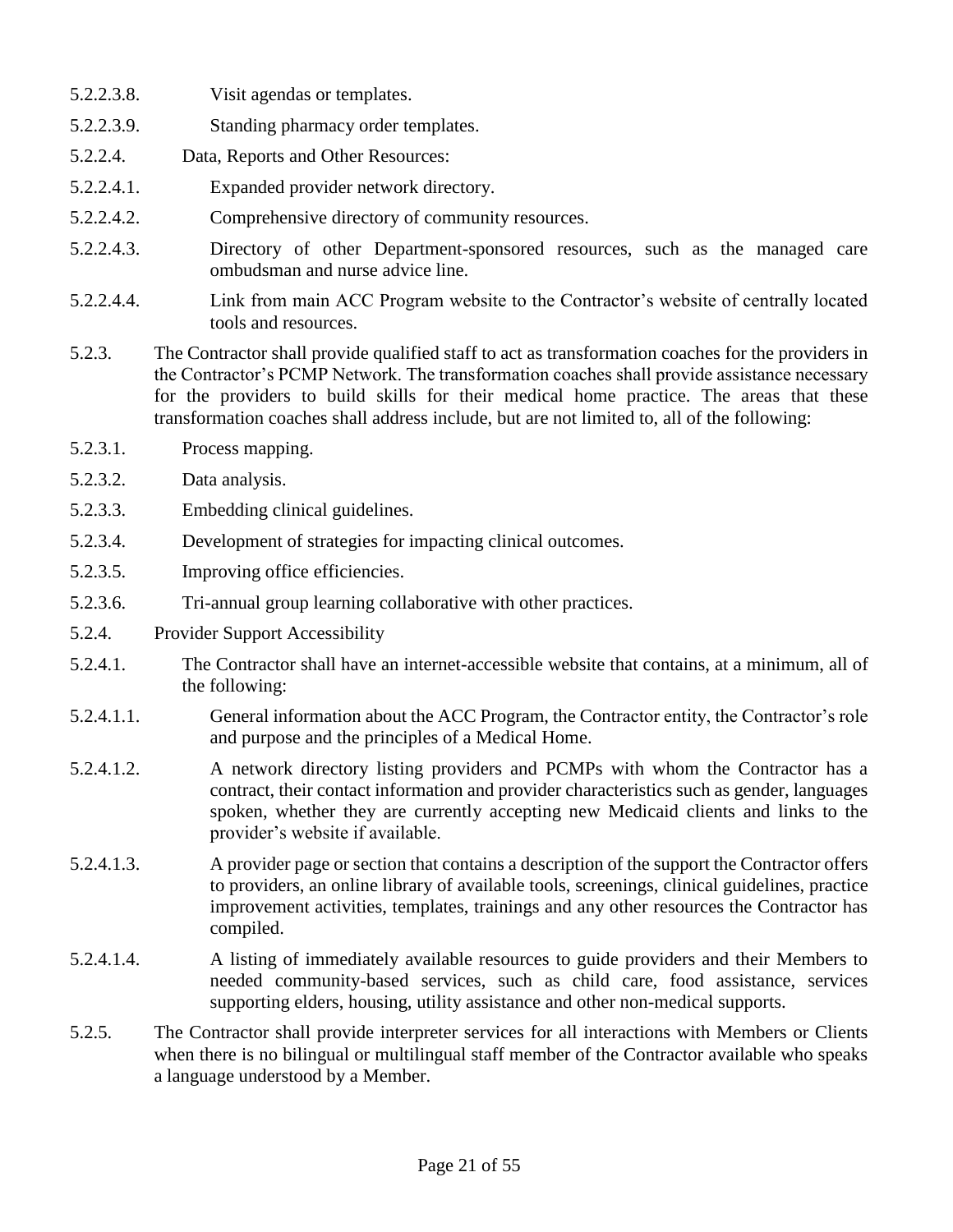5.2.2.3.8. Visit agendas or templates.

5.2.2.3.9. Standing pharmacy order templates.

5.2.2.4. Data, Reports and Other Resources:

5.2.2.4.1. Expanded provider network directory.

5.2.2.4.2. Comprehensive directory of community resources.

5.2.2.4.3. Directory of other Department-sponsored resources, such as the managed care ombudsman and nurse advice line.

5.2.2.4.4. Link from main ACC Program website to the Contractor's website of centrally located tools and resources.

5.2.3. The Contractor shall provide qualified staff to act as transformation coaches for the providers in the Contractor's PCMP Network. The transformation coaches shall provide assistance necessary for the providers to build skills for their medical home practice. The areas that these transformation coaches shall address include, but are not limited to, all of the following:

5.2.3.1. Process mapping.

5.2.3.2. Data analysis.

5.2.3.3. Embedding clinical guidelines.

5.2.3.4. Development of strategies for impacting clinical outcomes.

5.2.3.5. Improving office efficiencies.

5.2.3.6. Tri-annual group learning collaborative with other practices.

5.2.4. Provider Support Accessibility

5.2.4.1. The Contractor shall have an internet-accessible website that contains, at a minimum, all of the following:

5.2.4.1.1. General information about the ACC Program, the Contractor entity, the Contractor's role and purpose and the principles of a Medical Home.

5.2.4.1.2. A network directory listing providers and PCMPs with whom the Contractor has a contract, their contact information and provider characteristics such as gender, languages spoken, whether they are currently accepting new Medicaid clients and links to the provider's website if available.

5.2.4.1.3. A provider page or section that contains a description of the support the Contractor offers to providers, an online library of available tools, screenings, clinical guidelines, practice improvement activities, templates, trainings and any other resources the Contractor has compiled.

5.2.4.1.4. A listing of immediately available resources to guide providers and their Members to needed community-based services, such as child care, food assistance, services supporting elders, housing, utility assistance and other non-medical supports.

5.2.5. The Contractor shall provide interpreter services for all interactions with Members or Clients when there is no bilingual or multilingual staff member of the Contractor available who speaks a language understood by a Member.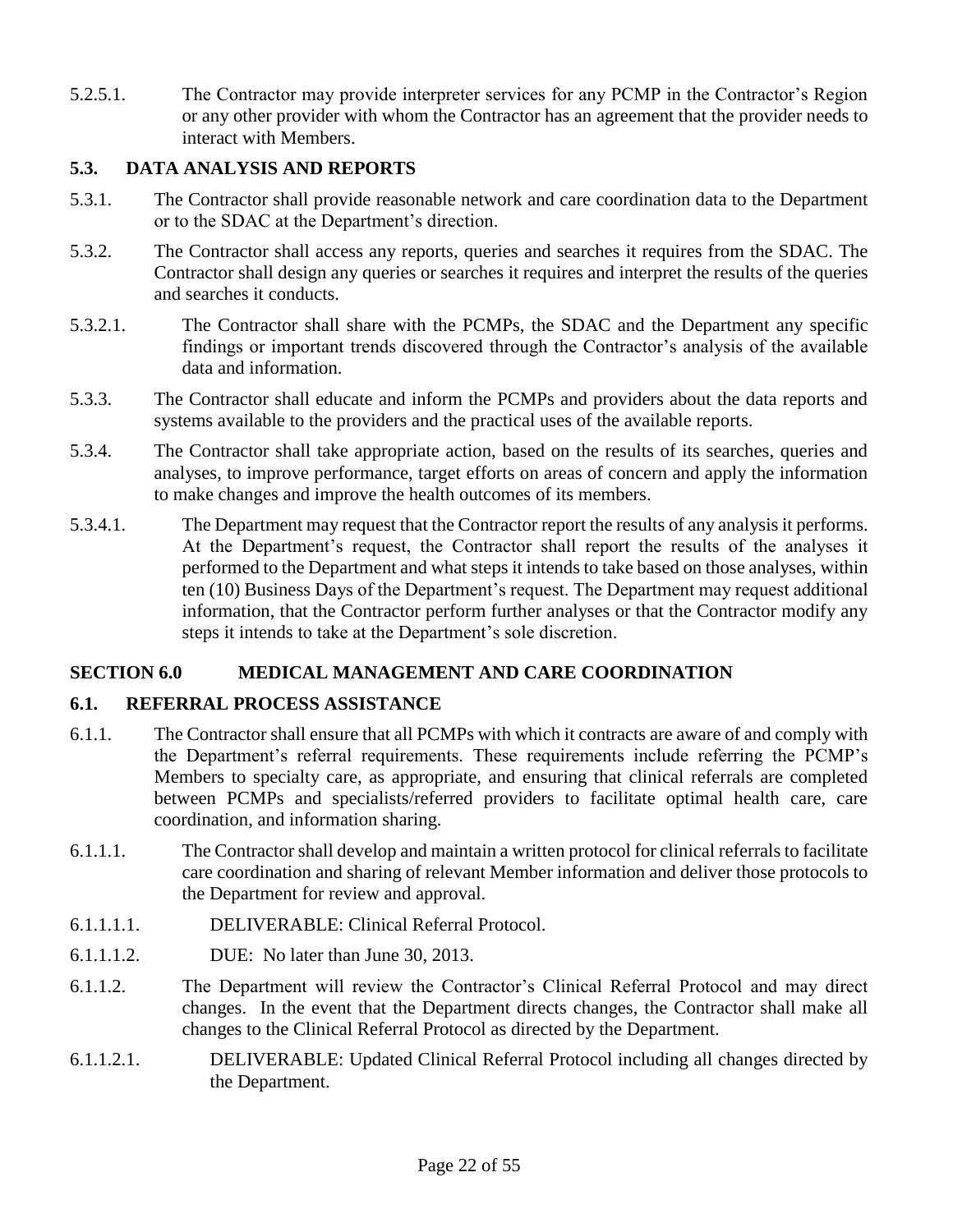5.2.5.1. The Contractor may provide interpreter services for any PCMP in the Contractor's Region or any other provider with whom the Contractor has an agreement that the provider needs to interact with Members.

### 5.3. DATA ANALYSIS AND REPORTS

5.3.1. The Contractor shall provide reasonable network and care coordination data to the Department or to the SDAC at the Department's direction.

5.3.2. The Contractor shall access any reports, queries and searches it requires from the SDAC. The Contractor shall design any queries or searches it requires and interpret the results of the queries and searches it conducts.

5.3.2.1. The Contractor shall share with the PCMPs, the SDAC and the Department any specific findings or important trends discovered through the Contractor's analysis of the available data and information.

5.3.3. The Contractor shall educate and inform the PCMPs and providers about the data reports and systems available to the providers and the practical uses of the available reports.

5.3.4. The Contractor shall take appropriate action, based on the results of its searches, queries and analyses, to improve performance, target efforts on areas of concern and apply the information to make changes and improve the health outcomes of its members.

5.3.4.1. The Department may request that the Contractor report the results of any analysis it performs. At the Department's request, the Contractor shall report the results of the analyses it performed to the Department and what steps it intends to take based on those analyses, within ten (10) Business Days of the Department's request. The Department may request additional information, that the Contractor perform further analyses or that the Contractor modify any steps it intends to take at the Department's sole discretion.

## SECTION 6.0 MEDICAL MANAGEMENT AND CARE COORDINATION

### 6.1. REFERRAL PROCESS ASSISTANCE

6.1.1. The Contractor shall ensure that all PCMPs with which it contracts are aware of and comply with the Department's referral requirements. These requirements include referring the PCMP's Members to specialty care, as appropriate, and ensuring that clinical referrals are completed between PCMPs and specialists/referred providers to facilitate optimal health care, care coordination, and information sharing.

6.1.1.1. The Contractor shall develop and maintain a written protocol for clinical referrals to facilitate care coordination and sharing of relevant Member information and deliver those protocols to the Department for review and approval.

6.1.1.1.1. DELIVERABLE: Clinical Referral Protocol.

6.1.1.1.2. DUE: No later than June 30, 2013.

6.1.1.2. The Department will review the Contractor's Clinical Referral Protocol and may direct changes. In the event that the Department directs changes, the Contractor shall make all changes to the Clinical Referral Protocol as directed by the Department.

6.1.1.2.1. DELIVERABLE: Updated Clinical Referral Protocol including all changes directed by the Department.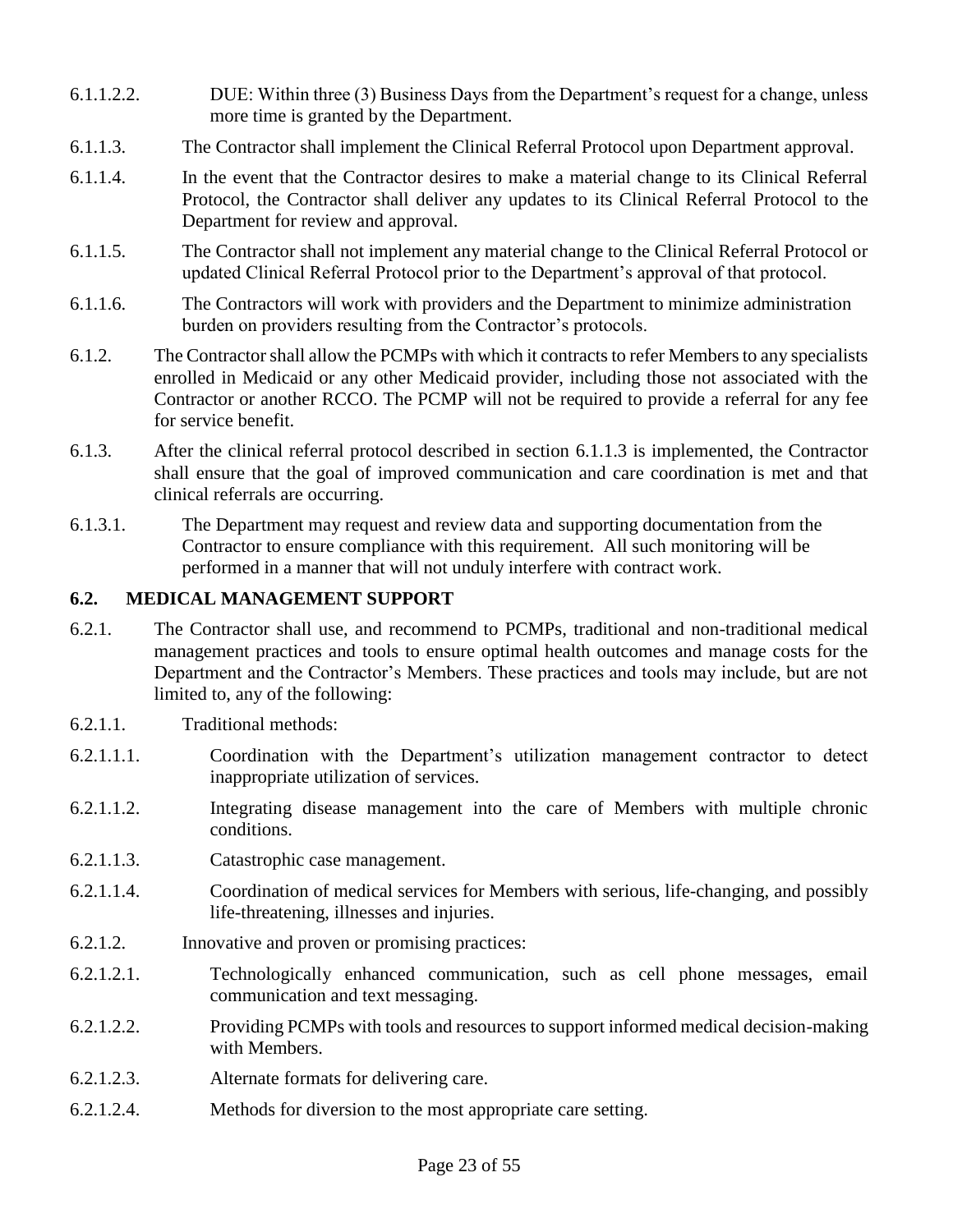6.1.1.2.2. DUE: Within three (3) Business Days from the Department's request for a change, unless more time is granted by the Department.

6.1.1.3. The Contractor shall implement the Clinical Referral Protocol upon Department approval.

6.1.1.4. In the event that the Contractor desires to make a material change to its Clinical Referral Protocol, the Contractor shall deliver any updates to its Clinical Referral Protocol to the Department for review and approval.

6.1.1.5. The Contractor shall not implement any material change to the Clinical Referral Protocol or updated Clinical Referral Protocol prior to the Department's approval of that protocol.

6.1.1.6. The Contractors will work with providers and the Department to minimize administration burden on providers resulting from the Contractor's protocols.

6.1.2. The Contractor shall allow the PCMPs with which it contracts to refer Members to any specialists enrolled in Medicaid or any other Medicaid provider, including those not associated with the Contractor or another RCCO. The PCMP will not be required to provide a referral for any fee for service benefit.

6.1.3. After the clinical referral protocol described in section 6.1.1.3 is implemented, the Contractor shall ensure that the goal of improved communication and care coordination is met and that clinical referrals are occurring.

6.1.3.1. The Department may request and review data and supporting documentation from the Contractor to ensure compliance with this requirement. All such monitoring will be performed in a manner that will not unduly interfere with contract work.

### 6.2. MEDICAL MANAGEMENT SUPPORT

6.2.1. The Contractor shall use, and recommend to PCMPs, traditional and non-traditional medical management practices and tools to ensure optimal health outcomes and manage costs for the Department and the Contractor's Members. These practices and tools may include, but are not limited to, any of the following:

6.2.1.1. Traditional methods:

6.2.1.1.1. Coordination with the Department's utilization management contractor to detect inappropriate utilization of services.

6.2.1.1.2. Integrating disease management into the care of Members with multiple chronic conditions.

6.2.1.1.3. Catastrophic case management.

6.2.1.1.4. Coordination of medical services for Members with serious, life-changing, and possibly life-threatening, illnesses and injuries.

6.2.1.2. Innovative and proven or promising practices:

6.2.1.2.1. Technologically enhanced communication, such as cell phone messages, email communication and text messaging.

6.2.1.2.2. Providing PCMPs with tools and resources to support informed medical decision-making with Members.

6.2.1.2.3. Alternate formats for delivering care.

6.2.1.2.4. Methods for diversion to the most appropriate care setting.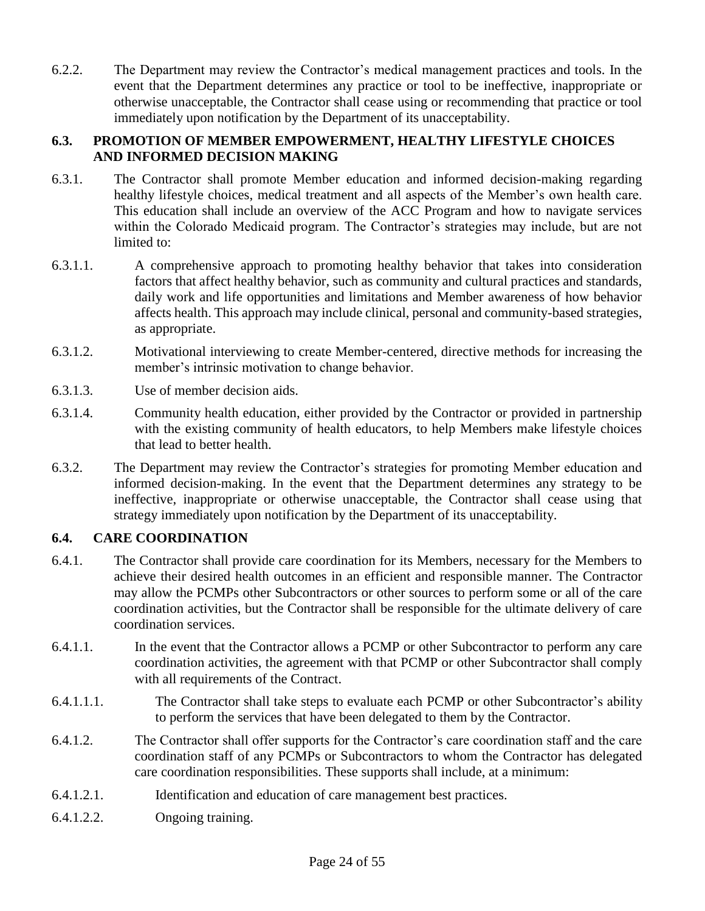6.2.2. The Department may review the Contractor's medical management practices and tools. In the event that the Department determines any practice or tool to be ineffective, inappropriate or otherwise unacceptable, the Contractor shall cease using or recommending that practice or tool immediately upon notification by the Department of its unacceptability.

### 6.3. PROMOTION OF MEMBER EMPOWERMENT, HEALTHY LIFESTYLE CHOICES AND INFORMED DECISION MAKING

6.3.1. The Contractor shall promote Member education and informed decision-making regarding healthy lifestyle choices, medical treatment and all aspects of the Member's own health care. This education shall include an overview of the ACC Program and how to navigate services within the Colorado Medicaid program. The Contractor's strategies may include, but are not limited to:

6.3.1.1. A comprehensive approach to promoting healthy behavior that takes into consideration factors that affect healthy behavior, such as community and cultural practices and standards, daily work and life opportunities and limitations and Member awareness of how behavior affects health. This approach may include clinical, personal and community-based strategies, as appropriate.

6.3.1.2. Motivational interviewing to create Member-centered, directive methods for increasing the member's intrinsic motivation to change behavior.

6.3.1.3. Use of member decision aids.

6.3.1.4. Community health education, either provided by the Contractor or provided in partnership with the existing community of health educators, to help Members make lifestyle choices that lead to better health.

6.3.2. The Department may review the Contractor's strategies for promoting Member education and informed decision-making. In the event that the Department determines any strategy to be ineffective, inappropriate or otherwise unacceptable, the Contractor shall cease using that strategy immediately upon notification by the Department of its unacceptability.

### 6.4. CARE COORDINATION

6.4.1. The Contractor shall provide care coordination for its Members, necessary for the Members to achieve their desired health outcomes in an efficient and responsible manner. The Contractor may allow the PCMPs other Subcontractors or other sources to perform some or all of the care coordination activities, but the Contractor shall be responsible for the ultimate delivery of care coordination services.

6.4.1.1. In the event that the Contractor allows a PCMP or other Subcontractor to perform any care coordination activities, the agreement with that PCMP or other Subcontractor shall comply with all requirements of the Contract.

6.4.1.1.1. The Contractor shall take steps to evaluate each PCMP or other Subcontractor's ability to perform the services that have been delegated to them by the Contractor.

6.4.1.2. The Contractor shall offer supports for the Contractor's care coordination staff and the care coordination staff of any PCMPs or Subcontractors to whom the Contractor has delegated care coordination responsibilities. These supports shall include, at a minimum:

6.4.1.2.1. Identification and education of care management best practices.

6.4.1.2.2. Ongoing training.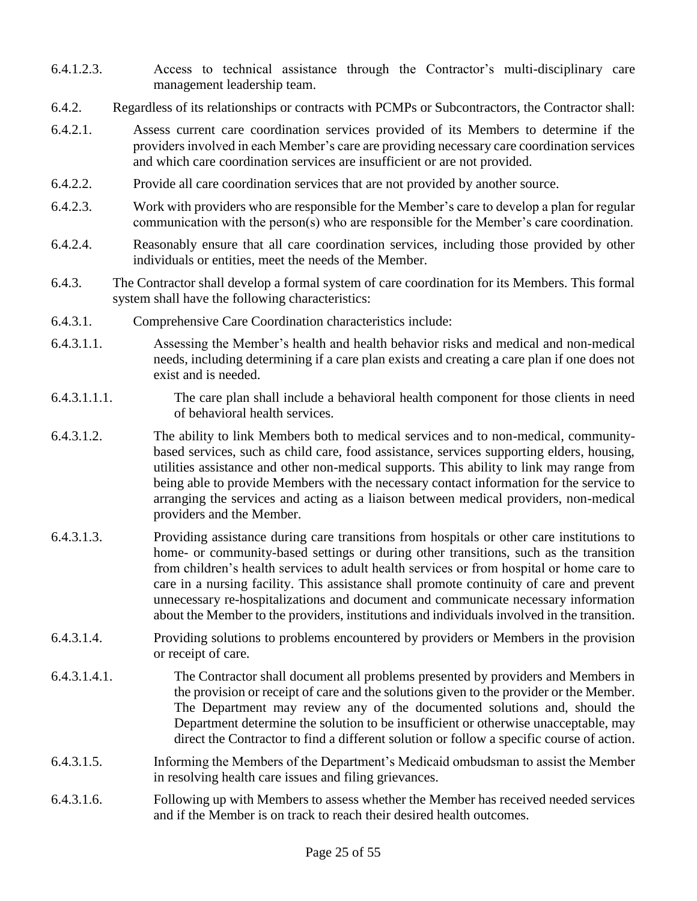6.4.1.2.3. Access to technical assistance through the Contractor's multi-disciplinary care management leadership team.

6.4.2. Regardless of its relationships or contracts with PCMPs or Subcontractors, the Contractor shall:

6.4.2.1. Assess current care coordination services provided of its Members to determine if the providers involved in each Member's care are providing necessary care coordination services and which care coordination services are insufficient or are not provided.

6.4.2.2. Provide all care coordination services that are not provided by another source.

6.4.2.3. Work with providers who are responsible for the Member's care to develop a plan for regular communication with the person(s) who are responsible for the Member's care coordination.

6.4.2.4. Reasonably ensure that all care coordination services, including those provided by other individuals or entities, meet the needs of the Member.

6.4.3. The Contractor shall develop a formal system of care coordination for its Members. This formal system shall have the following characteristics:

6.4.3.1. Comprehensive Care Coordination characteristics include:

6.4.3.1.1. Assessing the Member's health and health behavior risks and medical and non-medical needs, including determining if a care plan exists and creating a care plan if one does not exist and is needed.

6.4.3.1.1.1. The care plan shall include a behavioral health component for those clients in need of behavioral health services.

6.4.3.1.2. The ability to link Members both to medical services and to non-medical, community-based services, such as child care, food assistance, services supporting elders, housing, utilities assistance and other non-medical supports. This ability to link may range from being able to provide Members with the necessary contact information for the service to arranging the services and acting as a liaison between medical providers, non-medical providers and the Member.

6.4.3.1.3. Providing assistance during care transitions from hospitals or other care institutions to home- or community-based settings or during other transitions, such as the transition from children's health services to adult health services or from hospital or home care to care in a nursing facility. This assistance shall promote continuity of care and prevent unnecessary re-hospitalizations and document and communicate necessary information about the Member to the providers, institutions and individuals involved in the transition.

6.4.3.1.4. Providing solutions to problems encountered by providers or Members in the provision or receipt of care.

6.4.3.1.4.1. The Contractor shall document all problems presented by providers and Members in the provision or receipt of care and the solutions given to the provider or the Member. The Department may review any of the documented solutions and, should the Department determine the solution to be insufficient or otherwise unacceptable, may direct the Contractor to find a different solution or follow a specific course of action.

6.4.3.1.5. Informing the Members of the Department's Medicaid ombudsman to assist the Member in resolving health care issues and filing grievances.

6.4.3.1.6. Following up with Members to assess whether the Member has received needed services and if the Member is on track to reach their desired health outcomes.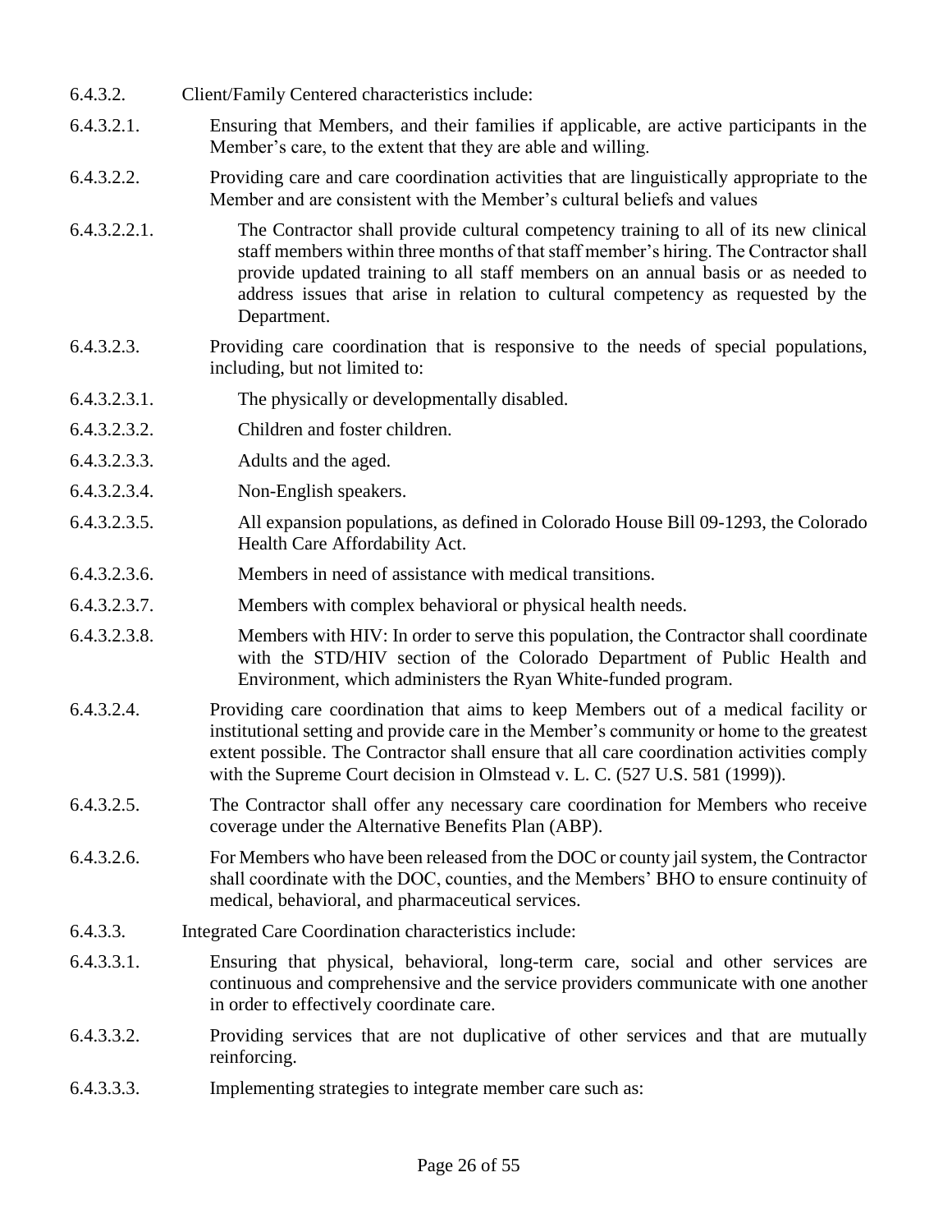6.4.3.2. Client/Family Centered characteristics include:

6.4.3.2.1. Ensuring that Members, and their families if applicable, are active participants in the Member's care, to the extent that they are able and willing.

6.4.3.2.2. Providing care and care coordination activities that are linguistically appropriate to the Member and are consistent with the Member's cultural beliefs and values

6.4.3.2.2.1. The Contractor shall provide cultural competency training to all of its new clinical staff members within three months of that staff member's hiring. The Contractor shall provide updated training to all staff members on an annual basis or as needed to address issues that arise in relation to cultural competency as requested by the Department.

6.4.3.2.3. Providing care coordination that is responsive to the needs of special populations, including, but not limited to:

6.4.3.2.3.1. The physically or developmentally disabled.

6.4.3.2.3.2. Children and foster children.

6.4.3.2.3.3. Adults and the aged.

6.4.3.2.3.4. Non-English speakers.

6.4.3.2.3.5. All expansion populations, as defined in Colorado House Bill 09-1293, the Colorado Health Care Affordability Act.

6.4.3.2.3.6. Members in need of assistance with medical transitions.

6.4.3.2.3.7. Members with complex behavioral or physical health needs.

6.4.3.2.3.8. Members with HIV: In order to serve this population, the Contractor shall coordinate with the STD/HIV section of the Colorado Department of Public Health and Environment, which administers the Ryan White-funded program.

6.4.3.2.4. Providing care coordination that aims to keep Members out of a medical facility or institutional setting and provide care in the Member's community or home to the greatest extent possible. The Contractor shall ensure that all care coordination activities comply with the Supreme Court decision in Olmstead v. L. C. (527 U.S. 581 (1999)).

6.4.3.2.5. The Contractor shall offer any necessary care coordination for Members who receive coverage under the Alternative Benefits Plan (ABP).

6.4.3.2.6. For Members who have been released from the DOC or county jail system, the Contractor shall coordinate with the DOC, counties, and the Members' BHO to ensure continuity of medical, behavioral, and pharmaceutical services.

6.4.3.3. Integrated Care Coordination characteristics include:

6.4.3.3.1. Ensuring that physical, behavioral, long-term care, social and other services are continuous and comprehensive and the service providers communicate with one another in order to effectively coordinate care.

6.4.3.3.2. Providing services that are not duplicative of other services and that are mutually reinforcing.

6.4.3.3.3. Implementing strategies to integrate member care such as: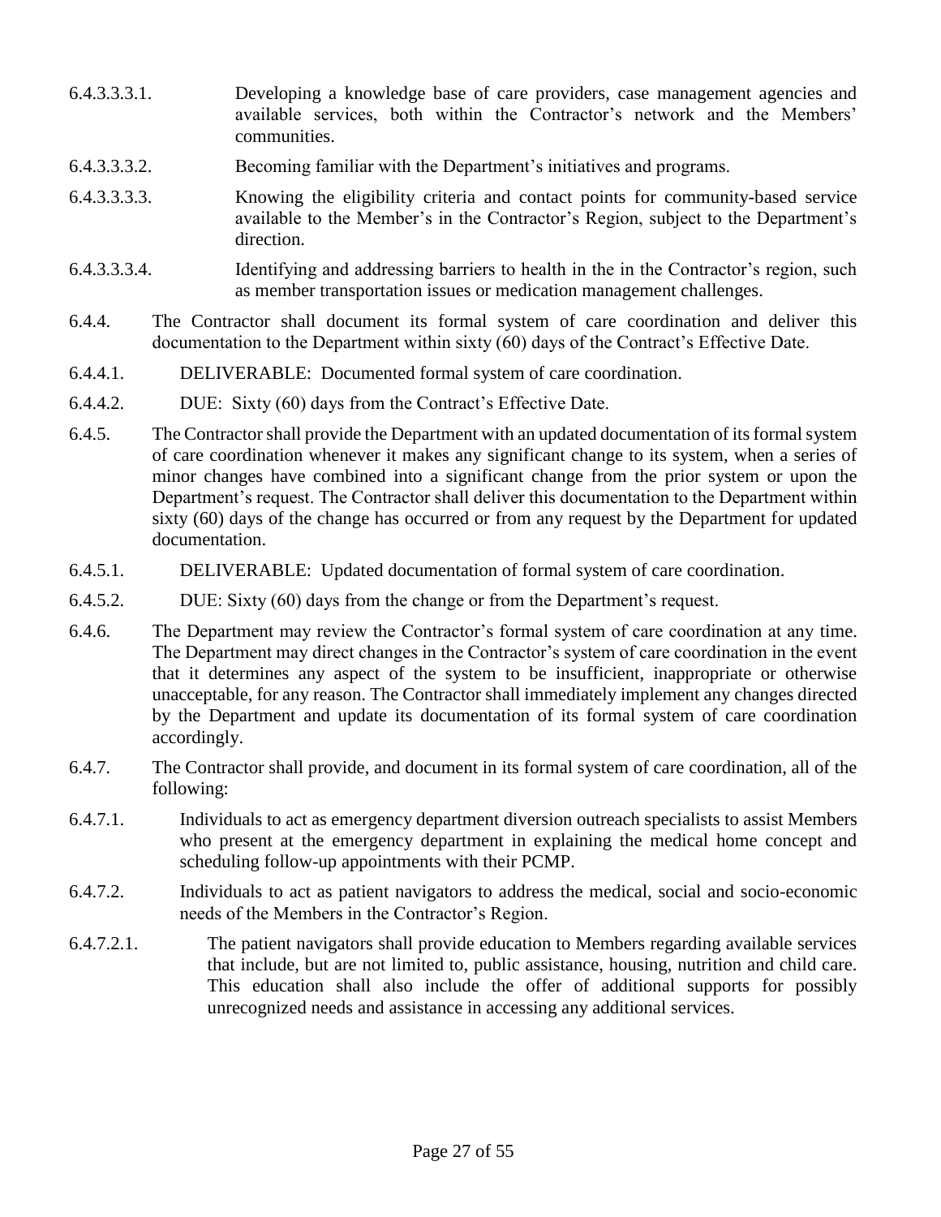6.4.3.3.3.1. Developing a knowledge base of care providers, case management agencies and available services, both within the Contractor's network and the Members' communities.

6.4.3.3.3.2. Becoming familiar with the Department's initiatives and programs.

6.4.3.3.3.3. Knowing the eligibility criteria and contact points for community-based service available to the Member's in the Contractor's Region, subject to the Department's direction.

6.4.3.3.3.4. Identifying and addressing barriers to health in the in the Contractor's region, such as member transportation issues or medication management challenges.

6.4.4. The Contractor shall document its formal system of care coordination and deliver this documentation to the Department within sixty (60) days of the Contract's Effective Date.

6.4.4.1. DELIVERABLE: Documented formal system of care coordination.

6.4.4.2. DUE: Sixty (60) days from the Contract's Effective Date.

6.4.5. The Contractor shall provide the Department with an updated documentation of its formal system of care coordination whenever it makes any significant change to its system, when a series of minor changes have combined into a significant change from the prior system or upon the Department's request. The Contractor shall deliver this documentation to the Department within sixty (60) days of the change has occurred or from any request by the Department for updated documentation.

6.4.5.1. DELIVERABLE: Updated documentation of formal system of care coordination.

6.4.5.2. DUE: Sixty (60) days from the change or from the Department's request.

6.4.6. The Department may review the Contractor's formal system of care coordination at any time. The Department may direct changes in the Contractor's system of care coordination in the event that it determines any aspect of the system to be insufficient, inappropriate or otherwise unacceptable, for any reason. The Contractor shall immediately implement any changes directed by the Department and update its documentation of its formal system of care coordination accordingly.

6.4.7. The Contractor shall provide, and document in its formal system of care coordination, all of the following:

6.4.7.1. Individuals to act as emergency department diversion outreach specialists to assist Members who present at the emergency department in explaining the medical home concept and scheduling follow-up appointments with their PCMP.

6.4.7.2. Individuals to act as patient navigators to address the medical, social and socio-economic needs of the Members in the Contractor's Region.

6.4.7.2.1. The patient navigators shall provide education to Members regarding available services that include, but are not limited to, public assistance, housing, nutrition and child care. This education shall also include the offer of additional supports for possibly unrecognized needs and assistance in accessing any additional services.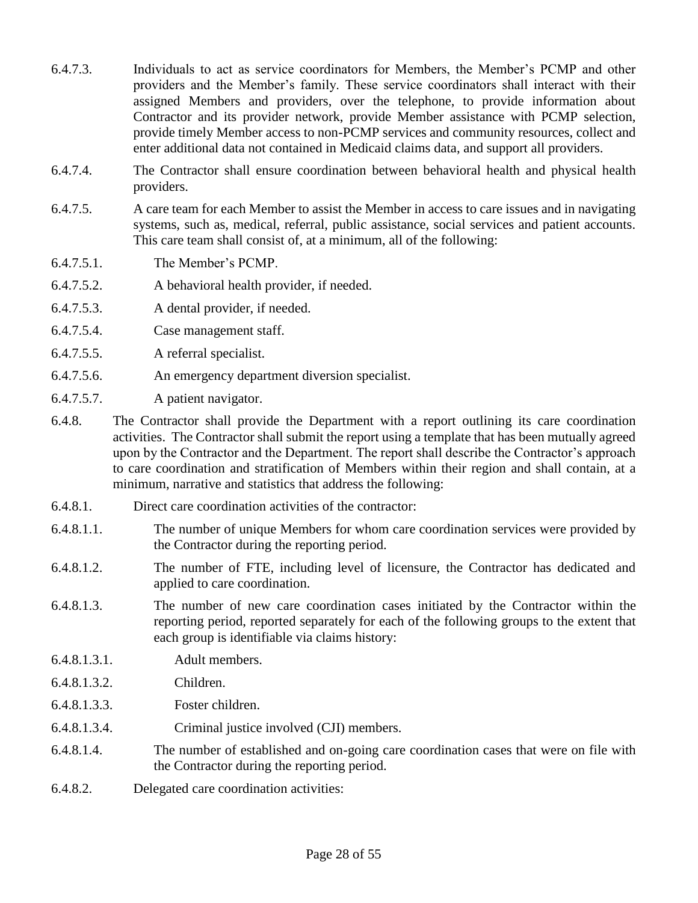6.4.7.3. Individuals to act as service coordinators for Members, the Member's PCMP and other providers and the Member's family. These service coordinators shall interact with their assigned Members and providers, over the telephone, to provide information about Contractor and its provider network, provide Member assistance with PCMP selection, provide timely Member access to non-PCMP services and community resources, collect and enter additional data not contained in Medicaid claims data, and support all providers.

6.4.7.4. The Contractor shall ensure coordination between behavioral health and physical health providers.

6.4.7.5. A care team for each Member to assist the Member in access to care issues and in navigating systems, such as, medical, referral, public assistance, social services and patient accounts. This care team shall consist of, at a minimum, all of the following:

6.4.7.5.1. The Member's PCMP.

6.4.7.5.2. A behavioral health provider, if needed.

6.4.7.5.3. A dental provider, if needed.

6.4.7.5.4. Case management staff.

6.4.7.5.5. A referral specialist.

6.4.7.5.6. An emergency department diversion specialist.

6.4.7.5.7. A patient navigator.

6.4.8. The Contractor shall provide the Department with a report outlining its care coordination activities. The Contractor shall submit the report using a template that has been mutually agreed upon by the Contractor and the Department. The report shall describe the Contractor's approach to care coordination and stratification of Members within their region and shall contain, at a minimum, narrative and statistics that address the following:

6.4.8.1. Direct care coordination activities of the contractor:

6.4.8.1.1. The number of unique Members for whom care coordination services were provided by the Contractor during the reporting period.

6.4.8.1.2. The number of FTE, including level of licensure, the Contractor has dedicated and applied to care coordination.

6.4.8.1.3. The number of new care coordination cases initiated by the Contractor within the reporting period, reported separately for each of the following groups to the extent that each group is identifiable via claims history:

6.4.8.1.3.1. Adult members.

6.4.8.1.3.2. Children.

6.4.8.1.3.3. Foster children.

6.4.8.1.3.4. Criminal justice involved (CJI) members.

6.4.8.1.4. The number of established and on-going care coordination cases that were on file with the Contractor during the reporting period.

6.4.8.2. Delegated care coordination activities: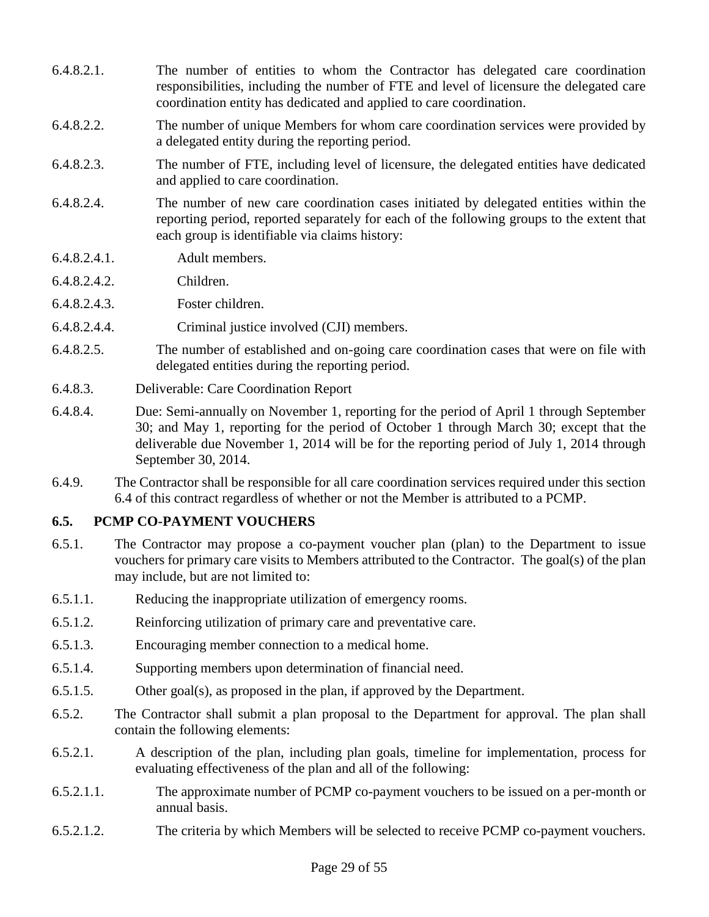6.4.8.2.1. The number of entities to whom the Contractor has delegated care coordination responsibilities, including the number of FTE and level of licensure the delegated care coordination entity has dedicated and applied to care coordination.

6.4.8.2.2. The number of unique Members for whom care coordination services were provided by a delegated entity during the reporting period.

6.4.8.2.3. The number of FTE, including level of licensure, the delegated entities have dedicated and applied to care coordination.

6.4.8.2.4. The number of new care coordination cases initiated by delegated entities within the reporting period, reported separately for each of the following groups to the extent that each group is identifiable via claims history:

6.4.8.2.4.1. Adult members.

6.4.8.2.4.2. Children.

6.4.8.2.4.3. Foster children.

6.4.8.2.4.4. Criminal justice involved (CJI) members.

6.4.8.2.5. The number of established and on-going care coordination cases that were on file with delegated entities during the reporting period.

6.4.8.3. Deliverable: Care Coordination Report

6.4.8.4. Due: Semi-annually on November 1, reporting for the period of April 1 through September 30; and May 1, reporting for the period of October 1 through March 30; except that the deliverable due November 1, 2014 will be for the reporting period of July 1, 2014 through September 30, 2014.

6.4.9. The Contractor shall be responsible for all care coordination services required under this section 6.4 of this contract regardless of whether or not the Member is attributed to a PCMP.

## 6.5. PCMP CO-PAYMENT VOUCHERS

6.5.1. The Contractor may propose a co-payment voucher plan (plan) to the Department to issue vouchers for primary care visits to Members attributed to the Contractor. The goal(s) of the plan may include, but are not limited to:

6.5.1.1. Reducing the inappropriate utilization of emergency rooms.

6.5.1.2. Reinforcing utilization of primary care and preventative care.

6.5.1.3. Encouraging member connection to a medical home.

6.5.1.4. Supporting members upon determination of financial need.

6.5.1.5. Other goal(s), as proposed in the plan, if approved by the Department.

6.5.2. The Contractor shall submit a plan proposal to the Department for approval. The plan shall contain the following elements:

6.5.2.1. A description of the plan, including plan goals, timeline for implementation, process for evaluating effectiveness of the plan and all of the following:

6.5.2.1.1. The approximate number of PCMP co-payment vouchers to be issued on a per-month or annual basis.

6.5.2.1.2. The criteria by which Members will be selected to receive PCMP co-payment vouchers.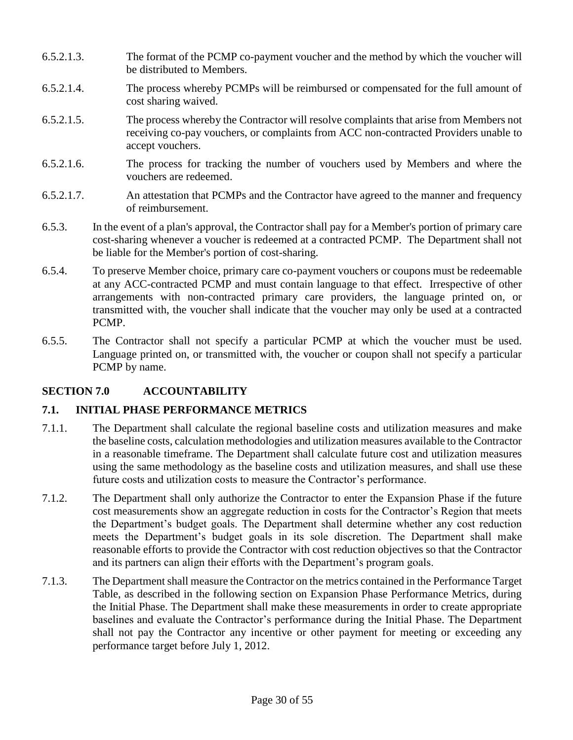6.5.2.1.3. The format of the PCMP co-payment voucher and the method by which the voucher will be distributed to Members.

6.5.2.1.4. The process whereby PCMPs will be reimbursed or compensated for the full amount of cost sharing waived.

6.5.2.1.5. The process whereby the Contractor will resolve complaints that arise from Members not receiving co-pay vouchers, or complaints from ACC non-contracted Providers unable to accept vouchers.

6.5.2.1.6. The process for tracking the number of vouchers used by Members and where the vouchers are redeemed.

6.5.2.1.7. An attestation that PCMPs and the Contractor have agreed to the manner and frequency of reimbursement.

6.5.3. In the event of a plan's approval, the Contractor shall pay for a Member's portion of primary care cost-sharing whenever a voucher is redeemed at a contracted PCMP. The Department shall not be liable for the Member's portion of cost-sharing.

6.5.4. To preserve Member choice, primary care co-payment vouchers or coupons must be redeemable at any ACC-contracted PCMP and must contain language to that effect. Irrespective of other arrangements with non-contracted primary care providers, the language printed on, or transmitted with, the voucher shall indicate that the voucher may only be used at a contracted PCMP.

6.5.5. The Contractor shall not specify a particular PCMP at which the voucher must be used. Language printed on, or transmitted with, the voucher or coupon shall not specify a particular PCMP by name.

## SECTION 7.0 ACCOUNTABILITY

### 7.1. INITIAL PHASE PERFORMANCE METRICS

7.1.1. The Department shall calculate the regional baseline costs and utilization measures and make the baseline costs, calculation methodologies and utilization measures available to the Contractor in a reasonable timeframe. The Department shall calculate future cost and utilization measures using the same methodology as the baseline costs and utilization measures, and shall use these future costs and utilization costs to measure the Contractor's performance.

7.1.2. The Department shall only authorize the Contractor to enter the Expansion Phase if the future cost measurements show an aggregate reduction in costs for the Contractor's Region that meets the Department's budget goals. The Department shall determine whether any cost reduction meets the Department's budget goals in its sole discretion. The Department shall make reasonable efforts to provide the Contractor with cost reduction objectives so that the Contractor and its partners can align their efforts with the Department's program goals.

7.1.3. The Department shall measure the Contractor on the metrics contained in the Performance Target Table, as described in the following section on Expansion Phase Performance Metrics, during the Initial Phase. The Department shall make these measurements in order to create appropriate baselines and evaluate the Contractor's performance during the Initial Phase. The Department shall not pay the Contractor any incentive or other payment for meeting or exceeding any performance target before July 1, 2012.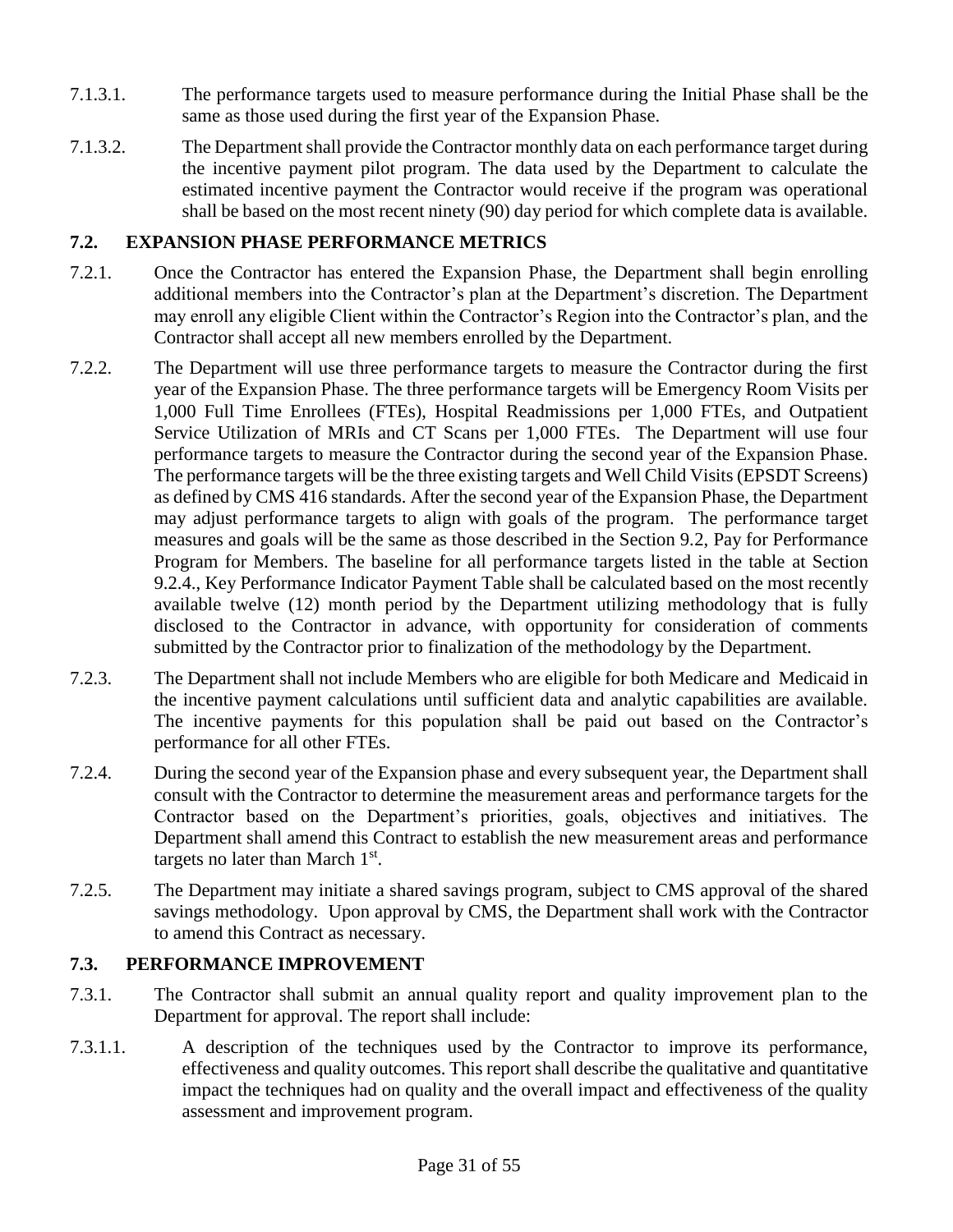7.1.3.1. The performance targets used to measure performance during the Initial Phase shall be the same as those used during the first year of the Expansion Phase.

7.1.3.2. The Department shall provide the Contractor monthly data on each performance target during the incentive payment pilot program. The data used by the Department to calculate the estimated incentive payment the Contractor would receive if the program was operational shall be based on the most recent ninety (90) day period for which complete data is available.

### 7.2. EXPANSION PHASE PERFORMANCE METRICS

7.2.1. Once the Contractor has entered the Expansion Phase, the Department shall begin enrolling additional members into the Contractor's plan at the Department's discretion. The Department may enroll any eligible Client within the Contractor's Region into the Contractor's plan, and the Contractor shall accept all new members enrolled by the Department.

7.2.2. The Department will use three performance targets to measure the Contractor during the first year of the Expansion Phase. The three performance targets will be Emergency Room Visits per 1,000 Full Time Enrollees (FTEs), Hospital Readmissions per 1,000 FTEs, and Outpatient Service Utilization of MRIs and CT Scans per 1,000 FTEs. The Department will use four performance targets to measure the Contractor during the second year of the Expansion Phase. The performance targets will be the three existing targets and Well Child Visits (EPSDT Screens) as defined by CMS 416 standards. After the second year of the Expansion Phase, the Department may adjust performance targets to align with goals of the program. The performance target measures and goals will be the same as those described in the Section 9.2, Pay for Performance Program for Members. The baseline for all performance targets listed in the table at Section 9.2.4., Key Performance Indicator Payment Table shall be calculated based on the most recently available twelve (12) month period by the Department utilizing methodology that is fully disclosed to the Contractor in advance, with opportunity for consideration of comments submitted by the Contractor prior to finalization of the methodology by the Department.

7.2.3. The Department shall not include Members who are eligible for both Medicare and Medicaid in the incentive payment calculations until sufficient data and analytic capabilities are available. The incentive payments for this population shall be paid out based on the Contractor's performance for all other FTEs.

7.2.4. During the second year of the Expansion phase and every subsequent year, the Department shall consult with the Contractor to determine the measurement areas and performance targets for the Contractor based on the Department's priorities, goals, objectives and initiatives. The Department shall amend this Contract to establish the new measurement areas and performance targets no later than March 1st.

7.2.5. The Department may initiate a shared savings program, subject to CMS approval of the shared savings methodology. Upon approval by CMS, the Department shall work with the Contractor to amend this Contract as necessary.

### 7.3. PERFORMANCE IMPROVEMENT

7.3.1. The Contractor shall submit an annual quality report and quality improvement plan to the Department for approval. The report shall include:

7.3.1.1. A description of the techniques used by the Contractor to improve its performance, effectiveness and quality outcomes. This report shall describe the qualitative and quantitative impact the techniques had on quality and the overall impact and effectiveness of the quality assessment and improvement program.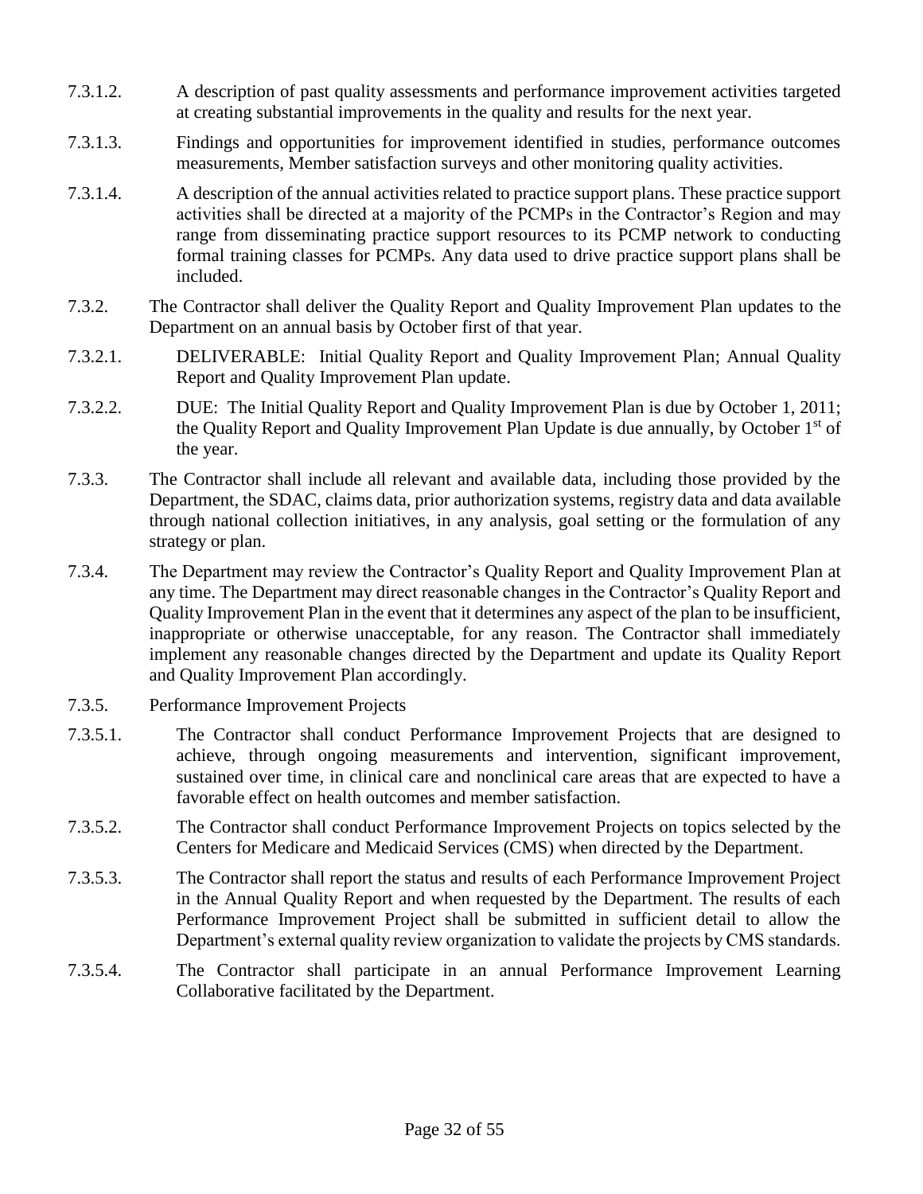7.3.1.2. A description of past quality assessments and performance improvement activities targeted at creating substantial improvements in the quality and results for the next year.

7.3.1.3. Findings and opportunities for improvement identified in studies, performance outcomes measurements, Member satisfaction surveys and other monitoring quality activities.

7.3.1.4. A description of the annual activities related to practice support plans. These practice support activities shall be directed at a majority of the PCMPs in the Contractor's Region and may range from disseminating practice support resources to its PCMP network to conducting formal training classes for PCMPs. Any data used to drive practice support plans shall be included.

7.3.2. The Contractor shall deliver the Quality Report and Quality Improvement Plan updates to the Department on an annual basis by October first of that year.

7.3.2.1. DELIVERABLE: Initial Quality Report and Quality Improvement Plan; Annual Quality Report and Quality Improvement Plan update.

7.3.2.2. DUE: The Initial Quality Report and Quality Improvement Plan is due by October 1, 2011; the Quality Report and Quality Improvement Plan Update is due annually, by October 1st of the year.

7.3.3. The Contractor shall include all relevant and available data, including those provided by the Department, the SDAC, claims data, prior authorization systems, registry data and data available through national collection initiatives, in any analysis, goal setting or the formulation of any strategy or plan.

7.3.4. The Department may review the Contractor's Quality Report and Quality Improvement Plan at any time. The Department may direct reasonable changes in the Contractor's Quality Report and Quality Improvement Plan in the event that it determines any aspect of the plan to be insufficient, inappropriate or otherwise unacceptable, for any reason. The Contractor shall immediately implement any reasonable changes directed by the Department and update its Quality Report and Quality Improvement Plan accordingly.

7.3.5. Performance Improvement Projects

7.3.5.1. The Contractor shall conduct Performance Improvement Projects that are designed to achieve, through ongoing measurements and intervention, significant improvement, sustained over time, in clinical care and nonclinical care areas that are expected to have a favorable effect on health outcomes and member satisfaction.

7.3.5.2. The Contractor shall conduct Performance Improvement Projects on topics selected by the Centers for Medicare and Medicaid Services (CMS) when directed by the Department.

7.3.5.3. The Contractor shall report the status and results of each Performance Improvement Project in the Annual Quality Report and when requested by the Department. The results of each Performance Improvement Project shall be submitted in sufficient detail to allow the Department's external quality review organization to validate the projects by CMS standards.

7.3.5.4. The Contractor shall participate in an annual Performance Improvement Learning Collaborative facilitated by the Department.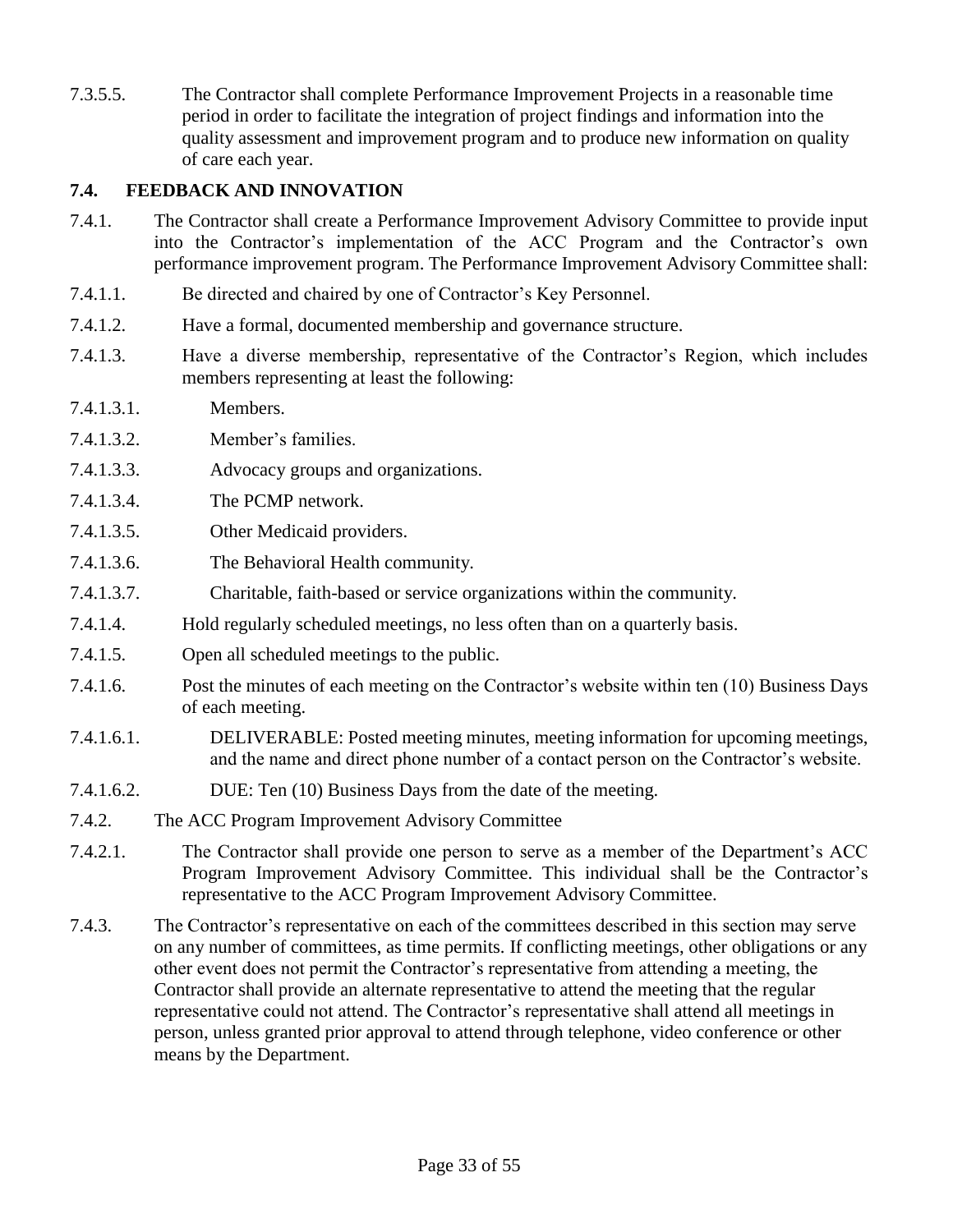7.3.5.5. The Contractor shall complete Performance Improvement Projects in a reasonable time period in order to facilitate the integration of project findings and information into the quality assessment and improvement program and to produce new information on quality of care each year.

### 7.4. FEEDBACK AND INNOVATION

7.4.1. The Contractor shall create a Performance Improvement Advisory Committee to provide input into the Contractor's implementation of the ACC Program and the Contractor's own performance improvement program. The Performance Improvement Advisory Committee shall:

7.4.1.1. Be directed and chaired by one of Contractor's Key Personnel.

7.4.1.2. Have a formal, documented membership and governance structure.

7.4.1.3. Have a diverse membership, representative of the Contractor's Region, which includes members representing at least the following:

7.4.1.3.1. Members.

7.4.1.3.2. Member's families.

7.4.1.3.3. Advocacy groups and organizations.

7.4.1.3.4. The PCMP network.

7.4.1.3.5. Other Medicaid providers.

7.4.1.3.6. The Behavioral Health community.

7.4.1.3.7. Charitable, faith-based or service organizations within the community.

7.4.1.4. Hold regularly scheduled meetings, no less often than on a quarterly basis.

7.4.1.5. Open all scheduled meetings to the public.

7.4.1.6. Post the minutes of each meeting on the Contractor's website within ten (10) Business Days of each meeting.

7.4.1.6.1. DELIVERABLE: Posted meeting minutes, meeting information for upcoming meetings, and the name and direct phone number of a contact person on the Contractor's website.

7.4.1.6.2. DUE: Ten (10) Business Days from the date of the meeting.

7.4.2. The ACC Program Improvement Advisory Committee

7.4.2.1. The Contractor shall provide one person to serve as a member of the Department's ACC Program Improvement Advisory Committee. This individual shall be the Contractor's representative to the ACC Program Improvement Advisory Committee.

7.4.3. The Contractor's representative on each of the committees described in this section may serve on any number of committees, as time permits. If conflicting meetings, other obligations or any other event does not permit the Contractor's representative from attending a meeting, the Contractor shall provide an alternate representative to attend the meeting that the regular representative could not attend. The Contractor's representative shall attend all meetings in person, unless granted prior approval to attend through telephone, video conference or other means by the Department.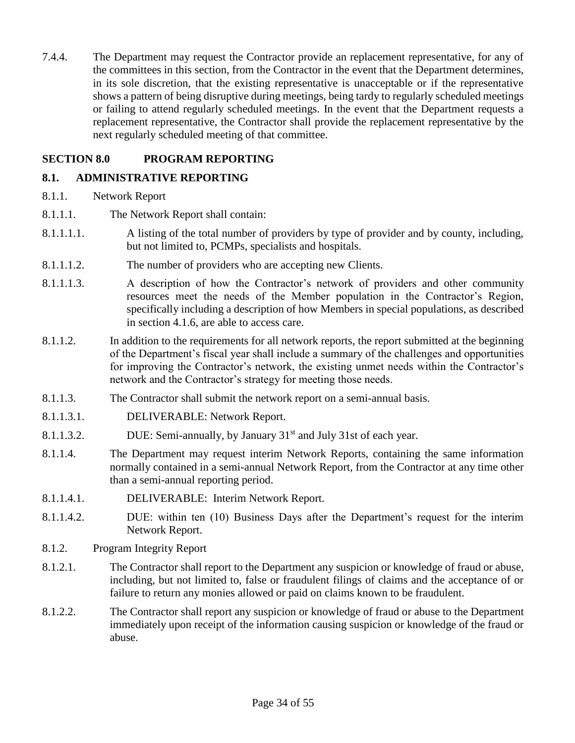7.4.4. The Department may request the Contractor provide an replacement representative, for any of the committees in this section, from the Contractor in the event that the Department determines, in its sole discretion, that the existing representative is unacceptable or if the representative shows a pattern of being disruptive during meetings, being tardy to regularly scheduled meetings or failing to attend regularly scheduled meetings. In the event that the Department requests a replacement representative, the Contractor shall provide the replacement representative by the next regularly scheduled meeting of that committee.

## SECTION 8.0 PROGRAM REPORTING

### 8.1. ADMINISTRATIVE REPORTING

8.1.1. Network Report

8.1.1.1. The Network Report shall contain:

8.1.1.1.1. A listing of the total number of providers by type of provider and by county, including, but not limited to, PCMPs, specialists and hospitals.

8.1.1.1.2. The number of providers who are accepting new Clients.

8.1.1.1.3. A description of how the Contractor's network of providers and other community resources meet the needs of the Member population in the Contractor's Region, specifically including a description of how Members in special populations, as described in section 4.1.6, are able to access care.

8.1.1.2. In addition to the requirements for all network reports, the report submitted at the beginning of the Department's fiscal year shall include a summary of the challenges and opportunities for improving the Contractor's network, the existing unmet needs within the Contractor's network and the Contractor's strategy for meeting those needs.

8.1.1.3. The Contractor shall submit the network report on a semi-annual basis.

8.1.1.3.1. DELIVERABLE: Network Report.

8.1.1.3.2. DUE: Semi-annually, by January 31st and July 31st of each year.

8.1.1.4. The Department may request interim Network Reports, containing the same information normally contained in a semi-annual Network Report, from the Contractor at any time other than a semi-annual reporting period.

8.1.1.4.1. DELIVERABLE: Interim Network Report.

8.1.1.4.2. DUE: within ten (10) Business Days after the Department's request for the interim Network Report.

8.1.2. Program Integrity Report

8.1.2.1. The Contractor shall report to the Department any suspicion or knowledge of fraud or abuse, including, but not limited to, false or fraudulent filings of claims and the acceptance of or failure to return any monies allowed or paid on claims known to be fraudulent.

8.1.2.2. The Contractor shall report any suspicion or knowledge of fraud or abuse to the Department immediately upon receipt of the information causing suspicion or knowledge of the fraud or abuse.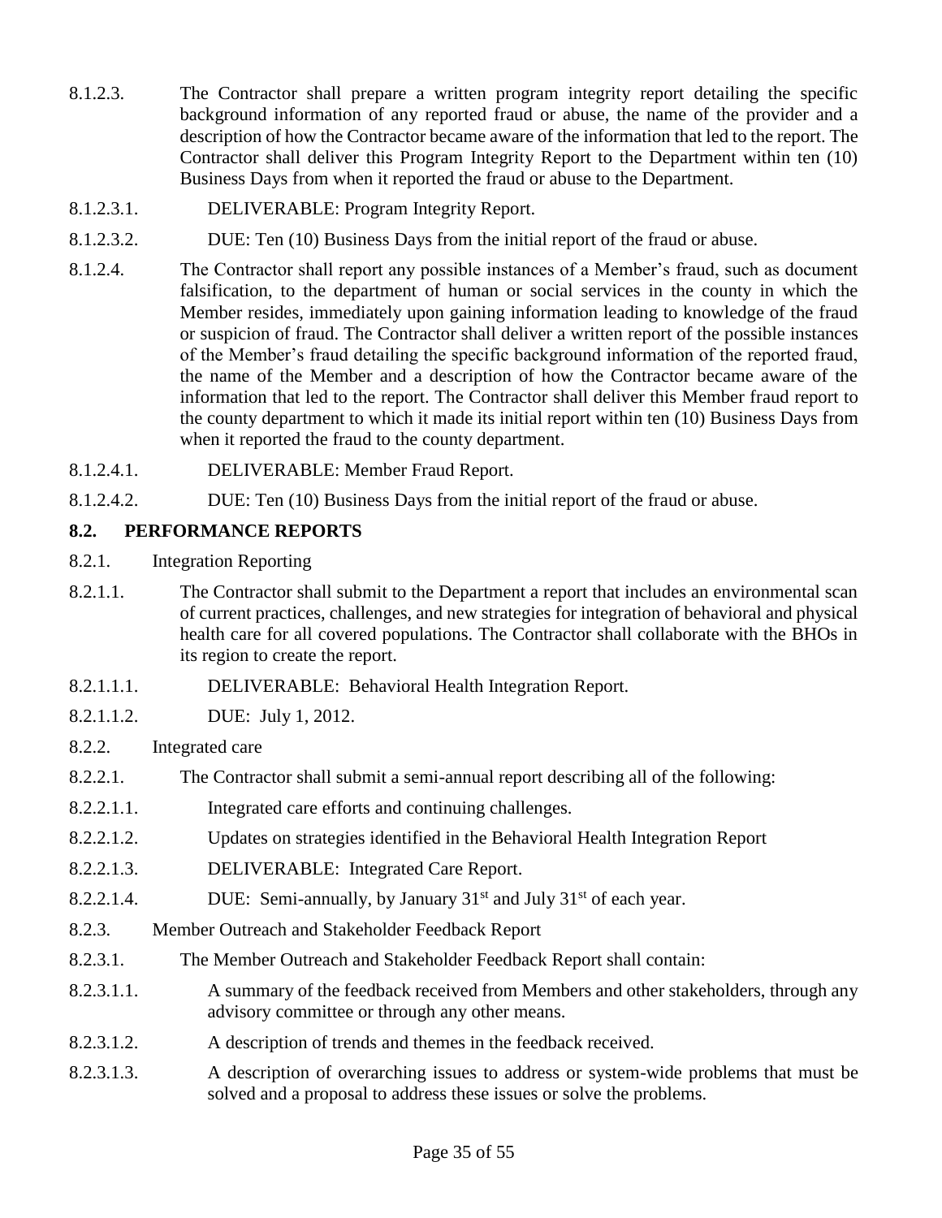8.1.2.3. The Contractor shall prepare a written program integrity report detailing the specific background information of any reported fraud or abuse, the name of the provider and a description of how the Contractor became aware of the information that led to the report. The Contractor shall deliver this Program Integrity Report to the Department within ten (10) Business Days from when it reported the fraud or abuse to the Department.

8.1.2.3.1. DELIVERABLE: Program Integrity Report.

8.1.2.3.2. DUE: Ten (10) Business Days from the initial report of the fraud or abuse.

8.1.2.4. The Contractor shall report any possible instances of a Member's fraud, such as document falsification, to the department of human or social services in the county in which the Member resides, immediately upon gaining information leading to knowledge of the fraud or suspicion of fraud. The Contractor shall deliver a written report of the possible instances of the Member's fraud detailing the specific background information of the reported fraud, the name of the Member and a description of how the Contractor became aware of the information that led to the report. The Contractor shall deliver this Member fraud report to the county department to which it made its initial report within ten (10) Business Days from when it reported the fraud to the county department.

8.1.2.4.1. DELIVERABLE: Member Fraud Report.

8.1.2.4.2. DUE: Ten (10) Business Days from the initial report of the fraud or abuse.

## 8.2. PERFORMANCE REPORTS

8.2.1. Integration Reporting

8.2.1.1. The Contractor shall submit to the Department a report that includes an environmental scan of current practices, challenges, and new strategies for integration of behavioral and physical health care for all covered populations. The Contractor shall collaborate with the BHOs in its region to create the report.

8.2.1.1.1. DELIVERABLE: Behavioral Health Integration Report.

8.2.1.1.2. DUE: July 1, 2012.

8.2.2. Integrated care

8.2.2.1. The Contractor shall submit a semi-annual report describing all of the following:

8.2.2.1.1. Integrated care efforts and continuing challenges.

8.2.2.1.2. Updates on strategies identified in the Behavioral Health Integration Report

8.2.2.1.3. DELIVERABLE: Integrated Care Report.

8.2.2.1.4. DUE: Semi-annually, by January 31st and July 31st of each year.

8.2.3. Member Outreach and Stakeholder Feedback Report

8.2.3.1. The Member Outreach and Stakeholder Feedback Report shall contain:

8.2.3.1.1. A summary of the feedback received from Members and other stakeholders, through any advisory committee or through any other means.

8.2.3.1.2. A description of trends and themes in the feedback received.

8.2.3.1.3. A description of overarching issues to address or system-wide problems that must be solved and a proposal to address these issues or solve the problems.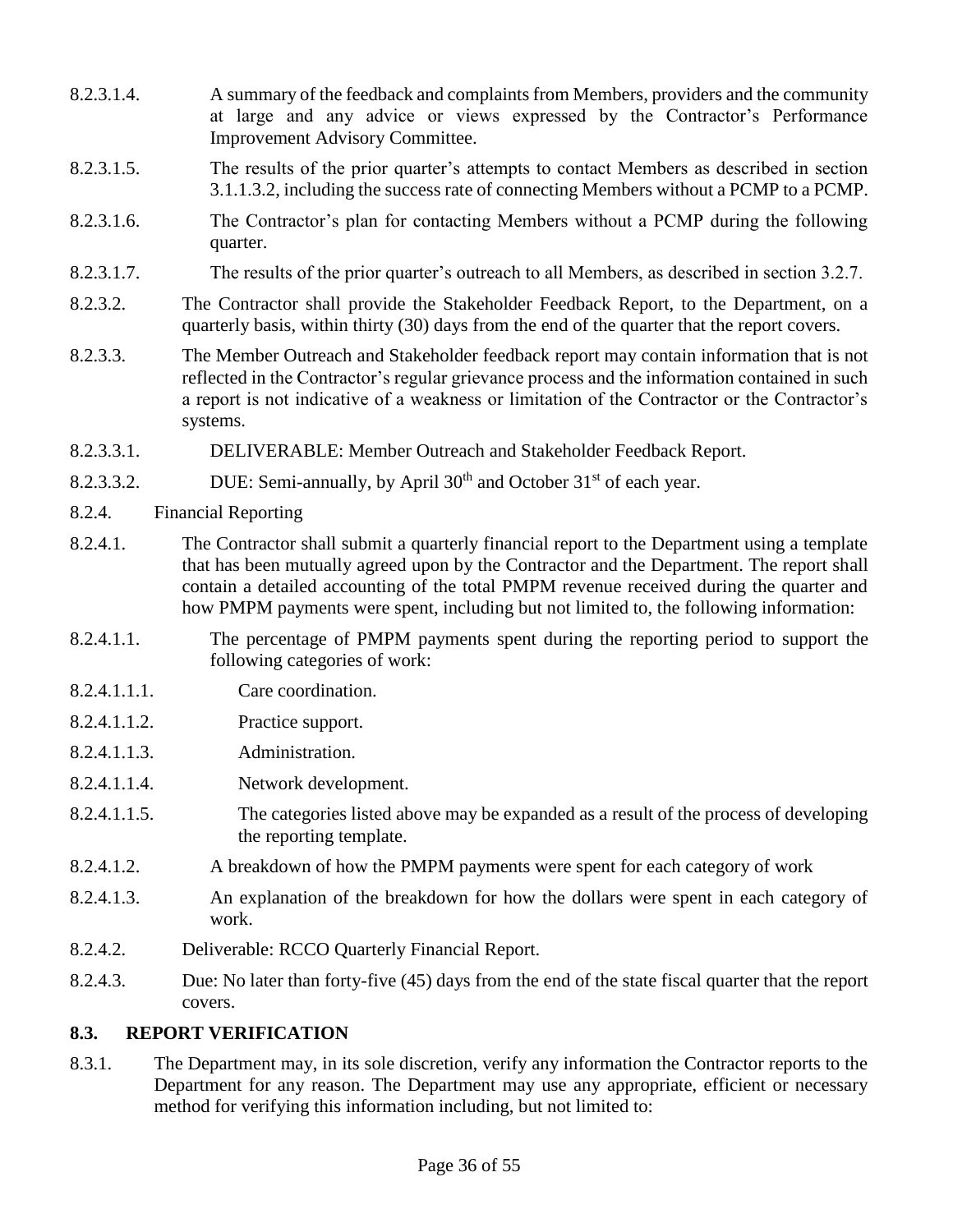8.2.3.1.4. A summary of the feedback and complaints from Members, providers and the community at large and any advice or views expressed by the Contractor's Performance Improvement Advisory Committee.

8.2.3.1.5. The results of the prior quarter's attempts to contact Members as described in section 3.1.1.3.2, including the success rate of connecting Members without a PCMP to a PCMP.

8.2.3.1.6. The Contractor's plan for contacting Members without a PCMP during the following quarter.

8.2.3.1.7. The results of the prior quarter's outreach to all Members, as described in section 3.2.7.

8.2.3.2. The Contractor shall provide the Stakeholder Feedback Report, to the Department, on a quarterly basis, within thirty (30) days from the end of the quarter that the report covers.

8.2.3.3. The Member Outreach and Stakeholder feedback report may contain information that is not reflected in the Contractor's regular grievance process and the information contained in such a report is not indicative of a weakness or limitation of the Contractor or the Contractor's systems.

8.2.3.3.1. DELIVERABLE: Member Outreach and Stakeholder Feedback Report.

8.2.3.3.2. DUE: Semi-annually, by April 30th and October 31st of each year.

8.2.4. Financial Reporting

8.2.4.1. The Contractor shall submit a quarterly financial report to the Department using a template that has been mutually agreed upon by the Contractor and the Department. The report shall contain a detailed accounting of the total PMPM revenue received during the quarter and how PMPM payments were spent, including but not limited to, the following information:

8.2.4.1.1. The percentage of PMPM payments spent during the reporting period to support the following categories of work:

8.2.4.1.1.1. Care coordination.

8.2.4.1.1.2. Practice support.

8.2.4.1.1.3. Administration.

8.2.4.1.1.4. Network development.

8.2.4.1.1.5. The categories listed above may be expanded as a result of the process of developing the reporting template.

8.2.4.1.2. A breakdown of how the PMPM payments were spent for each category of work

8.2.4.1.3. An explanation of the breakdown for how the dollars were spent in each category of work.

8.2.4.2. Deliverable: RCCO Quarterly Financial Report.

8.2.4.3. Due: No later than forty-five (45) days from the end of the state fiscal quarter that the report covers.

## 8.3. REPORT VERIFICATION

8.3.1. The Department may, in its sole discretion, verify any information the Contractor reports to the Department for any reason. The Department may use any appropriate, efficient or necessary method for verifying this information including, but not limited to: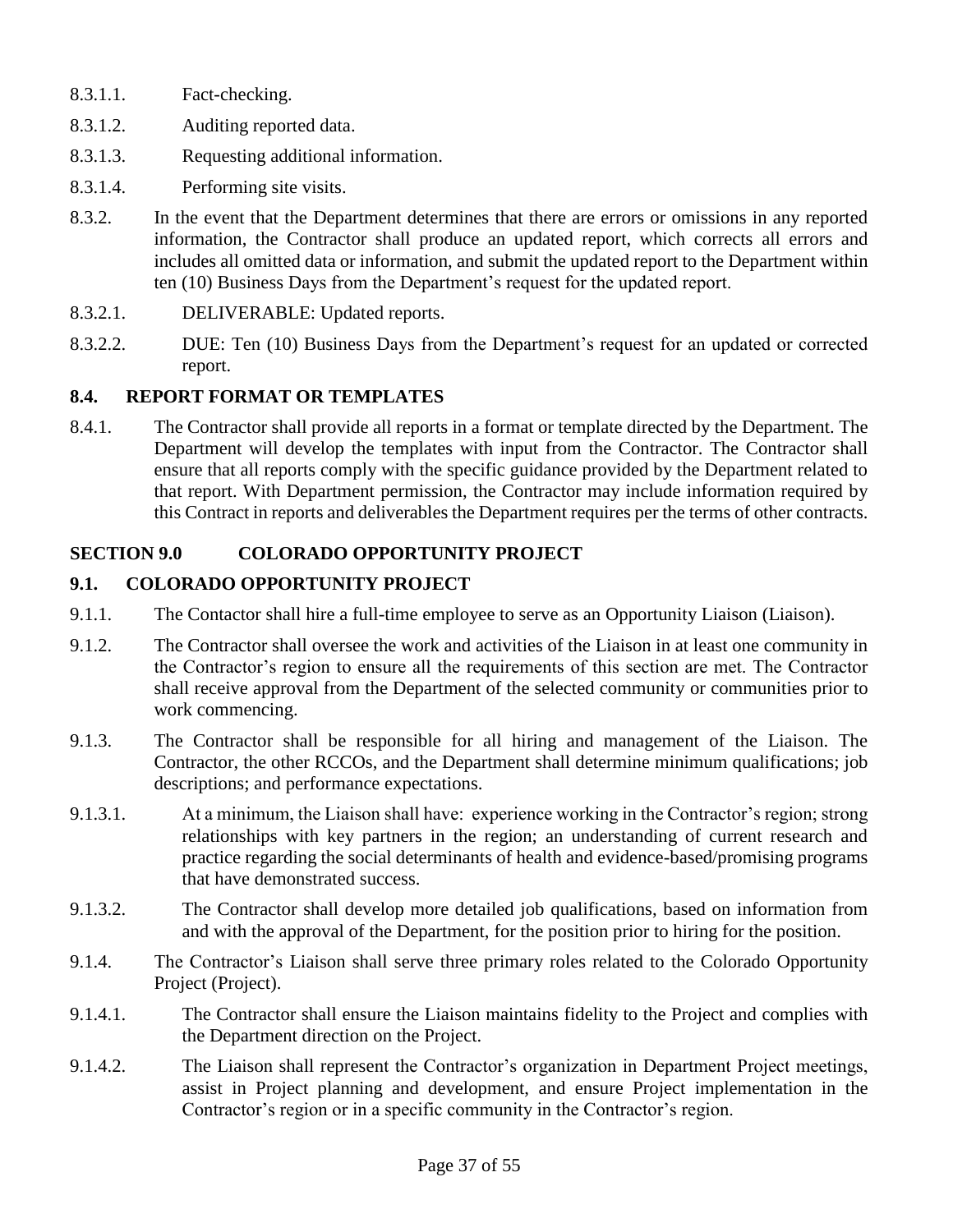8.3.1.1. Fact-checking.

8.3.1.2. Auditing reported data.

8.3.1.3. Requesting additional information.

8.3.1.4. Performing site visits.

8.3.2. In the event that the Department determines that there are errors or omissions in any reported information, the Contractor shall produce an updated report, which corrects all errors and includes all omitted data or information, and submit the updated report to the Department within ten (10) Business Days from the Department's request for the updated report.

8.3.2.1. DELIVERABLE: Updated reports.

8.3.2.2. DUE: Ten (10) Business Days from the Department's request for an updated or corrected report.

### 8.4. REPORT FORMAT OR TEMPLATES

8.4.1. The Contractor shall provide all reports in a format or template directed by the Department. The Department will develop the templates with input from the Contractor. The Contractor shall ensure that all reports comply with the specific guidance provided by the Department related to that report. With Department permission, the Contractor may include information required by this Contract in reports and deliverables the Department requires per the terms of other contracts.

## SECTION 9.0 COLORADO OPPORTUNITY PROJECT

### 9.1. COLORADO OPPORTUNITY PROJECT

9.1.1. The Contactor shall hire a full-time employee to serve as an Opportunity Liaison (Liaison).

9.1.2. The Contractor shall oversee the work and activities of the Liaison in at least one community in the Contractor's region to ensure all the requirements of this section are met. The Contractor shall receive approval from the Department of the selected community or communities prior to work commencing.

9.1.3. The Contractor shall be responsible for all hiring and management of the Liaison. The Contractor, the other RCCOs, and the Department shall determine minimum qualifications; job descriptions; and performance expectations.

9.1.3.1. At a minimum, the Liaison shall have: experience working in the Contractor's region; strong relationships with key partners in the region; an understanding of current research and practice regarding the social determinants of health and evidence-based/promising programs that have demonstrated success.

9.1.3.2. The Contractor shall develop more detailed job qualifications, based on information from and with the approval of the Department, for the position prior to hiring for the position.

9.1.4. The Contractor's Liaison shall serve three primary roles related to the Colorado Opportunity Project (Project).

9.1.4.1. The Contractor shall ensure the Liaison maintains fidelity to the Project and complies with the Department direction on the Project.

9.1.4.2. The Liaison shall represent the Contractor's organization in Department Project meetings, assist in Project planning and development, and ensure Project implementation in the Contractor's region or in a specific community in the Contractor's region.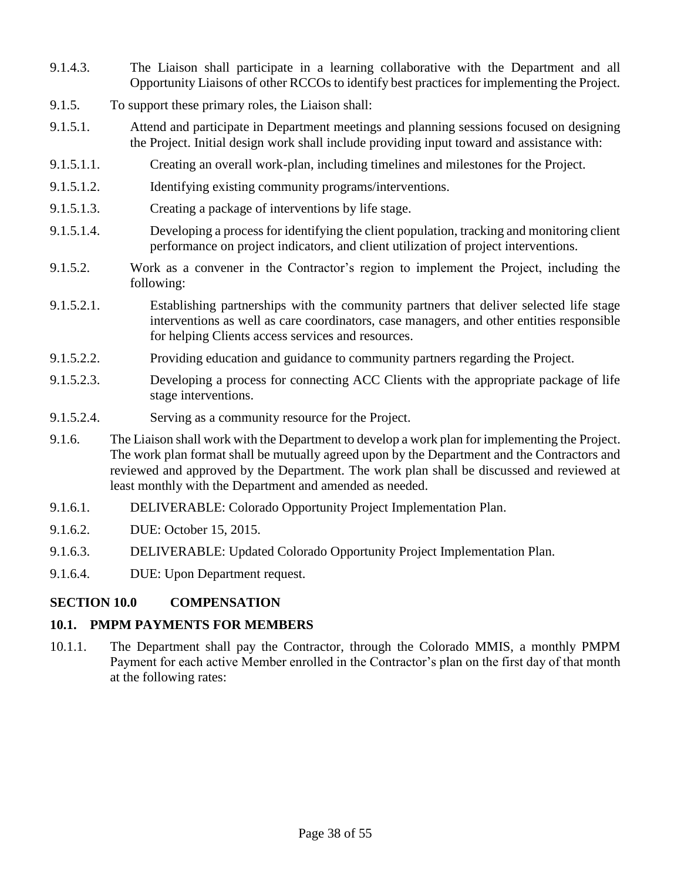9.1.4.3. The Liaison shall participate in a learning collaborative with the Department and all Opportunity Liaisons of other RCCOs to identify best practices for implementing the Project.

9.1.5. To support these primary roles, the Liaison shall:

9.1.5.1. Attend and participate in Department meetings and planning sessions focused on designing the Project. Initial design work shall include providing input toward and assistance with:

9.1.5.1.1. Creating an overall work-plan, including timelines and milestones for the Project.

9.1.5.1.2. Identifying existing community programs/interventions.

9.1.5.1.3. Creating a package of interventions by life stage.

9.1.5.1.4. Developing a process for identifying the client population, tracking and monitoring client performance on project indicators, and client utilization of project interventions.

9.1.5.2. Work as a convener in the Contractor's region to implement the Project, including the following:

9.1.5.2.1. Establishing partnerships with the community partners that deliver selected life stage interventions as well as care coordinators, case managers, and other entities responsible for helping Clients access services and resources.

9.1.5.2.2. Providing education and guidance to community partners regarding the Project.

9.1.5.2.3. Developing a process for connecting ACC Clients with the appropriate package of life stage interventions.

9.1.5.2.4. Serving as a community resource for the Project.

9.1.6. The Liaison shall work with the Department to develop a work plan for implementing the Project. The work plan format shall be mutually agreed upon by the Department and the Contractors and reviewed and approved by the Department. The work plan shall be discussed and reviewed at least monthly with the Department and amended as needed.

9.1.6.1. DELIVERABLE: Colorado Opportunity Project Implementation Plan.

9.1.6.2. DUE: October 15, 2015.

9.1.6.3. DELIVERABLE: Updated Colorado Opportunity Project Implementation Plan.

9.1.6.4. DUE: Upon Department request.

## SECTION 10.0 COMPENSATION

### 10.1. PMPM PAYMENTS FOR MEMBERS

10.1.1. The Department shall pay the Contractor, through the Colorado MMIS, a monthly PMPM Payment for each active Member enrolled in the Contractor's plan on the first day of that month at the following rates: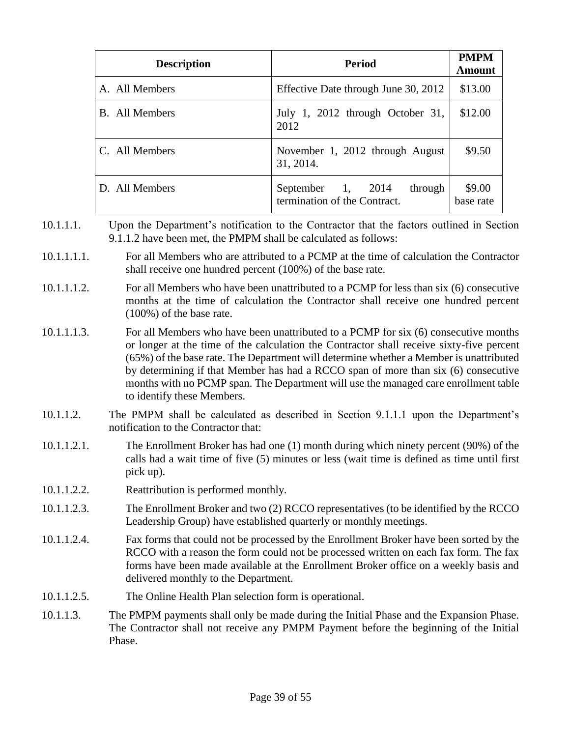| Description | Period | PMPM Amount |
|---|---|---|
| A. All Members | Effective Date through June 30, 2012 | \$13.00 |
| B. All Members | July 1, 2012 through October 31, 2012 | \$12.00 |
| C. All Members | November 1, 2012 through August 31, 2014. | \$9.50 |
| D. All Members | September 1, 2014 through termination of the Contract. | \$9.00 base rate |

10.1.1.1. Upon the Department's notification to the Contractor that the factors outlined in Section 9.1.1.2 have been met, the PMPM shall be calculated as follows:

10.1.1.1.1. For all Members who are attributed to a PCMP at the time of calculation the Contractor shall receive one hundred percent (100%) of the base rate.

10.1.1.1.2. For all Members who have been unattributed to a PCMP for less than six (6) consecutive months at the time of calculation the Contractor shall receive one hundred percent (100%) of the base rate.

10.1.1.1.3. For all Members who have been unattributed to a PCMP for six (6) consecutive months or longer at the time of the calculation the Contractor shall receive sixty-five percent (65%) of the base rate. The Department will determine whether a Member is unattributed by determining if that Member has had a RCCO span of more than six (6) consecutive months with no PCMP span. The Department will use the managed care enrollment table to identify these Members.

10.1.1.2. The PMPM shall be calculated as described in Section 9.1.1.1 upon the Department's notification to the Contractor that:

10.1.1.2.1. The Enrollment Broker has had one (1) month during which ninety percent (90%) of the calls had a wait time of five (5) minutes or less (wait time is defined as time until first pick up).

10.1.1.2.2. Reattribution is performed monthly.

10.1.1.2.3. The Enrollment Broker and two (2) RCCO representatives (to be identified by the RCCO Leadership Group) have established quarterly or monthly meetings.

10.1.1.2.4. Fax forms that could not be processed by the Enrollment Broker have been sorted by the RCCO with a reason the form could not be processed written on each fax form. The fax forms have been made available at the Enrollment Broker office on a weekly basis and delivered monthly to the Department.

10.1.1.2.5. The Online Health Plan selection form is operational.

10.1.1.3. The PMPM payments shall only be made during the Initial Phase and the Expansion Phase. The Contractor shall not receive any PMPM Payment before the beginning of the Initial Phase.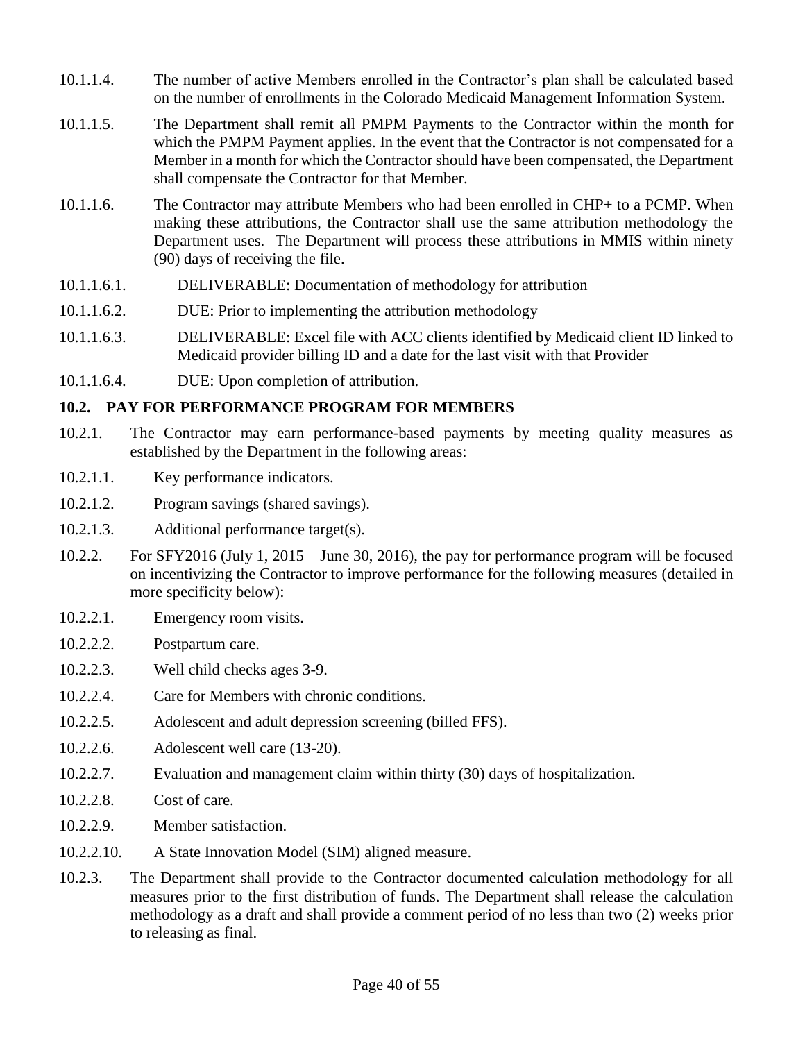10.1.1.4. The number of active Members enrolled in the Contractor's plan shall be calculated based on the number of enrollments in the Colorado Medicaid Management Information System.

10.1.1.5. The Department shall remit all PMPM Payments to the Contractor within the month for which the PMPM Payment applies. In the event that the Contractor is not compensated for a Member in a month for which the Contractor should have been compensated, the Department shall compensate the Contractor for that Member.

10.1.1.6. The Contractor may attribute Members who had been enrolled in CHP+ to a PCMP. When making these attributions, the Contractor shall use the same attribution methodology the Department uses. The Department will process these attributions in MMIS within ninety (90) days of receiving the file.

10.1.1.6.1. DELIVERABLE: Documentation of methodology for attribution

10.1.1.6.2. DUE: Prior to implementing the attribution methodology

10.1.1.6.3. DELIVERABLE: Excel file with ACC clients identified by Medicaid client ID linked to Medicaid provider billing ID and a date for the last visit with that Provider

10.1.1.6.4. DUE: Upon completion of attribution.

## 10.2. PAY FOR PERFORMANCE PROGRAM FOR MEMBERS

10.2.1. The Contractor may earn performance-based payments by meeting quality measures as established by the Department in the following areas:

10.2.1.1. Key performance indicators.

10.2.1.2. Program savings (shared savings).

10.2.1.3. Additional performance target(s).

10.2.2. For SFY2016 (July 1, 2015 – June 30, 2016), the pay for performance program will be focused on incentivizing the Contractor to improve performance for the following measures (detailed in more specificity below):

10.2.2.1. Emergency room visits.

10.2.2.2. Postpartum care.

10.2.2.3. Well child checks ages 3-9.

10.2.2.4. Care for Members with chronic conditions.

10.2.2.5. Adolescent and adult depression screening (billed FFS).

10.2.2.6. Adolescent well care (13-20).

10.2.2.7. Evaluation and management claim within thirty (30) days of hospitalization.

10.2.2.8. Cost of care.

10.2.2.9. Member satisfaction.

10.2.2.10. A State Innovation Model (SIM) aligned measure.

10.2.3. The Department shall provide to the Contractor documented calculation methodology for all measures prior to the first distribution of funds. The Department shall release the calculation methodology as a draft and shall provide a comment period of no less than two (2) weeks prior to releasing as final.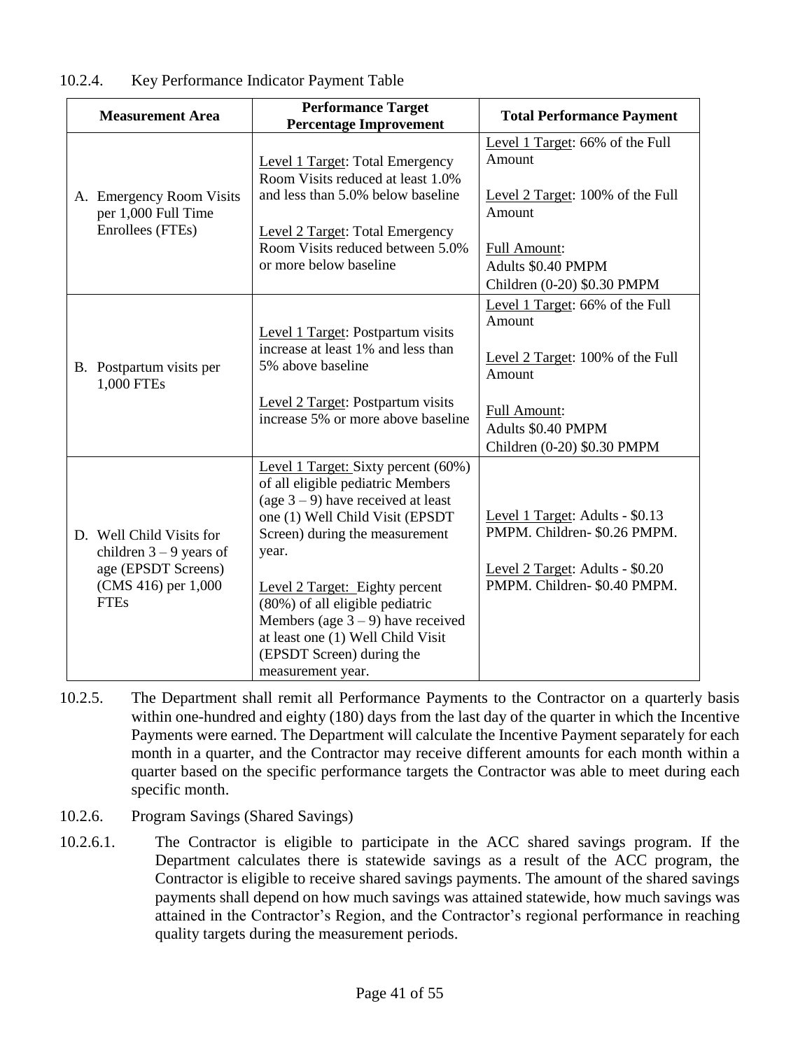10.2.4. Key Performance Indicator Payment Table

| Measurement Area | Performance Target Percentage Improvement | Total Performance Payment |
|---|---|---|
| A. Emergency Room Visits per 1,000 Full Time Enrollees (FTEs) | Level 1 Target: Total Emergency Room Visits reduced at least 1.0% and less than 5.0% below baseline<br><br>Level 2 Target: Total Emergency Room Visits reduced between 5.0% or more below baseline | Level 1 Target: 66% of the Full Amount<br><br>Level 2 Target: 100% of the Full Amount<br><br>Full Amount:<br>Adults $0.40 PMPM<br>Children (0-20) $0.30 PMPM |
| B. Postpartum visits per 1,000 FTEs | Level 1 Target: Postpartum visits increase at least 1% and less than 5% above baseline<br><br>Level 2 Target: Postpartum visits increase 5% or more above baseline | Level 1 Target: 66% of the Full Amount<br><br>Level 2 Target: 100% of the Full Amount<br><br>Full Amount:<br>Adults $0.40 PMPM<br>Children (0-20) $0.30 PMPM |
| D. Well Child Visits for children 3 – 9 years of age (EPSDT Screens) (CMS 416) per 1,000 FTEs | Level 1 Target: Sixty percent (60%) of all eligible pediatric Members (age 3 – 9) have received at least one (1) Well Child Visit (EPSDT Screen) during the measurement year.<br><br>Level 2 Target: Eighty percent (80%) of all eligible pediatric Members (age 3 – 9) have received at least one (1) Well Child Visit (EPSDT Screen) during the measurement year. | Level 1 Target: Adults - $0.13 PMPM. Children- $0.26 PMPM.<br><br>Level 2 Target: Adults - $0.20 PMPM. Children- $0.40 PMPM. |

10.2.5. The Department shall remit all Performance Payments to the Contractor on a quarterly basis within one-hundred and eighty (180) days from the last day of the quarter in which the Incentive Payments were earned. The Department will calculate the Incentive Payment separately for each month in a quarter, and the Contractor may receive different amounts for each month within a quarter based on the specific performance targets the Contractor was able to meet during each specific month.

10.2.6. Program Savings (Shared Savings)

10.2.6.1. The Contractor is eligible to participate in the ACC shared savings program. If the Department calculates there is statewide savings as a result of the ACC program, the Contractor is eligible to receive shared savings payments. The amount of the shared savings payments shall depend on how much savings was attained statewide, how much savings was attained in the Contractor's Region, and the Contractor's regional performance in reaching quality targets during the measurement periods.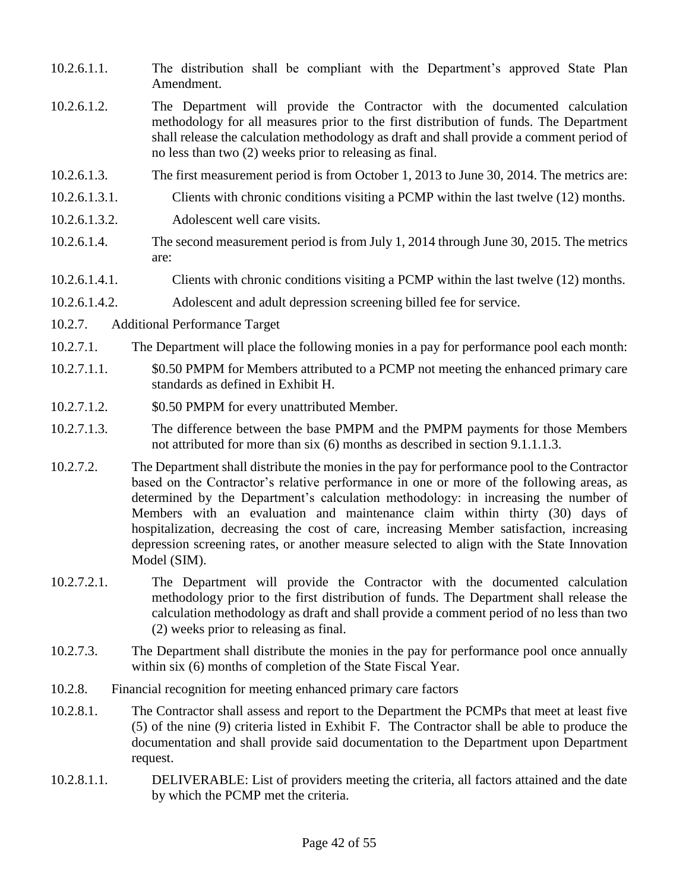10.2.6.1.1. The distribution shall be compliant with the Department's approved State Plan Amendment.

10.2.6.1.2. The Department will provide the Contractor with the documented calculation methodology for all measures prior to the first distribution of funds. The Department shall release the calculation methodology as draft and shall provide a comment period of no less than two (2) weeks prior to releasing as final.

10.2.6.1.3. The first measurement period is from October 1, 2013 to June 30, 2014. The metrics are:

10.2.6.1.3.1. Clients with chronic conditions visiting a PCMP within the last twelve (12) months.

10.2.6.1.3.2. Adolescent well care visits.

10.2.6.1.4. The second measurement period is from July 1, 2014 through June 30, 2015. The metrics are:

10.2.6.1.4.1. Clients with chronic conditions visiting a PCMP within the last twelve (12) months.

10.2.6.1.4.2. Adolescent and adult depression screening billed fee for service.

10.2.7. Additional Performance Target

10.2.7.1. The Department will place the following monies in a pay for performance pool each month:

10.2.7.1.1. $0.50 PMPM for Members attributed to a PCMP not meeting the enhanced primary care standards as defined in Exhibit H.

10.2.7.1.2. $0.50 PMPM for every unattributed Member.

10.2.7.1.3. The difference between the base PMPM and the PMPM payments for those Members not attributed for more than six (6) months as described in section 9.1.1.1.3.

10.2.7.2. The Department shall distribute the monies in the pay for performance pool to the Contractor based on the Contractor's relative performance in one or more of the following areas, as determined by the Department's calculation methodology: in increasing the number of Members with an evaluation and maintenance claim within thirty (30) days of hospitalization, decreasing the cost of care, increasing Member satisfaction, increasing depression screening rates, or another measure selected to align with the State Innovation Model (SIM).

10.2.7.2.1. The Department will provide the Contractor with the documented calculation methodology prior to the first distribution of funds. The Department shall release the calculation methodology as draft and shall provide a comment period of no less than two (2) weeks prior to releasing as final.

10.2.7.3. The Department shall distribute the monies in the pay for performance pool once annually within six (6) months of completion of the State Fiscal Year.

10.2.8. Financial recognition for meeting enhanced primary care factors

10.2.8.1. The Contractor shall assess and report to the Department the PCMPs that meet at least five (5) of the nine (9) criteria listed in Exhibit F. The Contractor shall be able to produce the documentation and shall provide said documentation to the Department upon Department request.

10.2.8.1.1. DELIVERABLE: List of providers meeting the criteria, all factors attained and the date by which the PCMP met the criteria.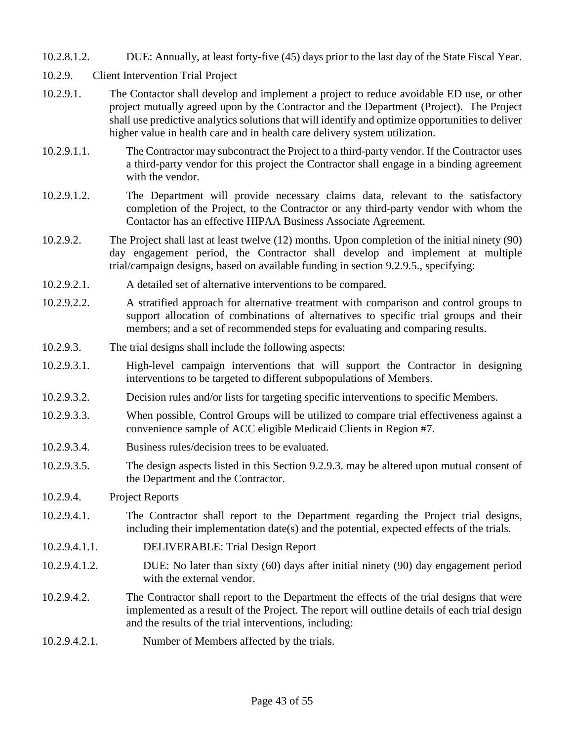10.2.8.1.2. DUE: Annually, at least forty-five (45) days prior to the last day of the State Fiscal Year.

10.2.9. Client Intervention Trial Project

10.2.9.1. The Contactor shall develop and implement a project to reduce avoidable ED use, or other project mutually agreed upon by the Contractor and the Department (Project). The Project shall use predictive analytics solutions that will identify and optimize opportunities to deliver higher value in health care and in health care delivery system utilization.

10.2.9.1.1. The Contractor may subcontract the Project to a third-party vendor. If the Contractor uses a third-party vendor for this project the Contractor shall engage in a binding agreement with the vendor.

10.2.9.1.2. The Department will provide necessary claims data, relevant to the satisfactory completion of the Project, to the Contractor or any third-party vendor with whom the Contactor has an effective HIPAA Business Associate Agreement.

10.2.9.2. The Project shall last at least twelve (12) months. Upon completion of the initial ninety (90) day engagement period, the Contractor shall develop and implement at multiple trial/campaign designs, based on available funding in section 9.2.9.5., specifying:

10.2.9.2.1. A detailed set of alternative interventions to be compared.

10.2.9.2.2. A stratified approach for alternative treatment with comparison and control groups to support allocation of combinations of alternatives to specific trial groups and their members; and a set of recommended steps for evaluating and comparing results.

10.2.9.3. The trial designs shall include the following aspects:

10.2.9.3.1. High-level campaign interventions that will support the Contractor in designing interventions to be targeted to different subpopulations of Members.

10.2.9.3.2. Decision rules and/or lists for targeting specific interventions to specific Members.

10.2.9.3.3. When possible, Control Groups will be utilized to compare trial effectiveness against a convenience sample of ACC eligible Medicaid Clients in Region #7.

10.2.9.3.4. Business rules/decision trees to be evaluated.

10.2.9.3.5. The design aspects listed in this Section 9.2.9.3. may be altered upon mutual consent of the Department and the Contractor.

10.2.9.4. Project Reports

10.2.9.4.1. The Contractor shall report to the Department regarding the Project trial designs, including their implementation date(s) and the potential, expected effects of the trials.

10.2.9.4.1.1. DELIVERABLE: Trial Design Report

10.2.9.4.1.2. DUE: No later than sixty (60) days after initial ninety (90) day engagement period with the external vendor.

10.2.9.4.2. The Contractor shall report to the Department the effects of the trial designs that were implemented as a result of the Project. The report will outline details of each trial design and the results of the trial interventions, including:

10.2.9.4.2.1. Number of Members affected by the trials.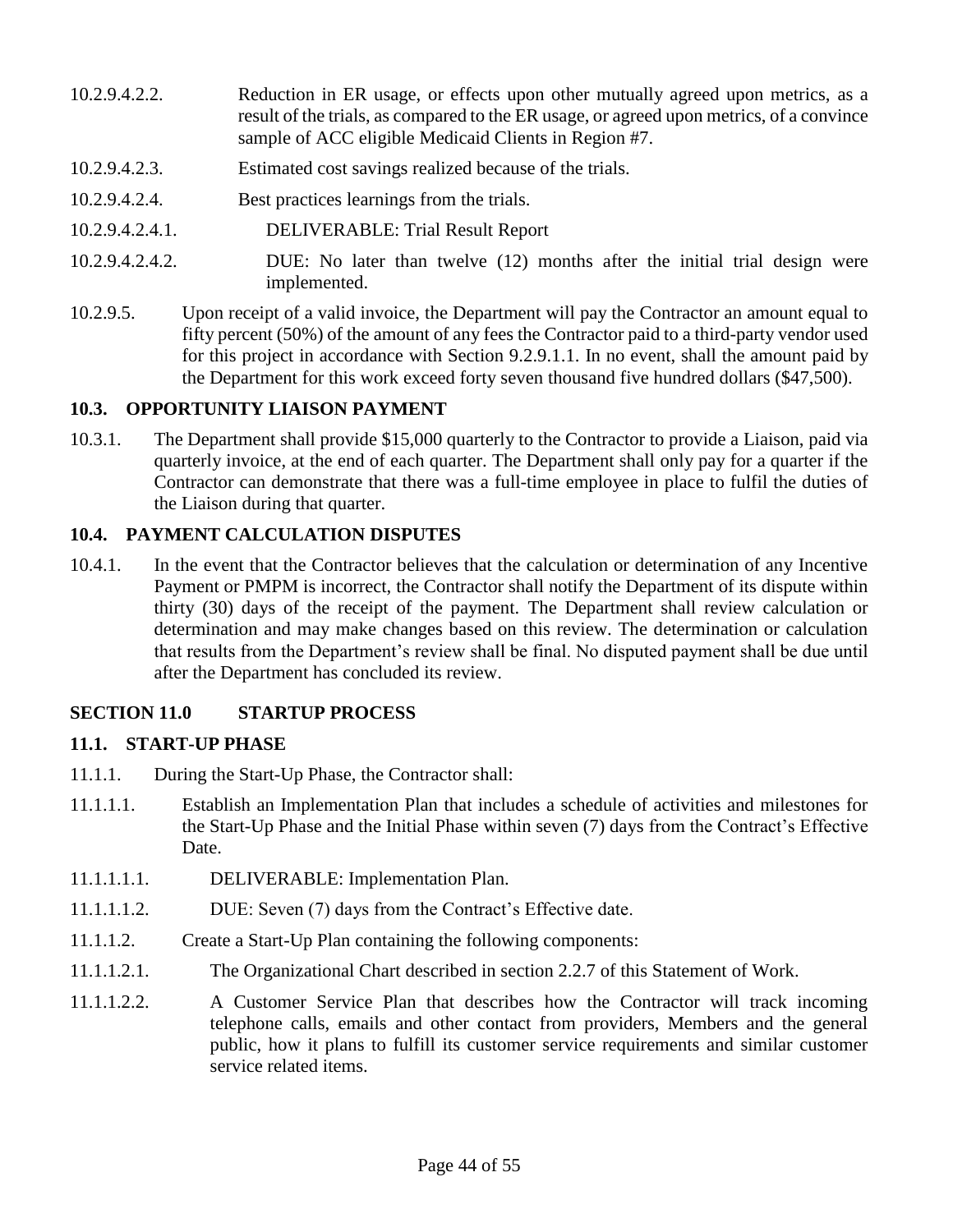10.2.9.4.2.2. Reduction in ER usage, or effects upon other mutually agreed upon metrics, as a result of the trials, as compared to the ER usage, or agreed upon metrics, of a convince sample of ACC eligible Medicaid Clients in Region #7.

10.2.9.4.2.3. Estimated cost savings realized because of the trials.

10.2.9.4.2.4. Best practices learnings from the trials.

10.2.9.4.2.4.1. DELIVERABLE: Trial Result Report

10.2.9.4.2.4.2. DUE: No later than twelve (12) months after the initial trial design were implemented.

10.2.9.5. Upon receipt of a valid invoice, the Department will pay the Contractor an amount equal to fifty percent (50%) of the amount of any fees the Contractor paid to a third-party vendor used for this project in accordance with Section 9.2.9.1.1. In no event, shall the amount paid by the Department for this work exceed forty seven thousand five hundred dollars ($47,500).

### 10.3. OPPORTUNITY LIAISON PAYMENT

10.3.1. The Department shall provide $15,000 quarterly to the Contractor to provide a Liaison, paid via quarterly invoice, at the end of each quarter. The Department shall only pay for a quarter if the Contractor can demonstrate that there was a full-time employee in place to fulfil the duties of the Liaison during that quarter.

### 10.4. PAYMENT CALCULATION DISPUTES

10.4.1. In the event that the Contractor believes that the calculation or determination of any Incentive Payment or PMPM is incorrect, the Contractor shall notify the Department of its dispute within thirty (30) days of the receipt of the payment. The Department shall review calculation or determination and may make changes based on this review. The determination or calculation that results from the Department's review shall be final. No disputed payment shall be due until after the Department has concluded its review.

## SECTION 11.0 STARTUP PROCESS

### 11.1. START-UP PHASE

11.1.1. During the Start-Up Phase, the Contractor shall:

11.1.1.1. Establish an Implementation Plan that includes a schedule of activities and milestones for the Start-Up Phase and the Initial Phase within seven (7) days from the Contract's Effective Date.

11.1.1.1.1. DELIVERABLE: Implementation Plan.

11.1.1.1.2. DUE: Seven (7) days from the Contract's Effective date.

11.1.1.2. Create a Start-Up Plan containing the following components:

11.1.1.2.1. The Organizational Chart described in section 2.2.7 of this Statement of Work.

11.1.1.2.2. A Customer Service Plan that describes how the Contractor will track incoming telephone calls, emails and other contact from providers, Members and the general public, how it plans to fulfill its customer service requirements and similar customer service related items.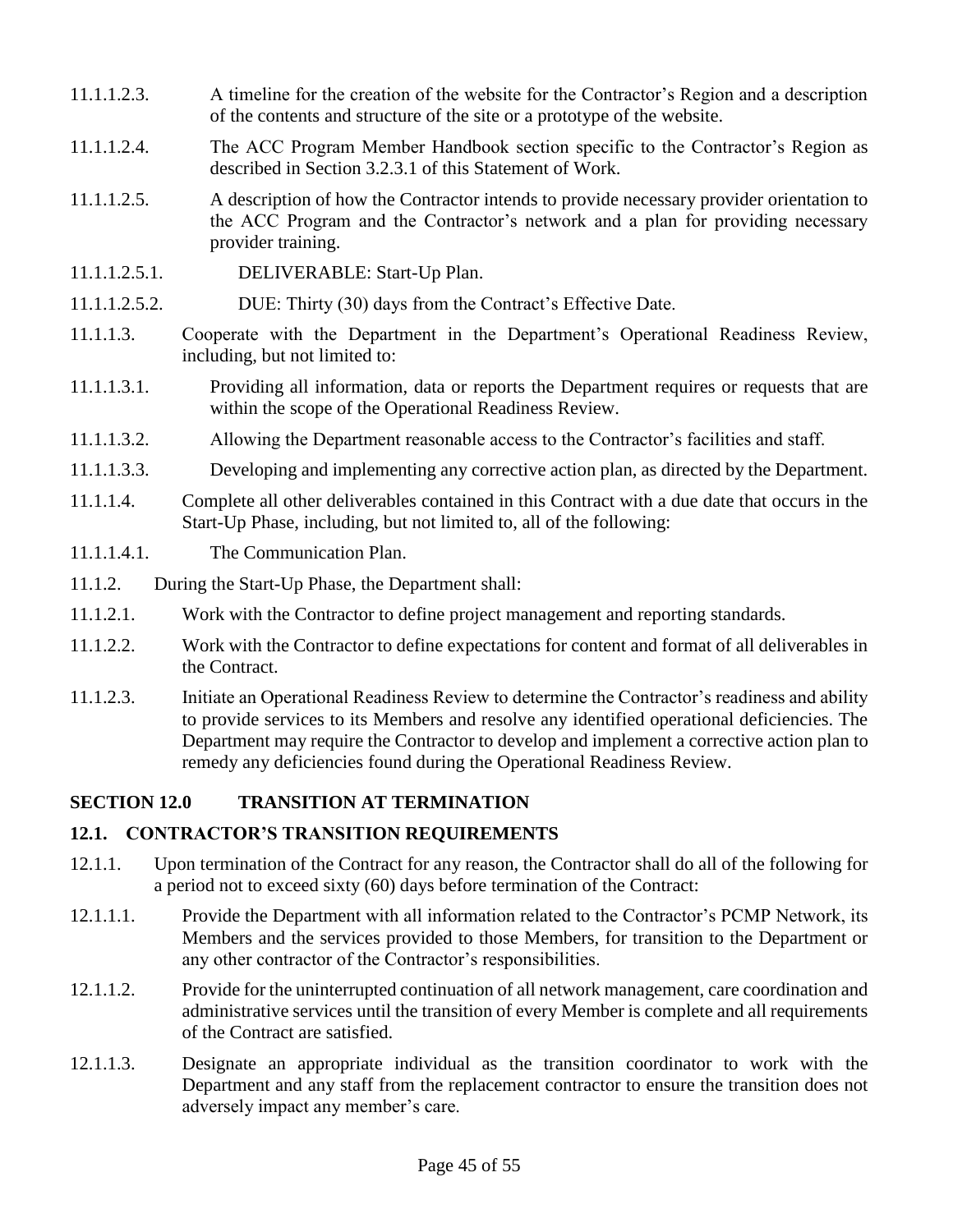11.1.1.2.3. A timeline for the creation of the website for the Contractor's Region and a description of the contents and structure of the site or a prototype of the website.

11.1.1.2.4. The ACC Program Member Handbook section specific to the Contractor's Region as described in Section 3.2.3.1 of this Statement of Work.

11.1.1.2.5. A description of how the Contractor intends to provide necessary provider orientation to the ACC Program and the Contractor's network and a plan for providing necessary provider training.

11.1.1.2.5.1. DELIVERABLE: Start-Up Plan.

11.1.1.2.5.2. DUE: Thirty (30) days from the Contract's Effective Date.

11.1.1.3. Cooperate with the Department in the Department's Operational Readiness Review, including, but not limited to:

11.1.1.3.1. Providing all information, data or reports the Department requires or requests that are within the scope of the Operational Readiness Review.

11.1.1.3.2. Allowing the Department reasonable access to the Contractor's facilities and staff.

11.1.1.3.3. Developing and implementing any corrective action plan, as directed by the Department.

11.1.1.4. Complete all other deliverables contained in this Contract with a due date that occurs in the Start-Up Phase, including, but not limited to, all of the following:

11.1.1.4.1. The Communication Plan.

11.1.2. During the Start-Up Phase, the Department shall:

11.1.2.1. Work with the Contractor to define project management and reporting standards.

11.1.2.2. Work with the Contractor to define expectations for content and format of all deliverables in the Contract.

11.1.2.3. Initiate an Operational Readiness Review to determine the Contractor's readiness and ability to provide services to its Members and resolve any identified operational deficiencies. The Department may require the Contractor to develop and implement a corrective action plan to remedy any deficiencies found during the Operational Readiness Review.

## SECTION 12.0 TRANSITION AT TERMINATION

### 12.1. CONTRACTOR'S TRANSITION REQUIREMENTS

12.1.1. Upon termination of the Contract for any reason, the Contractor shall do all of the following for a period not to exceed sixty (60) days before termination of the Contract:

12.1.1.1. Provide the Department with all information related to the Contractor's PCMP Network, its Members and the services provided to those Members, for transition to the Department or any other contractor of the Contractor's responsibilities.

12.1.1.2. Provide for the uninterrupted continuation of all network management, care coordination and administrative services until the transition of every Member is complete and all requirements of the Contract are satisfied.

12.1.1.3. Designate an appropriate individual as the transition coordinator to work with the Department and any staff from the replacement contractor to ensure the transition does not adversely impact any member's care.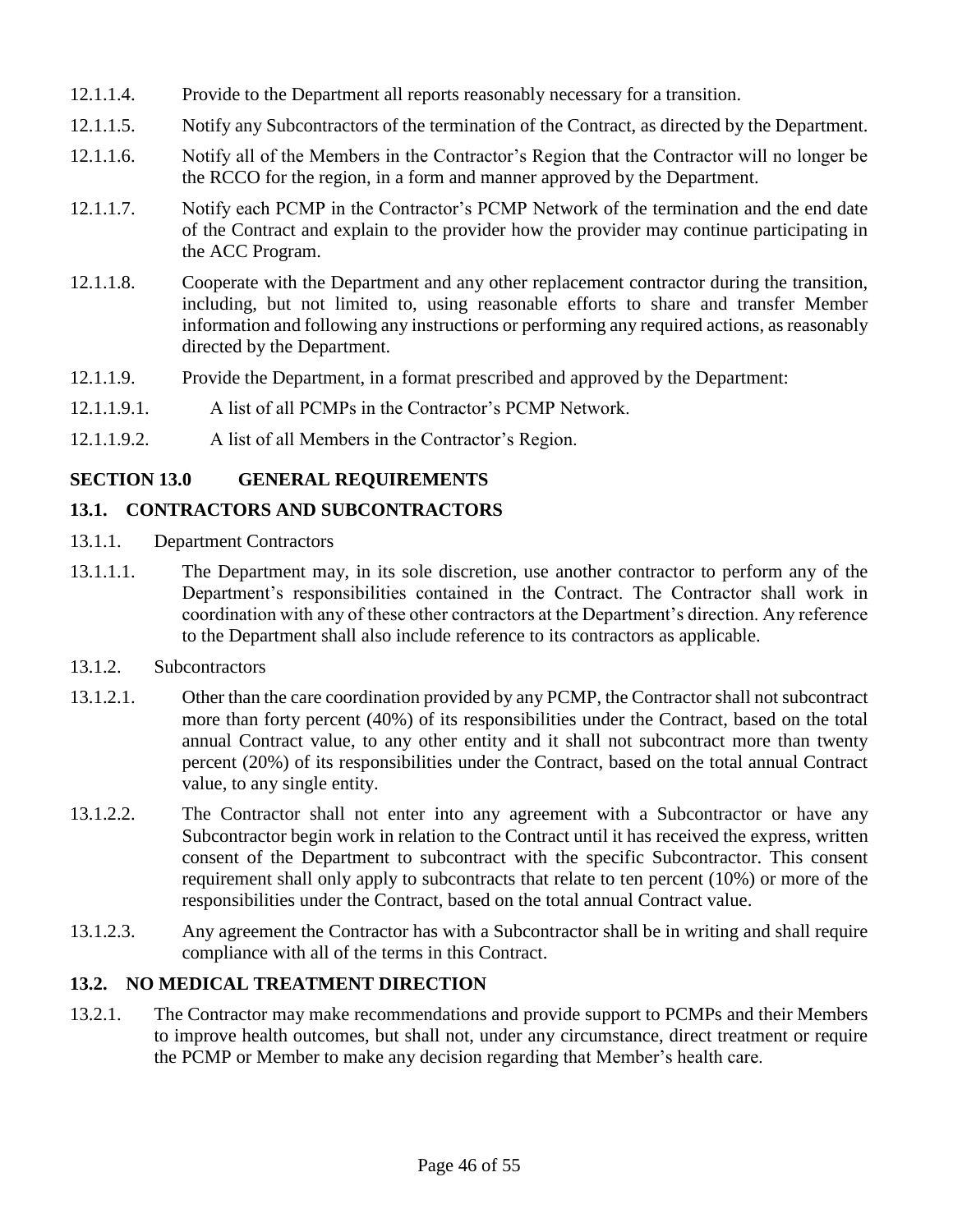12.1.1.4. Provide to the Department all reports reasonably necessary for a transition.

12.1.1.5. Notify any Subcontractors of the termination of the Contract, as directed by the Department.

12.1.1.6. Notify all of the Members in the Contractor's Region that the Contractor will no longer be the RCCO for the region, in a form and manner approved by the Department.

12.1.1.7. Notify each PCMP in the Contractor's PCMP Network of the termination and the end date of the Contract and explain to the provider how the provider may continue participating in the ACC Program.

12.1.1.8. Cooperate with the Department and any other replacement contractor during the transition, including, but not limited to, using reasonable efforts to share and transfer Member information and following any instructions or performing any required actions, as reasonably directed by the Department.

12.1.1.9. Provide the Department, in a format prescribed and approved by the Department:

12.1.1.9.1. A list of all PCMPs in the Contractor's PCMP Network.

12.1.1.9.2. A list of all Members in the Contractor's Region.

## SECTION 13.0 GENERAL REQUIREMENTS

### 13.1. CONTRACTORS AND SUBCONTRACTORS

13.1.1. Department Contractors

13.1.1.1. The Department may, in its sole discretion, use another contractor to perform any of the Department's responsibilities contained in the Contract. The Contractor shall work in coordination with any of these other contractors at the Department's direction. Any reference to the Department shall also include reference to its contractors as applicable.

13.1.2. Subcontractors

13.1.2.1. Other than the care coordination provided by any PCMP, the Contractor shall not subcontract more than forty percent (40%) of its responsibilities under the Contract, based on the total annual Contract value, to any other entity and it shall not subcontract more than twenty percent (20%) of its responsibilities under the Contract, based on the total annual Contract value, to any single entity.

13.1.2.2. The Contractor shall not enter into any agreement with a Subcontractor or have any Subcontractor begin work in relation to the Contract until it has received the express, written consent of the Department to subcontract with the specific Subcontractor. This consent requirement shall only apply to subcontracts that relate to ten percent (10%) or more of the responsibilities under the Contract, based on the total annual Contract value.

13.1.2.3. Any agreement the Contractor has with a Subcontractor shall be in writing and shall require compliance with all of the terms in this Contract.

### 13.2. NO MEDICAL TREATMENT DIRECTION

13.2.1. The Contractor may make recommendations and provide support to PCMPs and their Members to improve health outcomes, but shall not, under any circumstance, direct treatment or require the PCMP or Member to make any decision regarding that Member's health care.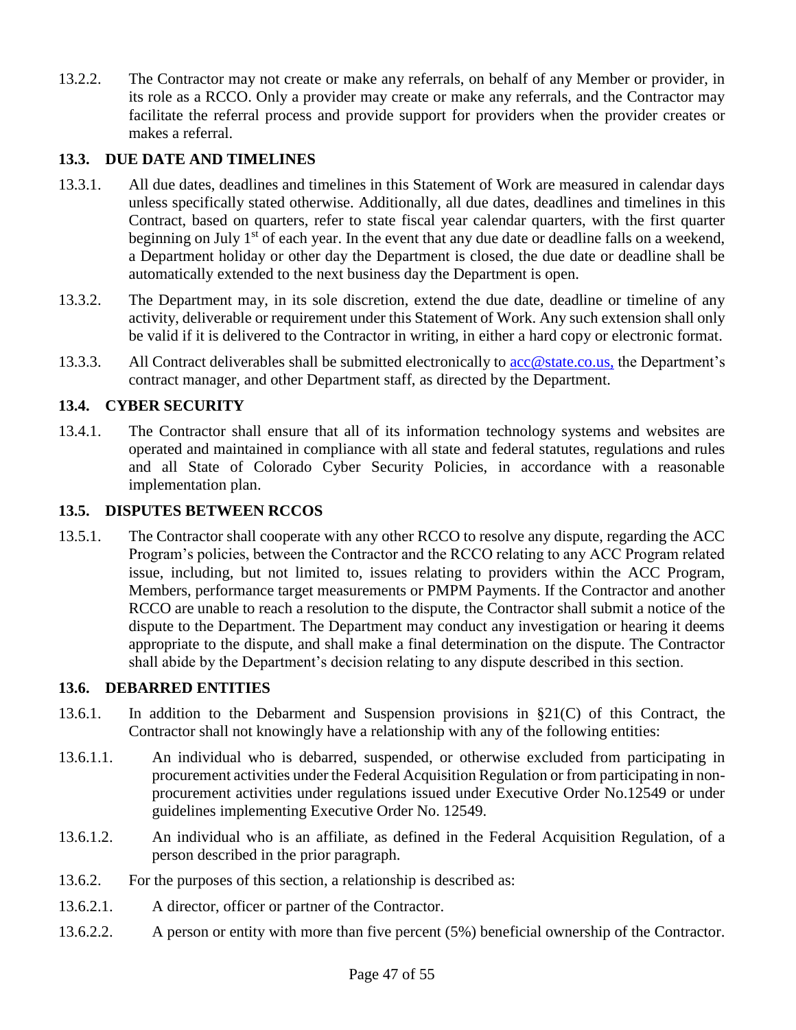13.2.2. The Contractor may not create or make any referrals, on behalf of any Member or provider, in its role as a RCCO. Only a provider may create or make any referrals, and the Contractor may facilitate the referral process and provide support for providers when the provider creates or makes a referral.

### 13.3. DUE DATE AND TIMELINES

13.3.1. All due dates, deadlines and timelines in this Statement of Work are measured in calendar days unless specifically stated otherwise. Additionally, all due dates, deadlines and timelines in this Contract, based on quarters, refer to state fiscal year calendar quarters, with the first quarter beginning on July 1st of each year. In the event that any due date or deadline falls on a weekend, a Department holiday or other day the Department is closed, the due date or deadline shall be automatically extended to the next business day the Department is open.

13.3.2. The Department may, in its sole discretion, extend the due date, deadline or timeline of any activity, deliverable or requirement under this Statement of Work. Any such extension shall only be valid if it is delivered to the Contractor in writing, in either a hard copy or electronic format.

13.3.3. All Contract deliverables shall be submitted electronically to acc@state.co.us, the Department's contract manager, and other Department staff, as directed by the Department.

### 13.4. CYBER SECURITY

13.4.1. The Contractor shall ensure that all of its information technology systems and websites are operated and maintained in compliance with all state and federal statutes, regulations and rules and all State of Colorado Cyber Security Policies, in accordance with a reasonable implementation plan.

### 13.5. DISPUTES BETWEEN RCCOS

13.5.1. The Contractor shall cooperate with any other RCCO to resolve any dispute, regarding the ACC Program's policies, between the Contractor and the RCCO relating to any ACC Program related issue, including, but not limited to, issues relating to providers within the ACC Program, Members, performance target measurements or PMPM Payments. If the Contractor and another RCCO are unable to reach a resolution to the dispute, the Contractor shall submit a notice of the dispute to the Department. The Department may conduct any investigation or hearing it deems appropriate to the dispute, and shall make a final determination on the dispute. The Contractor shall abide by the Department's decision relating to any dispute described in this section.

### 13.6. DEBARRED ENTITIES

13.6.1. In addition to the Debarment and Suspension provisions in §21(C) of this Contract, the Contractor shall not knowingly have a relationship with any of the following entities:

13.6.1.1. An individual who is debarred, suspended, or otherwise excluded from participating in procurement activities under the Federal Acquisition Regulation or from participating in non-procurement activities under regulations issued under Executive Order No.12549 or under guidelines implementing Executive Order No. 12549.

13.6.1.2. An individual who is an affiliate, as defined in the Federal Acquisition Regulation, of a person described in the prior paragraph.

13.6.2. For the purposes of this section, a relationship is described as:

13.6.2.1. A director, officer or partner of the Contractor.

13.6.2.2. A person or entity with more than five percent (5%) beneficial ownership of the Contractor.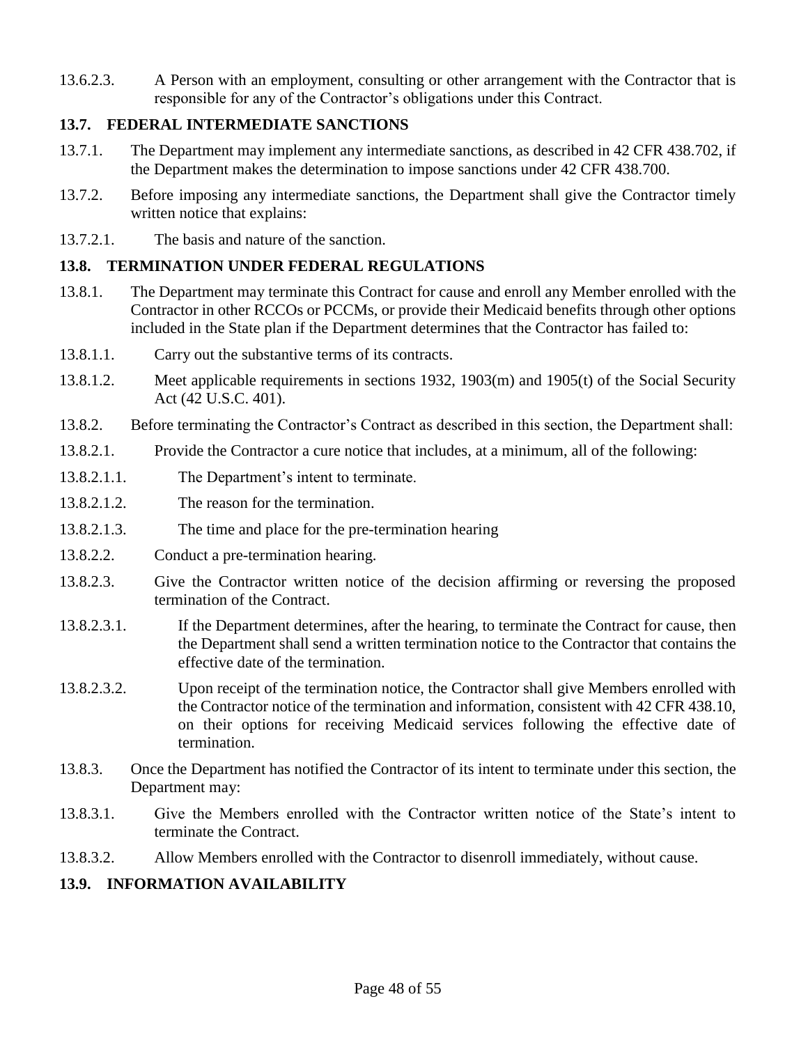13.6.2.3. A Person with an employment, consulting or other arrangement with the Contractor that is responsible for any of the Contractor's obligations under this Contract.

## 13.7. FEDERAL INTERMEDIATE SANCTIONS

13.7.1. The Department may implement any intermediate sanctions, as described in 42 CFR 438.702, if the Department makes the determination to impose sanctions under 42 CFR 438.700.

13.7.2. Before imposing any intermediate sanctions, the Department shall give the Contractor timely written notice that explains:

13.7.2.1. The basis and nature of the sanction.

## 13.8. TERMINATION UNDER FEDERAL REGULATIONS

13.8.1. The Department may terminate this Contract for cause and enroll any Member enrolled with the Contractor in other RCCOs or PCCMs, or provide their Medicaid benefits through other options included in the State plan if the Department determines that the Contractor has failed to:

13.8.1.1. Carry out the substantive terms of its contracts.

13.8.1.2. Meet applicable requirements in sections 1932, 1903(m) and 1905(t) of the Social Security Act (42 U.S.C. 401).

13.8.2. Before terminating the Contractor's Contract as described in this section, the Department shall:

13.8.2.1. Provide the Contractor a cure notice that includes, at a minimum, all of the following:

13.8.2.1.1. The Department's intent to terminate.

13.8.2.1.2. The reason for the termination.

13.8.2.1.3. The time and place for the pre-termination hearing

13.8.2.2. Conduct a pre-termination hearing.

13.8.2.3. Give the Contractor written notice of the decision affirming or reversing the proposed termination of the Contract.

13.8.2.3.1. If the Department determines, after the hearing, to terminate the Contract for cause, then the Department shall send a written termination notice to the Contractor that contains the effective date of the termination.

13.8.2.3.2. Upon receipt of the termination notice, the Contractor shall give Members enrolled with the Contractor notice of the termination and information, consistent with 42 CFR 438.10, on their options for receiving Medicaid services following the effective date of termination.

13.8.3. Once the Department has notified the Contractor of its intent to terminate under this section, the Department may:

13.8.3.1. Give the Members enrolled with the Contractor written notice of the State's intent to terminate the Contract.

13.8.3.2. Allow Members enrolled with the Contractor to disenroll immediately, without cause.

## 13.9. INFORMATION AVAILABILITY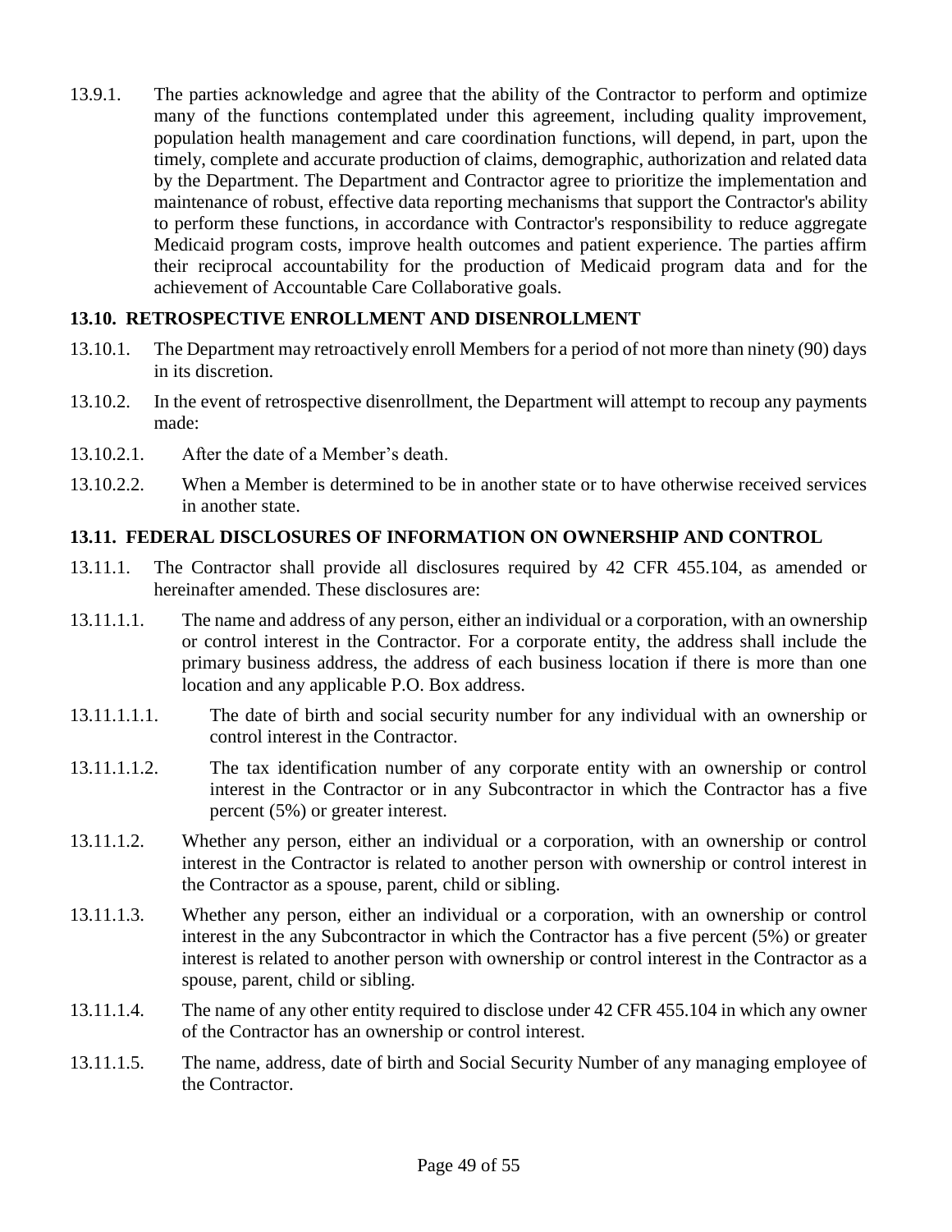13.9.1. The parties acknowledge and agree that the ability of the Contractor to perform and optimize many of the functions contemplated under this agreement, including quality improvement, population health management and care coordination functions, will depend, in part, upon the timely, complete and accurate production of claims, demographic, authorization and related data by the Department. The Department and Contractor agree to prioritize the implementation and maintenance of robust, effective data reporting mechanisms that support the Contractor's ability to perform these functions, in accordance with Contractor's responsibility to reduce aggregate Medicaid program costs, improve health outcomes and patient experience. The parties affirm their reciprocal accountability for the production of Medicaid program data and for the achievement of Accountable Care Collaborative goals.

### 13.10. RETROSPECTIVE ENROLLMENT AND DISENROLLMENT

13.10.1. The Department may retroactively enroll Members for a period of not more than ninety (90) days in its discretion.

13.10.2. In the event of retrospective disenrollment, the Department will attempt to recoup any payments made:

13.10.2.1. After the date of a Member's death.

13.10.2.2. When a Member is determined to be in another state or to have otherwise received services in another state.

### 13.11. FEDERAL DISCLOSURES OF INFORMATION ON OWNERSHIP AND CONTROL

13.11.1. The Contractor shall provide all disclosures required by 42 CFR 455.104, as amended or hereinafter amended. These disclosures are:

13.11.1.1. The name and address of any person, either an individual or a corporation, with an ownership or control interest in the Contractor. For a corporate entity, the address shall include the primary business address, the address of each business location if there is more than one location and any applicable P.O. Box address.

13.11.1.1.1. The date of birth and social security number for any individual with an ownership or control interest in the Contractor.

13.11.1.1.2. The tax identification number of any corporate entity with an ownership or control interest in the Contractor or in any Subcontractor in which the Contractor has a five percent (5%) or greater interest.

13.11.1.2. Whether any person, either an individual or a corporation, with an ownership or control interest in the Contractor is related to another person with ownership or control interest in the Contractor as a spouse, parent, child or sibling.

13.11.1.3. Whether any person, either an individual or a corporation, with an ownership or control interest in the any Subcontractor in which the Contractor has a five percent (5%) or greater interest is related to another person with ownership or control interest in the Contractor as a spouse, parent, child or sibling.

13.11.1.4. The name of any other entity required to disclose under 42 CFR 455.104 in which any owner of the Contractor has an ownership or control interest.

13.11.1.5. The name, address, date of birth and Social Security Number of any managing employee of the Contractor.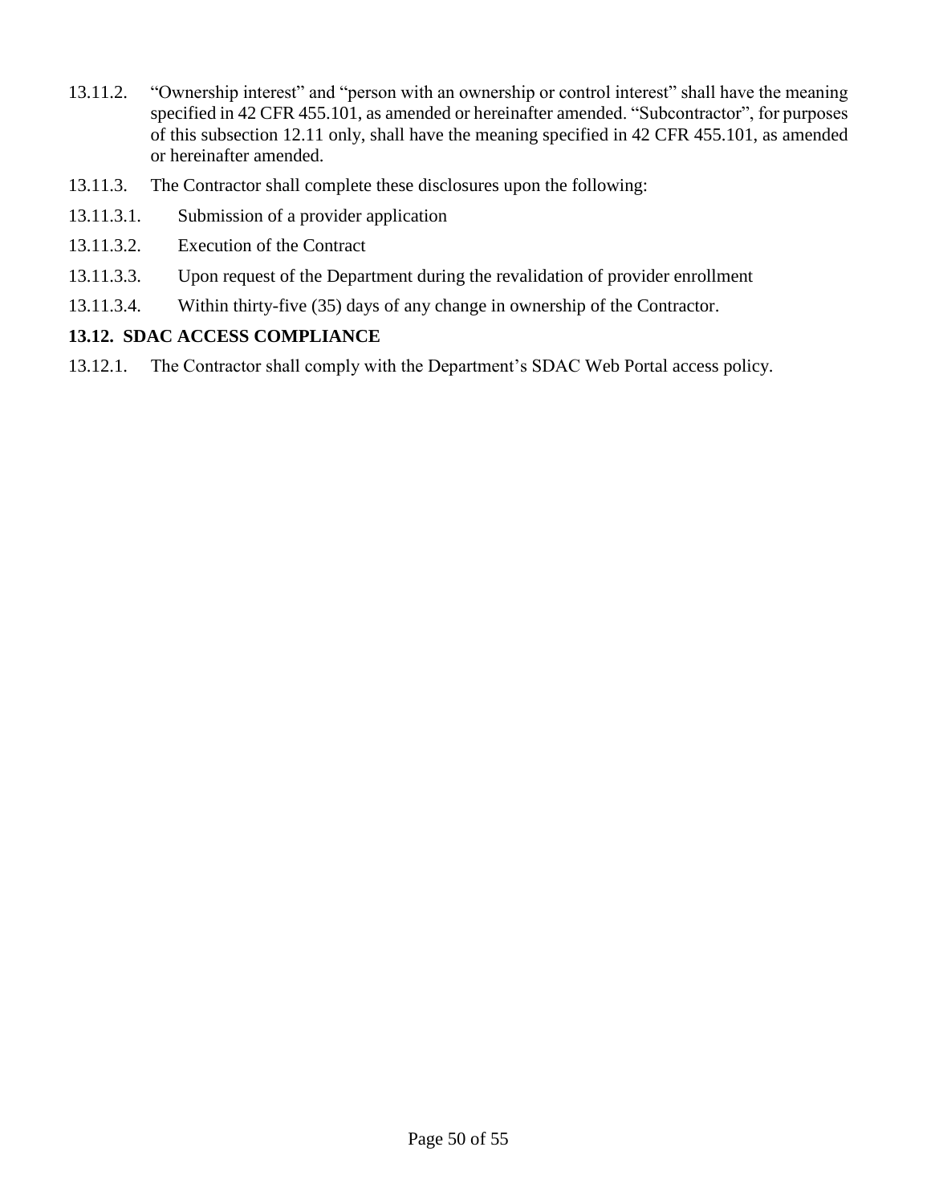13.11.2. “Ownership interest” and “person with an ownership or control interest” shall have the meaning specified in 42 CFR 455.101, as amended or hereinafter amended. “Subcontractor”, for purposes of this subsection 12.11 only, shall have the meaning specified in 42 CFR 455.101, as amended or hereinafter amended.

13.11.3. The Contractor shall complete these disclosures upon the following:

13.11.3.1. Submission of a provider application

13.11.3.2. Execution of the Contract

13.11.3.3. Upon request of the Department during the revalidation of provider enrollment

13.11.3.4. Within thirty-five (35) days of any change in ownership of the Contractor.

### 13.12. SDAC ACCESS COMPLIANCE

13.12.1. The Contractor shall comply with the Department’s SDAC Web Portal access policy.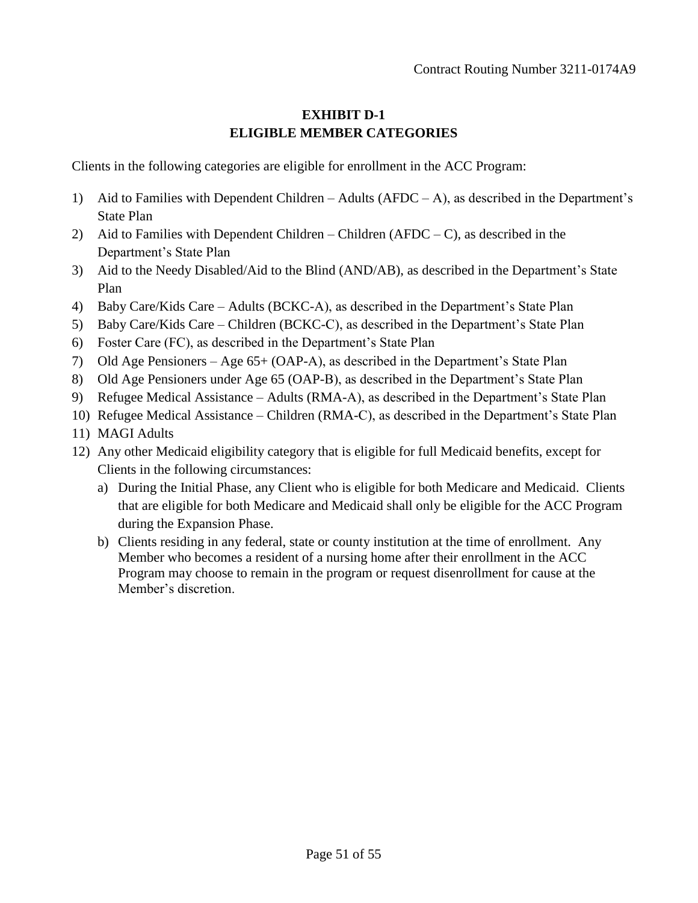# EXHIBIT D-1
# ELIGIBLE MEMBER CATEGORIES

Clients in the following categories are eligible for enrollment in the ACC Program:

1) Aid to Families with Dependent Children – Adults (AFDC – A), as described in the Department's State Plan
2) Aid to Families with Dependent Children – Children (AFDC – C), as described in the Department's State Plan
3) Aid to the Needy Disabled/Aid to the Blind (AND/AB), as described in the Department's State Plan
4) Baby Care/Kids Care – Adults (BCKC-A), as described in the Department's State Plan
5) Baby Care/Kids Care – Children (BCKC-C), as described in the Department's State Plan
6) Foster Care (FC), as described in the Department's State Plan
7) Old Age Pensioners – Age 65+ (OAP-A), as described in the Department's State Plan
8) Old Age Pensioners under Age 65 (OAP-B), as described in the Department's State Plan
9) Refugee Medical Assistance – Adults (RMA-A), as described in the Department's State Plan
10) Refugee Medical Assistance – Children (RMA-C), as described in the Department's State Plan
11) MAGI Adults
12) Any other Medicaid eligibility category that is eligible for full Medicaid benefits, except for Clients in the following circumstances:
    a) During the Initial Phase, any Client who is eligible for both Medicare and Medicaid. Clients that are eligible for both Medicare and Medicaid shall only be eligible for the ACC Program during the Expansion Phase.
    b) Clients residing in any federal, state or county institution at the time of enrollment. Any Member who becomes a resident of a nursing home after their enrollment in the ACC Program may choose to remain in the program or request disenrollment for cause at the Member's discretion.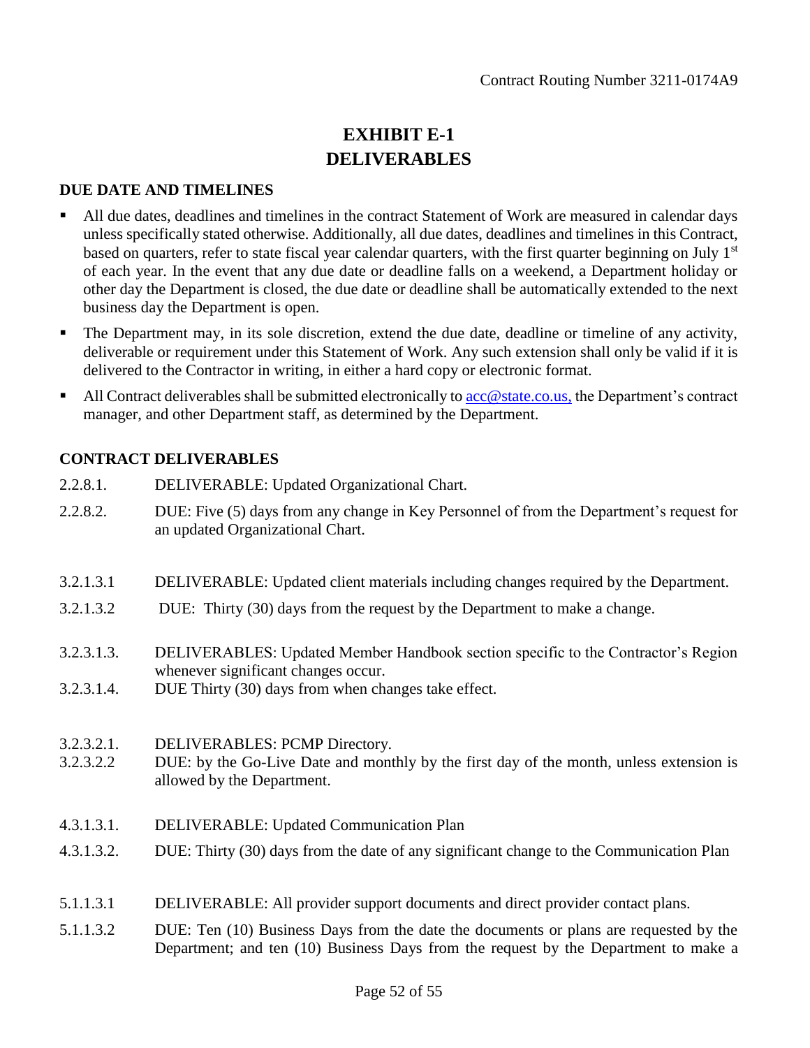# EXHIBIT E-1
# DELIVERABLES

## DUE DATE AND TIMELINES

- All due dates, deadlines and timelines in the contract Statement of Work are measured in calendar days unless specifically stated otherwise. Additionally, all due dates, deadlines and timelines in this Contract, based on quarters, refer to state fiscal year calendar quarters, with the first quarter beginning on July 1st of each year. In the event that any due date or deadline falls on a weekend, a Department holiday or other day the Department is closed, the due date or deadline shall be automatically extended to the next business day the Department is open.
- The Department may, in its sole discretion, extend the due date, deadline or timeline of any activity, deliverable or requirement under this Statement of Work. Any such extension shall only be valid if it is delivered to the Contractor in writing, in either a hard copy or electronic format.
- All Contract deliverables shall be submitted electronically to acc@state.co.us, the Department's contract manager, and other Department staff, as determined by the Department.

## CONTRACT DELIVERABLES

2.2.8.1. DELIVERABLE: Updated Organizational Chart.

2.2.8.2. DUE: Five (5) days from any change in Key Personnel of from the Department's request for an updated Organizational Chart.

3.2.1.3.1 DELIVERABLE: Updated client materials including changes required by the Department.

3.2.1.3.2 DUE: Thirty (30) days from the request by the Department to make a change.

3.2.3.1.3. DELIVERABLES: Updated Member Handbook section specific to the Contractor's Region whenever significant changes occur.

3.2.3.1.4. DUE Thirty (30) days from when changes take effect.

3.2.3.2.1. DELIVERABLES: PCMP Directory.

3.2.3.2.2 DUE: by the Go-Live Date and monthly by the first day of the month, unless extension is allowed by the Department.

4.3.1.3.1. DELIVERABLE: Updated Communication Plan

4.3.1.3.2. DUE: Thirty (30) days from the date of any significant change to the Communication Plan

5.1.1.3.1 DELIVERABLE: All provider support documents and direct provider contact plans.

5.1.1.3.2 DUE: Ten (10) Business Days from the date the documents or plans are requested by the Department; and ten (10) Business Days from the request by the Department to make a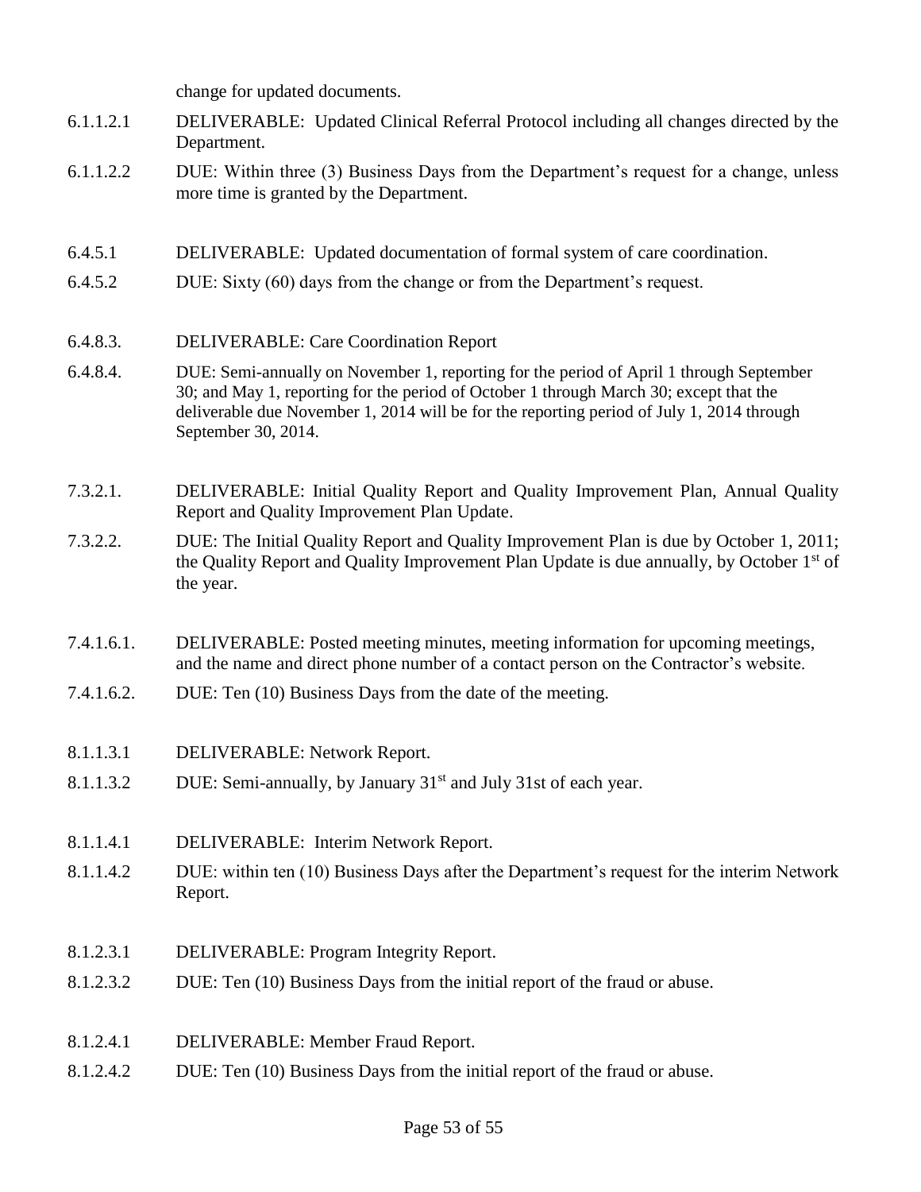change for updated documents.

6.1.1.2.1 DELIVERABLE: Updated Clinical Referral Protocol including all changes directed by the Department.

6.1.1.2.2 DUE: Within three (3) Business Days from the Department's request for a change, unless more time is granted by the Department.

6.4.5.1 DELIVERABLE: Updated documentation of formal system of care coordination.

6.4.5.2 DUE: Sixty (60) days from the change or from the Department's request.

6.4.8.3. DELIVERABLE: Care Coordination Report

6.4.8.4. DUE: Semi-annually on November 1, reporting for the period of April 1 through September 30; and May 1, reporting for the period of October 1 through March 30; except that the deliverable due November 1, 2014 will be for the reporting period of July 1, 2014 through September 30, 2014.

7.3.2.1. DELIVERABLE: Initial Quality Report and Quality Improvement Plan, Annual Quality Report and Quality Improvement Plan Update.

7.3.2.2. DUE: The Initial Quality Report and Quality Improvement Plan is due by October 1, 2011; the Quality Report and Quality Improvement Plan Update is due annually, by October 1st of the year.

7.4.1.6.1. DELIVERABLE: Posted meeting minutes, meeting information for upcoming meetings, and the name and direct phone number of a contact person on the Contractor's website.

7.4.1.6.2. DUE: Ten (10) Business Days from the date of the meeting.

8.1.1.3.1 DELIVERABLE: Network Report.

8.1.1.3.2 DUE: Semi-annually, by January 31st and July 31st of each year.

8.1.1.4.1 DELIVERABLE: Interim Network Report.

8.1.1.4.2 DUE: within ten (10) Business Days after the Department's request for the interim Network Report.

8.1.2.3.1 DELIVERABLE: Program Integrity Report.

8.1.2.3.2 DUE: Ten (10) Business Days from the initial report of the fraud or abuse.

8.1.2.4.1 DELIVERABLE: Member Fraud Report.

8.1.2.4.2 DUE: Ten (10) Business Days from the initial report of the fraud or abuse.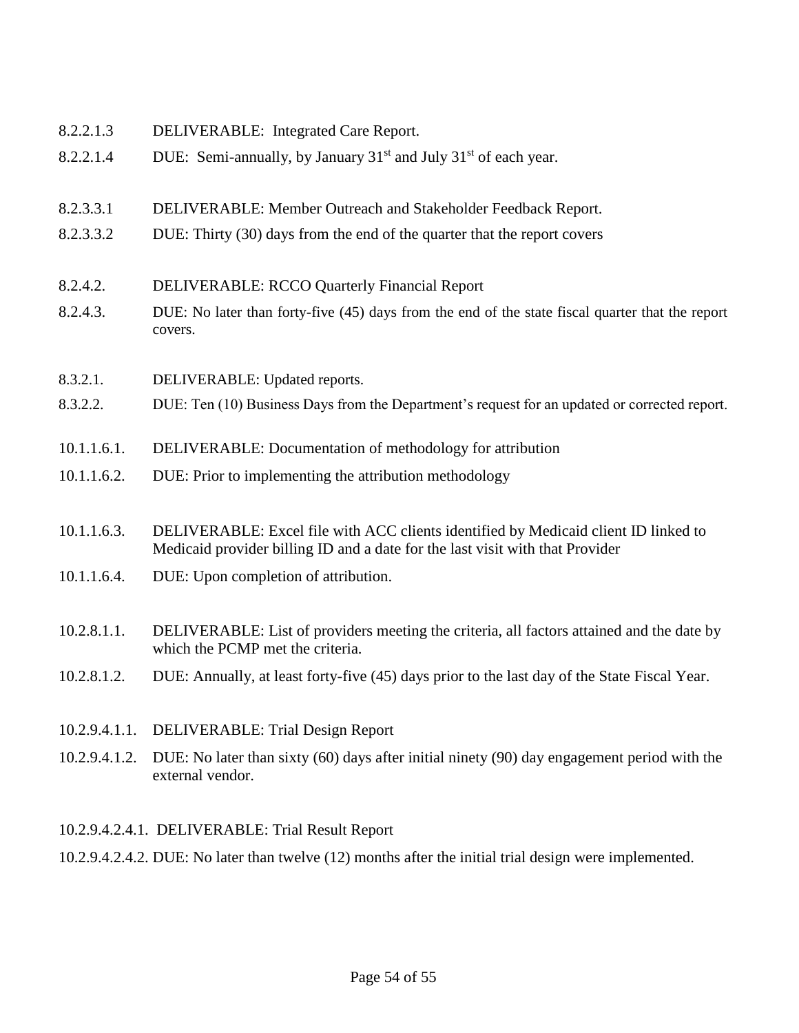8.2.2.1.3 DELIVERABLE: Integrated Care Report.

8.2.2.1.4 DUE: Semi-annually, by January 31st and July 31st of each year.

8.2.3.3.1 DELIVERABLE: Member Outreach and Stakeholder Feedback Report.

8.2.3.3.2 DUE: Thirty (30) days from the end of the quarter that the report covers

8.2.4.2. DELIVERABLE: RCCO Quarterly Financial Report

8.2.4.3. DUE: No later than forty-five (45) days from the end of the state fiscal quarter that the report covers.

8.3.2.1. DELIVERABLE: Updated reports.

8.3.2.2. DUE: Ten (10) Business Days from the Department's request for an updated or corrected report.

10.1.1.6.1. DELIVERABLE: Documentation of methodology for attribution

10.1.1.6.2. DUE: Prior to implementing the attribution methodology

10.1.1.6.3. DELIVERABLE: Excel file with ACC clients identified by Medicaid client ID linked to Medicaid provider billing ID and a date for the last visit with that Provider

10.1.1.6.4. DUE: Upon completion of attribution.

10.2.8.1.1. DELIVERABLE: List of providers meeting the criteria, all factors attained and the date by which the PCMP met the criteria.

10.2.8.1.2. DUE: Annually, at least forty-five (45) days prior to the last day of the State Fiscal Year.

10.2.9.4.1.1. DELIVERABLE: Trial Design Report

10.2.9.4.1.2. DUE: No later than sixty (60) days after initial ninety (90) day engagement period with the external vendor.

10.2.9.4.2.4.1. DELIVERABLE: Trial Result Report

10.2.9.4.2.4.2. DUE: No later than twelve (12) months after the initial trial design were implemented.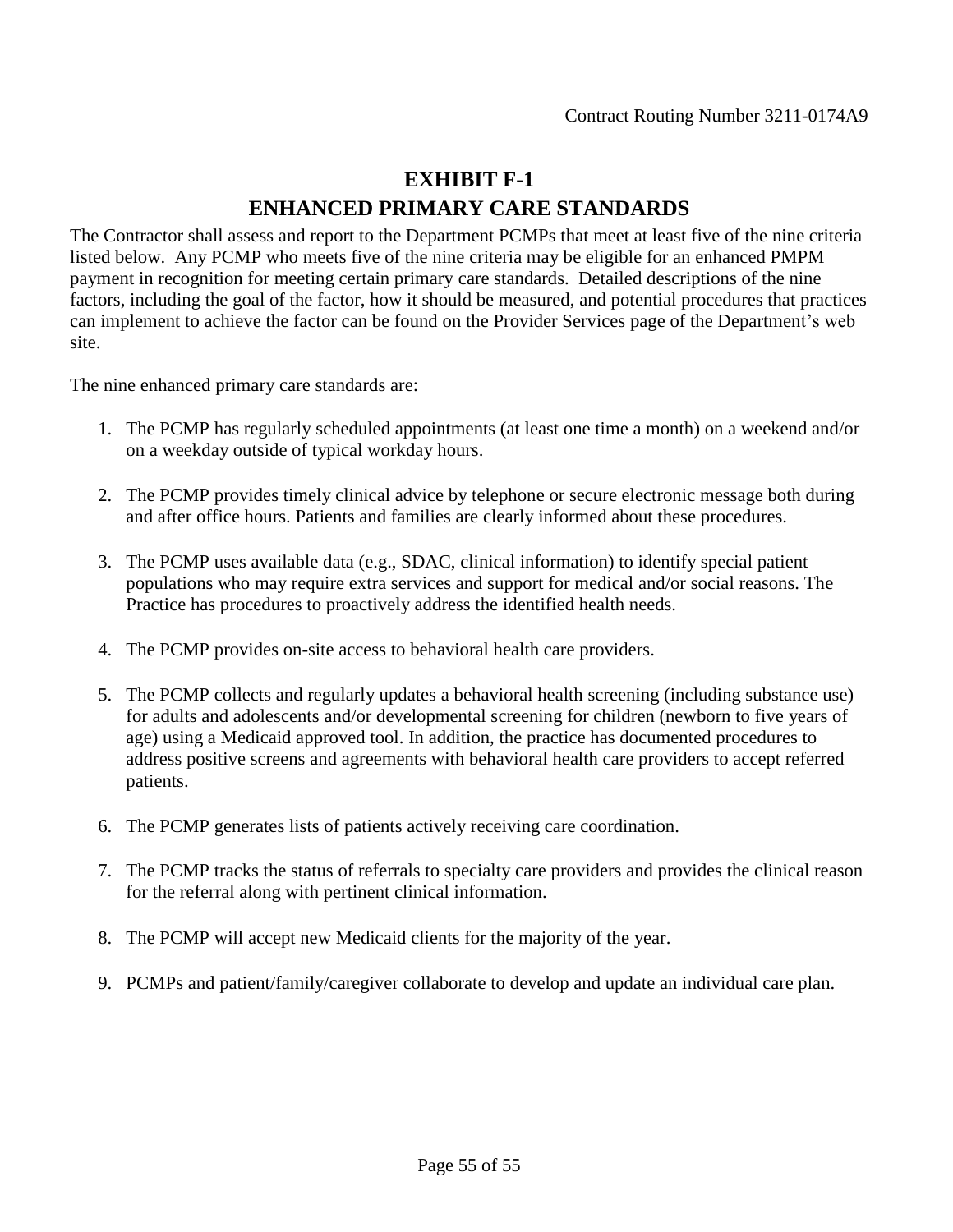# EXHIBIT F-1

# ENHANCED PRIMARY CARE STANDARDS

The Contractor shall assess and report to the Department PCMPs that meet at least five of the nine criteria listed below. Any PCMP who meets five of the nine criteria may be eligible for an enhanced PMPM payment in recognition for meeting certain primary care standards. Detailed descriptions of the nine factors, including the goal of the factor, how it should be measured, and potential procedures that practices can implement to achieve the factor can be found on the Provider Services page of the Department's web site.

The nine enhanced primary care standards are:

1. The PCMP has regularly scheduled appointments (at least one time a month) on a weekend and/or on a weekday outside of typical workday hours.

2. The PCMP provides timely clinical advice by telephone or secure electronic message both during and after office hours. Patients and families are clearly informed about these procedures.

3. The PCMP uses available data (e.g., SDAC, clinical information) to identify special patient populations who may require extra services and support for medical and/or social reasons. The Practice has procedures to proactively address the identified health needs.

4. The PCMP provides on-site access to behavioral health care providers.

5. The PCMP collects and regularly updates a behavioral health screening (including substance use) for adults and adolescents and/or developmental screening for children (newborn to five years of age) using a Medicaid approved tool. In addition, the practice has documented procedures to address positive screens and agreements with behavioral health care providers to accept referred patients.

6. The PCMP generates lists of patients actively receiving care coordination.

7. The PCMP tracks the status of referrals to specialty care providers and provides the clinical reason for the referral along with pertinent clinical information.

8. The PCMP will accept new Medicaid clients for the majority of the year.

9. PCMPs and patient/family/caregiver collaborate to develop and update an individual care plan.